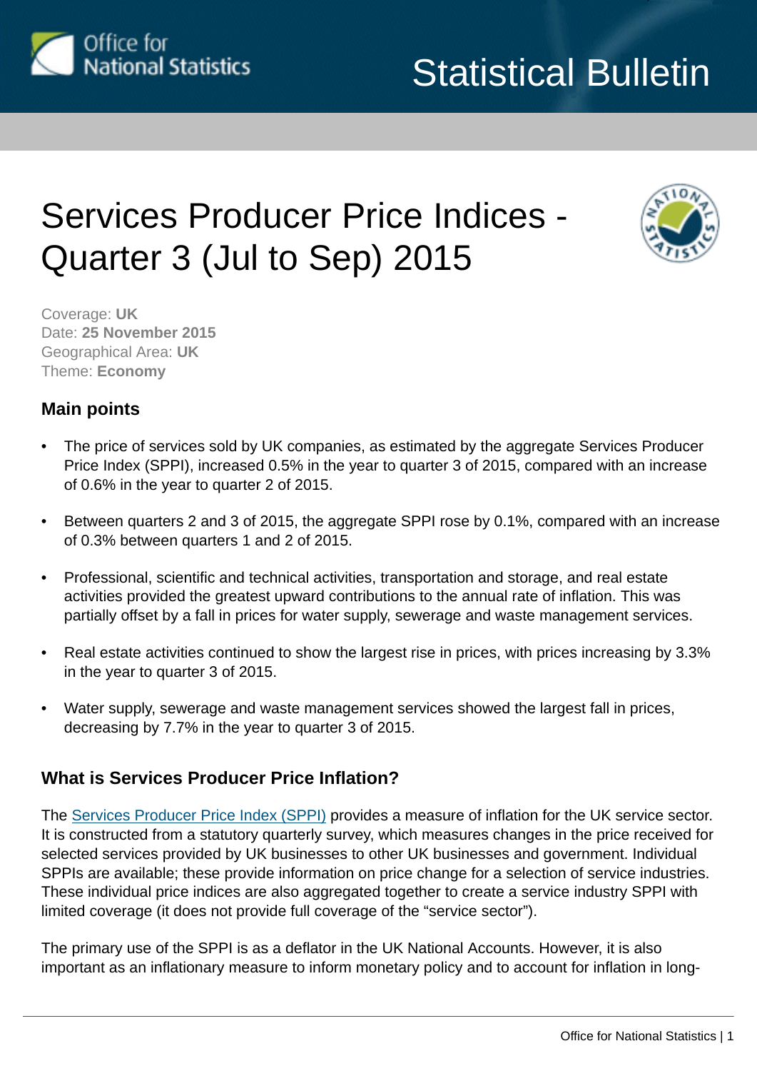Statistical Bulletin

# Services Producer Price Indices - Quarter 3 (Jul to Sep) 2015

Coverage: **UK**
Date: **25 November 2015**
Geographical Area: **UK**
Theme: **Economy**

## Main points

- The price of services sold by UK companies, as estimated by the aggregate Services Producer Price Index (SPPI), increased 0.5% in the year to quarter 3 of 2015, compared with an increase of 0.6% in the year to quarter 2 of 2015.
- Between quarters 2 and 3 of 2015, the aggregate SPPI rose by 0.1%, compared with an increase of 0.3% between quarters 1 and 2 of 2015.
- Professional, scientific and technical activities, transportation and storage, and real estate activities provided the greatest upward contributions to the annual rate of inflation. This was partially offset by a fall in prices for water supply, sewerage and waste management services.
- Real estate activities continued to show the largest rise in prices, with prices increasing by 3.3% in the year to quarter 3 of 2015.
- Water supply, sewerage and waste management services showed the largest fall in prices, decreasing by 7.7% in the year to quarter 3 of 2015.

## What is Services Producer Price Inflation?

The Services Producer Price Index (SPPI) provides a measure of inflation for the UK service sector. It is constructed from a statutory quarterly survey, which measures changes in the price received for selected services provided by UK businesses to other UK businesses and government. Individual SPPIs are available; these provide information on price change for a selection of service industries. These individual price indices are also aggregated together to create a service industry SPPI with limited coverage (it does not provide full coverage of the "service sector").

The primary use of the SPPI is as a deflator in the UK National Accounts. However, it is also important as an inflationary measure to inform monetary policy and to account for inflation in long-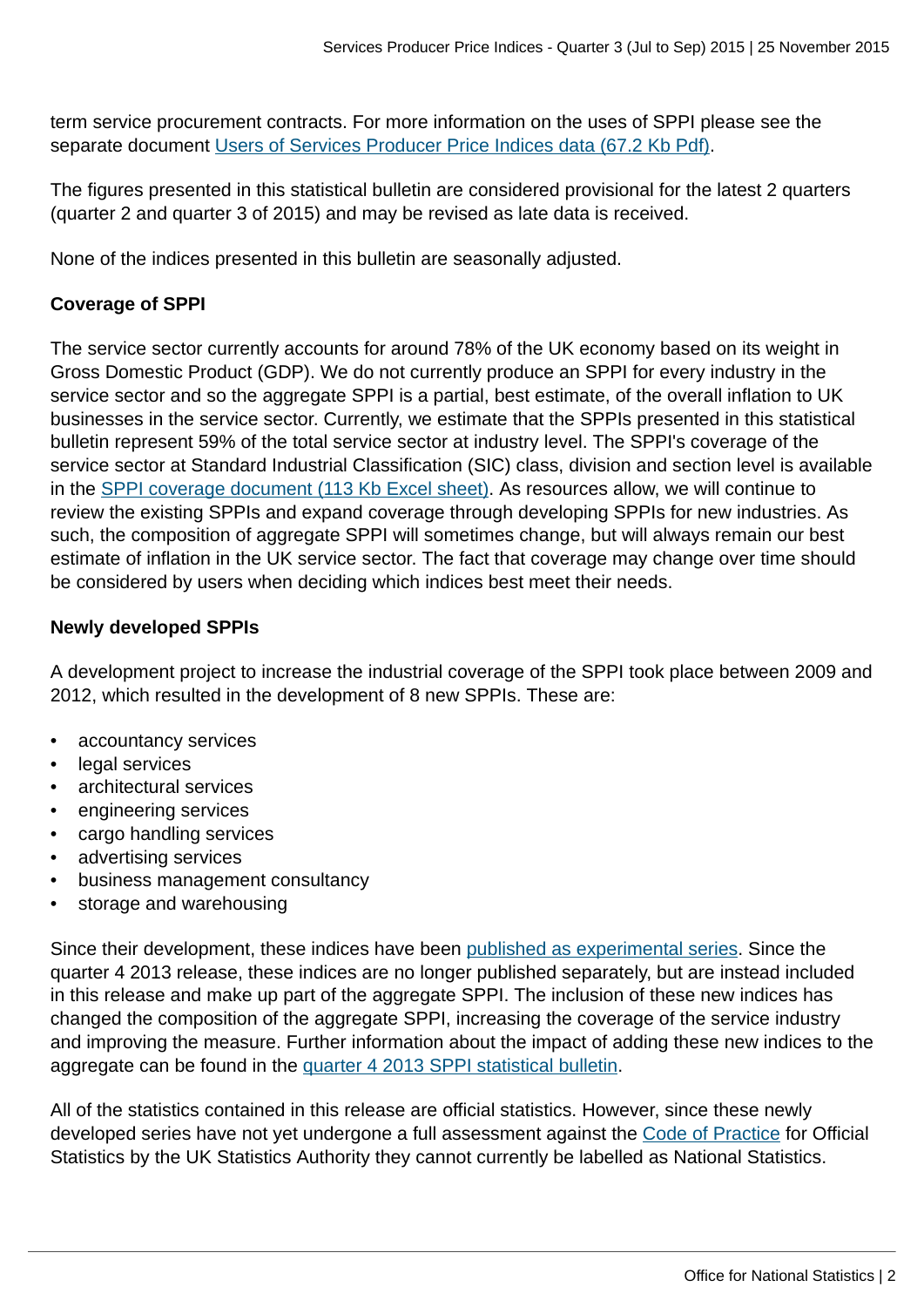term service procurement contracts. For more information on the uses of SPPI please see the separate document [Users of Services Producer Price Indices data (67.2 Kb Pdf)](#).

The figures presented in this statistical bulletin are considered provisional for the latest 2 quarters (quarter 2 and quarter 3 of 2015) and may be revised as late data is received.

None of the indices presented in this bulletin are seasonally adjusted.

**Coverage of SPPI**

The service sector currently accounts for around 78% of the UK economy based on its weight in Gross Domestic Product (GDP). We do not currently produce an SPPI for every industry in the service sector and so the aggregate SPPI is a partial, best estimate, of the overall inflation to UK businesses in the service sector. Currently, we estimate that the SPPIs presented in this statistical bulletin represent 59% of the total service sector at industry level. The SPPI's coverage of the service sector at Standard Industrial Classification (SIC) class, division and section level is available in the [SPPI coverage document (113 Kb Excel sheet)](#). As resources allow, we will continue to review the existing SPPIs and expand coverage through developing SPPIs for new industries. As such, the composition of aggregate SPPI will sometimes change, but will always remain our best estimate of inflation in the UK service sector. The fact that coverage may change over time should be considered by users when deciding which indices best meet their needs.

**Newly developed SPPIs**

A development project to increase the industrial coverage of the SPPI took place between 2009 and 2012, which resulted in the development of 8 new SPPIs. These are:

- accountancy services
- legal services
- architectural services
- engineering services
- cargo handling services
- advertising services
- business management consultancy
- storage and warehousing

Since their development, these indices have been [published as experimental series](#). Since the quarter 4 2013 release, these indices are no longer published separately, but are instead included in this release and make up part of the aggregate SPPI. The inclusion of these new indices has changed the composition of the aggregate SPPI, increasing the coverage of the service industry and improving the measure. Further information about the impact of adding these new indices to the aggregate can be found in the [quarter 4 2013 SPPI statistical bulletin](#).

All of the statistics contained in this release are official statistics. However, since these newly developed series have not yet undergone a full assessment against the [Code of Practice](#) for Official Statistics by the UK Statistics Authority they cannot currently be labelled as National Statistics.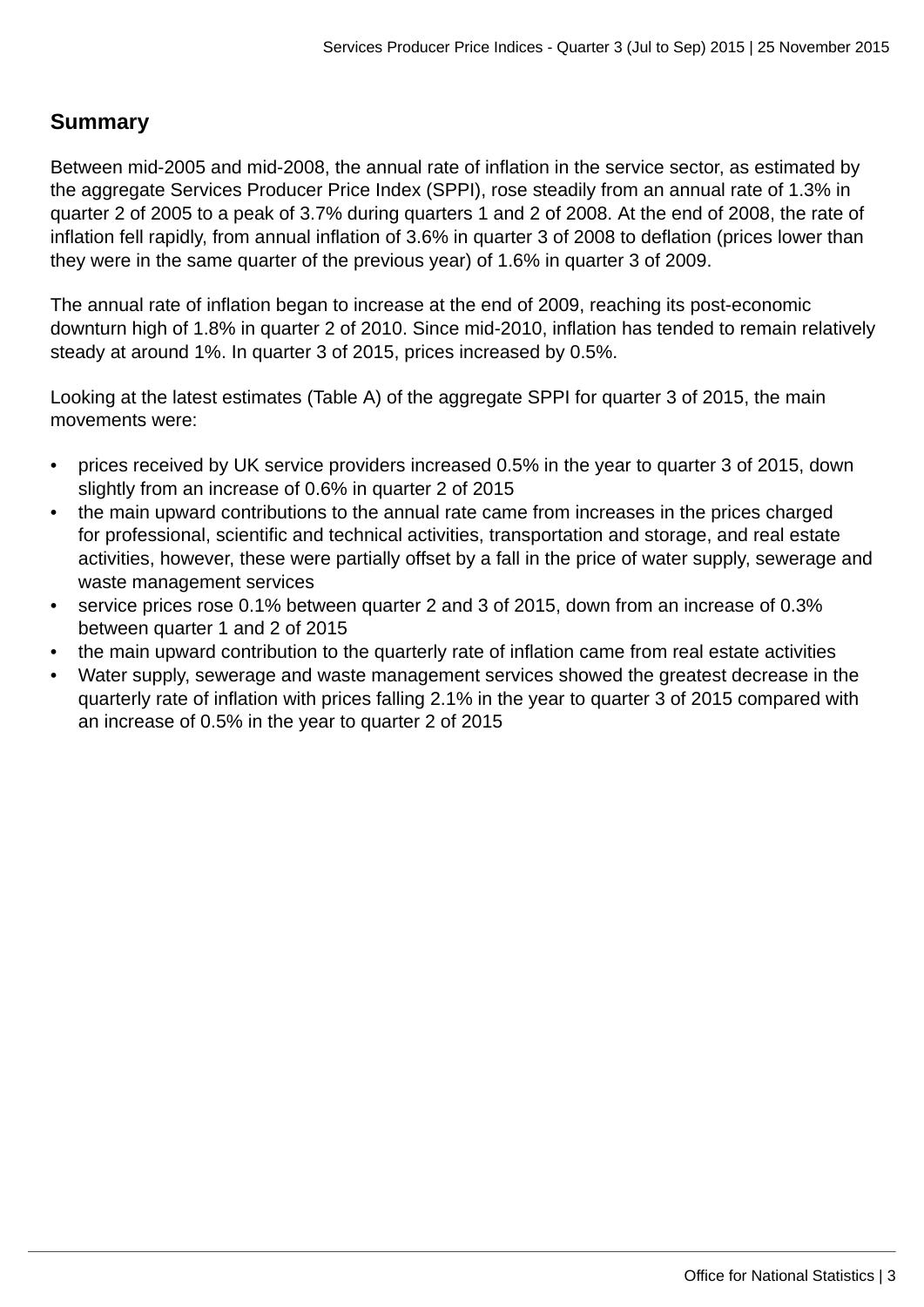## Summary

Between mid-2005 and mid-2008, the annual rate of inflation in the service sector, as estimated by the aggregate Services Producer Price Index (SPPI), rose steadily from an annual rate of 1.3% in quarter 2 of 2005 to a peak of 3.7% during quarters 1 and 2 of 2008. At the end of 2008, the rate of inflation fell rapidly, from annual inflation of 3.6% in quarter 3 of 2008 to deflation (prices lower than they were in the same quarter of the previous year) of 1.6% in quarter 3 of 2009.

The annual rate of inflation began to increase at the end of 2009, reaching its post-economic downturn high of 1.8% in quarter 2 of 2010. Since mid-2010, inflation has tended to remain relatively steady at around 1%. In quarter 3 of 2015, prices increased by 0.5%.

Looking at the latest estimates (Table A) of the aggregate SPPI for quarter 3 of 2015, the main movements were:

- prices received by UK service providers increased 0.5% in the year to quarter 3 of 2015, down slightly from an increase of 0.6% in quarter 2 of 2015
- the main upward contributions to the annual rate came from increases in the prices charged for professional, scientific and technical activities, transportation and storage, and real estate activities, however, these were partially offset by a fall in the price of water supply, sewerage and waste management services
- service prices rose 0.1% between quarter 2 and 3 of 2015, down from an increase of 0.3% between quarter 1 and 2 of 2015
- the main upward contribution to the quarterly rate of inflation came from real estate activities
- Water supply, sewerage and waste management services showed the greatest decrease in the quarterly rate of inflation with prices falling 2.1% in the year to quarter 3 of 2015 compared with an increase of 0.5% in the year to quarter 2 of 2015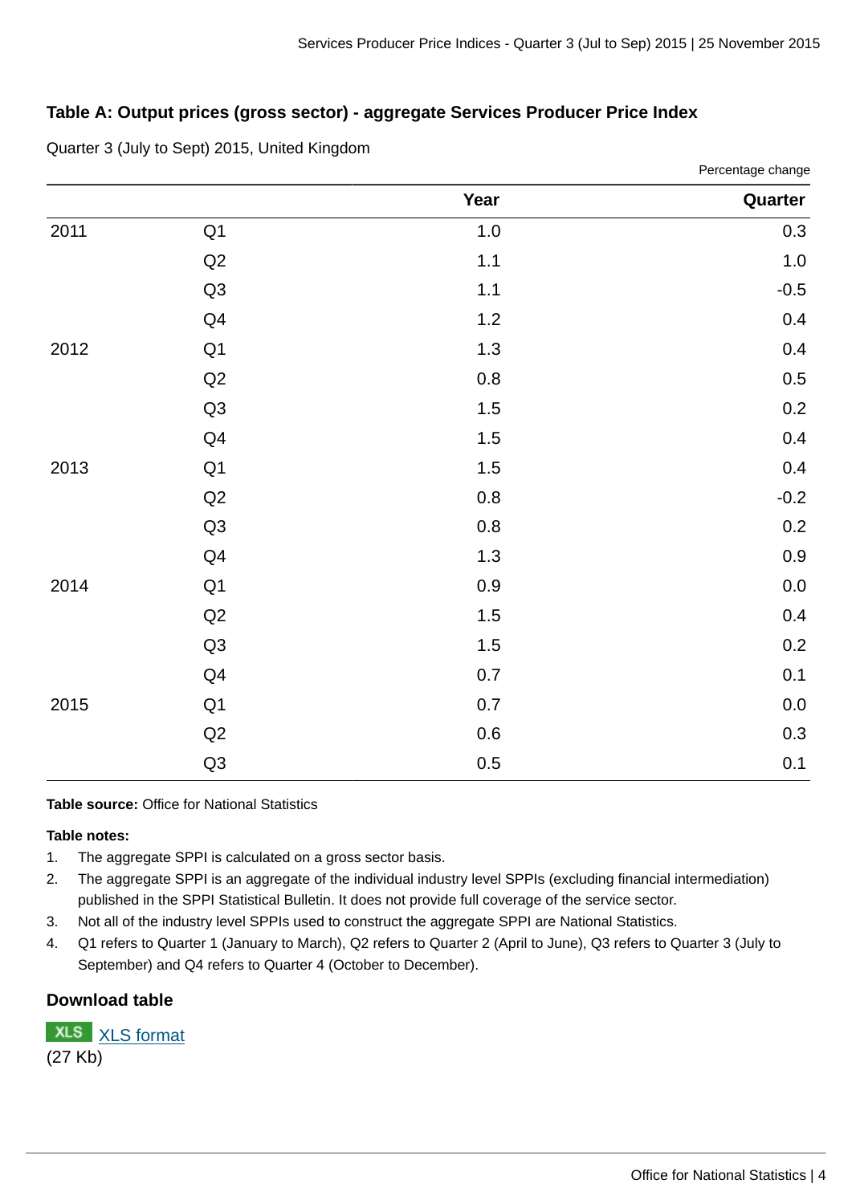### Table A: Output prices (gross sector) - aggregate Services Producer Price Index

Quarter 3 (July to Sept) 2015, United Kingdom

Percentage change

| | | Year | Quarter |
|---|---|---|---|
| 2011 | Q1 | 1.0 | 0.3 |
| | Q2 | 1.1 | 1.0 |
| | Q3 | 1.1 | -0.5 |
| | Q4 | 1.2 | 0.4 |
| 2012 | Q1 | 1.3 | 0.4 |
| | Q2 | 0.8 | 0.5 |
| | Q3 | 1.5 | 0.2 |
| | Q4 | 1.5 | 0.4 |
| 2013 | Q1 | 1.5 | 0.4 |
| | Q2 | 0.8 | -0.2 |
| | Q3 | 0.8 | 0.2 |
| | Q4 | 1.3 | 0.9 |
| 2014 | Q1 | 0.9 | 0.0 |
| | Q2 | 1.5 | 0.4 |
| | Q3 | 1.5 | 0.2 |
| | Q4 | 0.7 | 0.1 |
| 2015 | Q1 | 0.7 | 0.0 |
| | Q2 | 0.6 | 0.3 |
| | Q3 | 0.5 | 0.1 |

**Table source:** Office for National Statistics

**Table notes:**

1. The aggregate SPPI is calculated on a gross sector basis.
2. The aggregate SPPI is an aggregate of the individual industry level SPPIs (excluding financial intermediation) published in the SPPI Statistical Bulletin. It does not provide full coverage of the service sector.
3. Not all of the industry level SPPIs used to construct the aggregate SPPI are National Statistics.
4. Q1 refers to Quarter 1 (January to March), Q2 refers to Quarter 2 (April to June), Q3 refers to Quarter 3 (July to September) and Q4 refers to Quarter 4 (October to December).

### Download table

XLS XLS format
(27 Kb)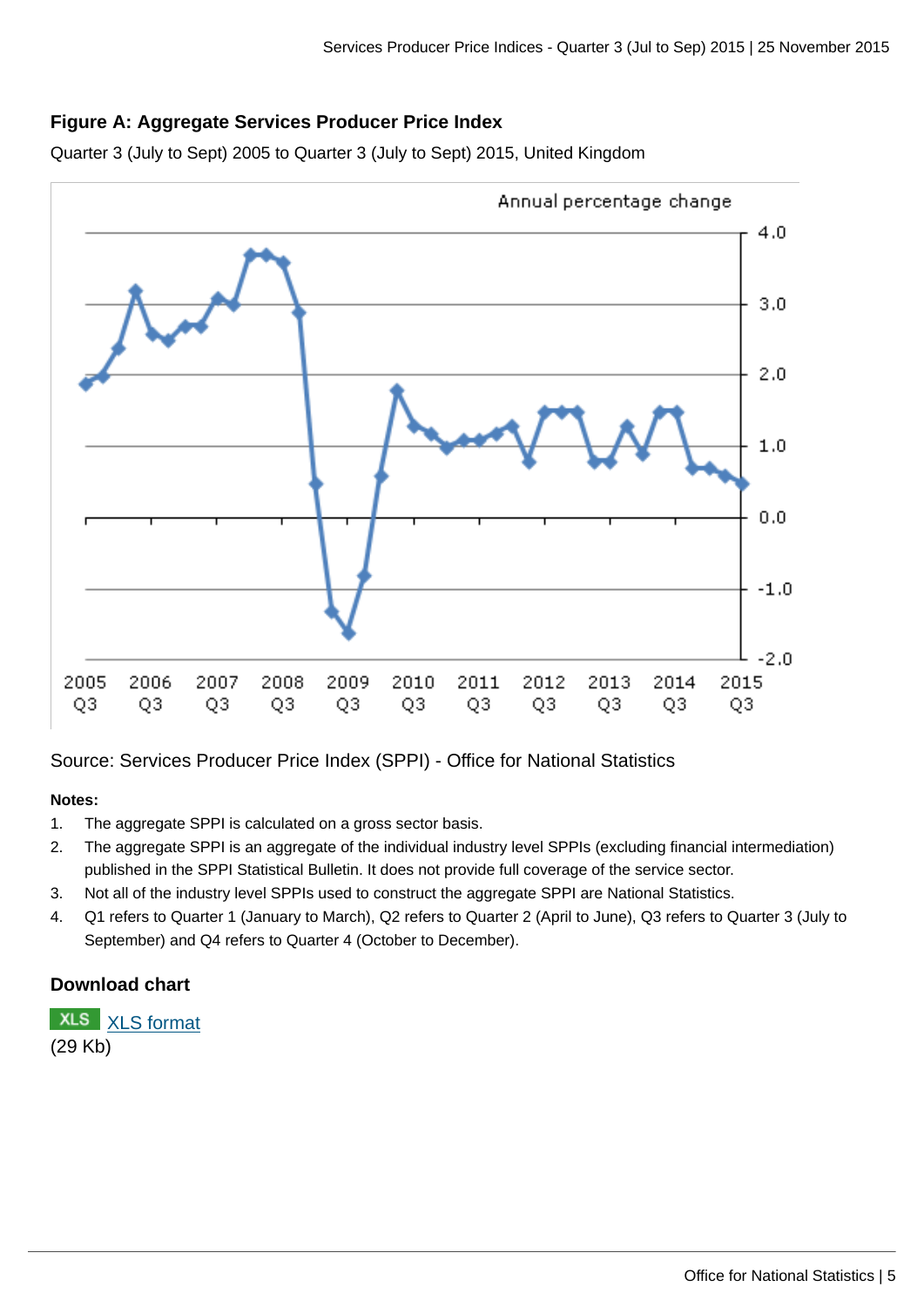### Figure A: Aggregate Services Producer Price Index

Quarter 3 (July to Sept) 2005 to Quarter 3 (July to Sept) 2015, United Kingdom

Source: Services Producer Price Index (SPPI) - Office for National Statistics

**Notes:**

1. The aggregate SPPI is calculated on a gross sector basis.
2. The aggregate SPPI is an aggregate of the individual industry level SPPIs (excluding financial intermediation) published in the SPPI Statistical Bulletin. It does not provide full coverage of the service sector.
3. Not all of the industry level SPPIs used to construct the aggregate SPPI are National Statistics.
4. Q1 refers to Quarter 1 (January to March), Q2 refers to Quarter 2 (April to June), Q3 refers to Quarter 3 (July to September) and Q4 refers to Quarter 4 (October to December).

### Download chart

XLS [XLS format](#)
(29 Kb)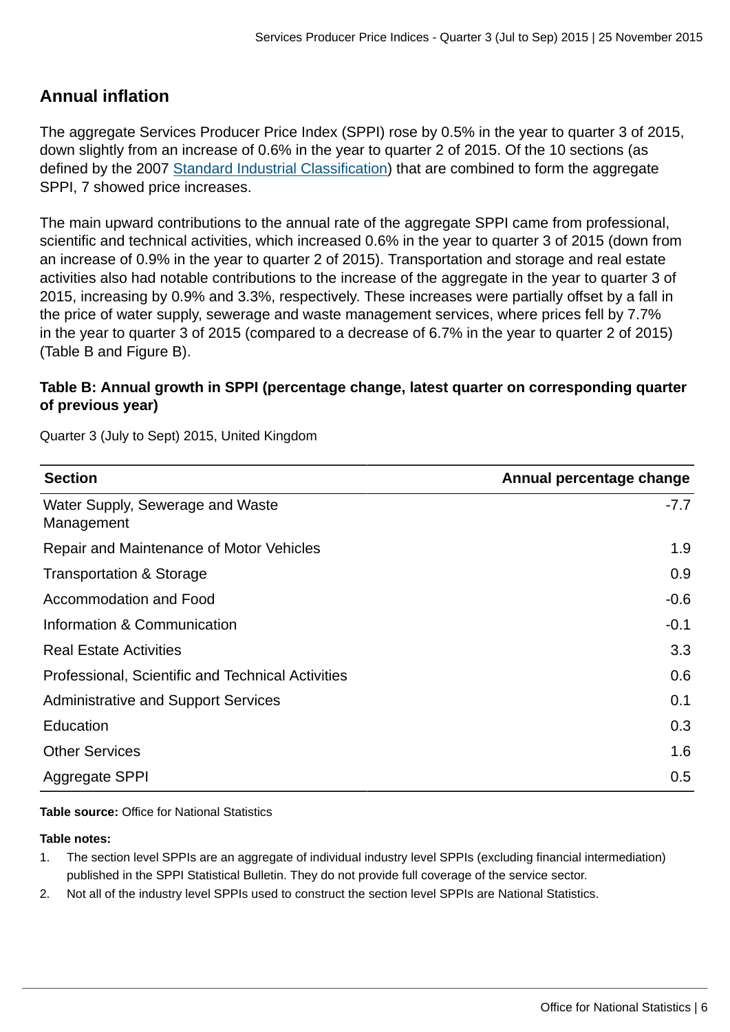## Annual inflation

The aggregate Services Producer Price Index (SPPI) rose by 0.5% in the year to quarter 3 of 2015, down slightly from an increase of 0.6% in the year to quarter 2 of 2015. Of the 10 sections (as defined by the 2007 Standard Industrial Classification) that are combined to form the aggregate SPPI, 7 showed price increases.

The main upward contributions to the annual rate of the aggregate SPPI came from professional, scientific and technical activities, which increased 0.6% in the year to quarter 3 of 2015 (down from an increase of 0.9% in the year to quarter 2 of 2015). Transportation and storage and real estate activities also had notable contributions to the increase of the aggregate in the year to quarter 3 of 2015, increasing by 0.9% and 3.3%, respectively. These increases were partially offset by a fall in the price of water supply, sewerage and waste management services, where prices fell by 7.7% in the year to quarter 3 of 2015 (compared to a decrease of 6.7% in the year to quarter 2 of 2015) (Table B and Figure B).

**Table B: Annual growth in SPPI (percentage change, latest quarter on corresponding quarter of previous year)**

Quarter 3 (July to Sept) 2015, United Kingdom

| Section | Annual percentage change |
|---|---|
| Water Supply, Sewerage and Waste Management | -7.7 |
| Repair and Maintenance of Motor Vehicles | 1.9 |
| Transportation & Storage | 0.9 |
| Accommodation and Food | -0.6 |
| Information & Communication | -0.1 |
| Real Estate Activities | 3.3 |
| Professional, Scientific and Technical Activities | 0.6 |
| Administrative and Support Services | 0.1 |
| Education | 0.3 |
| Other Services | 1.6 |
| Aggregate SPPI | 0.5 |

**Table source:** Office for National Statistics

**Table notes:**

1. The section level SPPIs are an aggregate of individual industry level SPPIs (excluding financial intermediation) published in the SPPI Statistical Bulletin. They do not provide full coverage of the service sector.
2. Not all of the industry level SPPIs used to construct the section level SPPIs are National Statistics.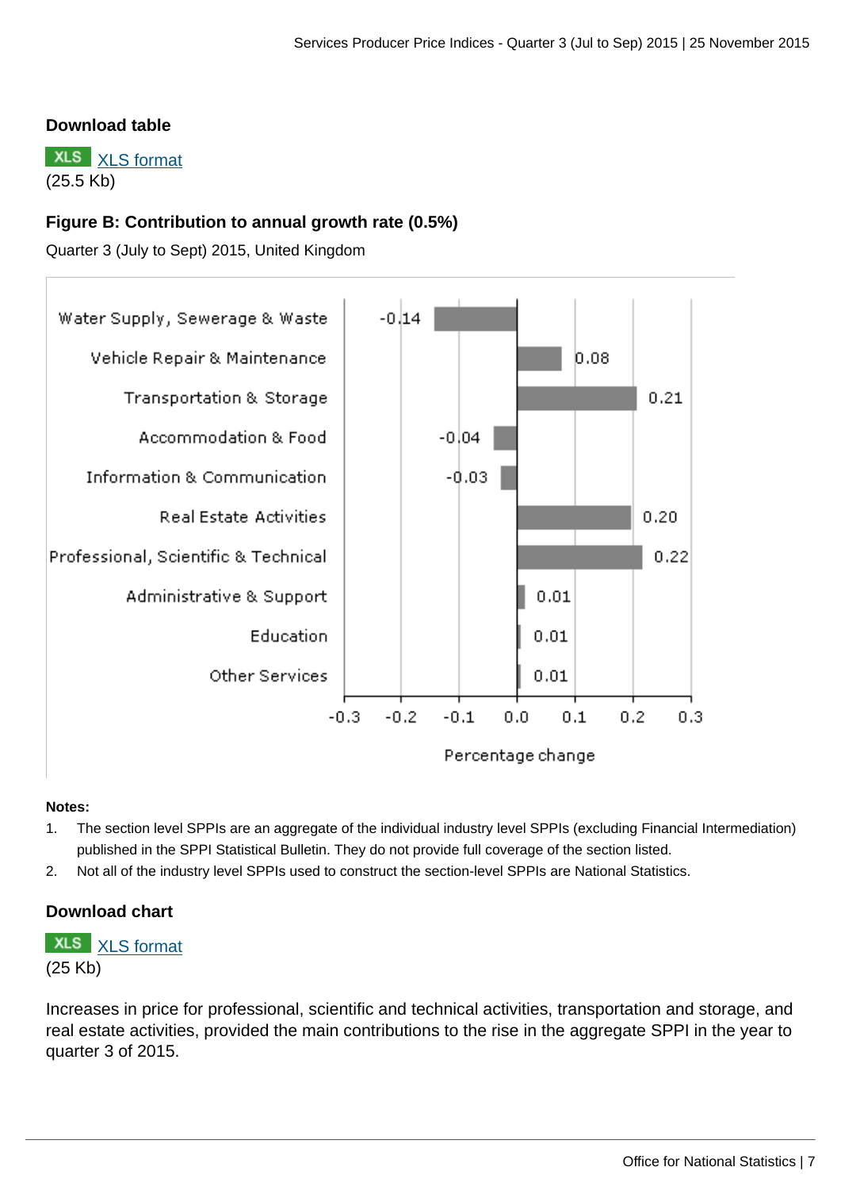**Download table**

XLS [XLS format](#)
(25.5 Kb)

**Figure B: Contribution to annual growth rate (0.5%)**

Quarter 3 (July to Sept) 2015, United Kingdom

| Section | Percentage change |
|---|---|
| Water Supply, Sewerage & Waste | -0.14 |
| Vehicle Repair & Maintenance | 0.08 |
| Transportation & Storage | 0.21 |
| Accommodation & Food | -0.04 |
| Information & Communication | -0.03 |
| Real Estate Activities | 0.20 |
| Professional, Scientific & Technical | 0.22 |
| Administrative & Support | 0.01 |
| Education | 0.01 |
| Other Services | 0.01 |

**Notes:**

1. The section level SPPIs are an aggregate of the individual industry level SPPIs (excluding Financial Intermediation) published in the SPPI Statistical Bulletin. They do not provide full coverage of the section listed.
2. Not all of the industry level SPPIs used to construct the section-level SPPIs are National Statistics.

**Download chart**

XLS [XLS format](#)
(25 Kb)

Increases in price for professional, scientific and technical activities, transportation and storage, and real estate activities, provided the main contributions to the rise in the aggregate SPPI in the year to quarter 3 of 2015.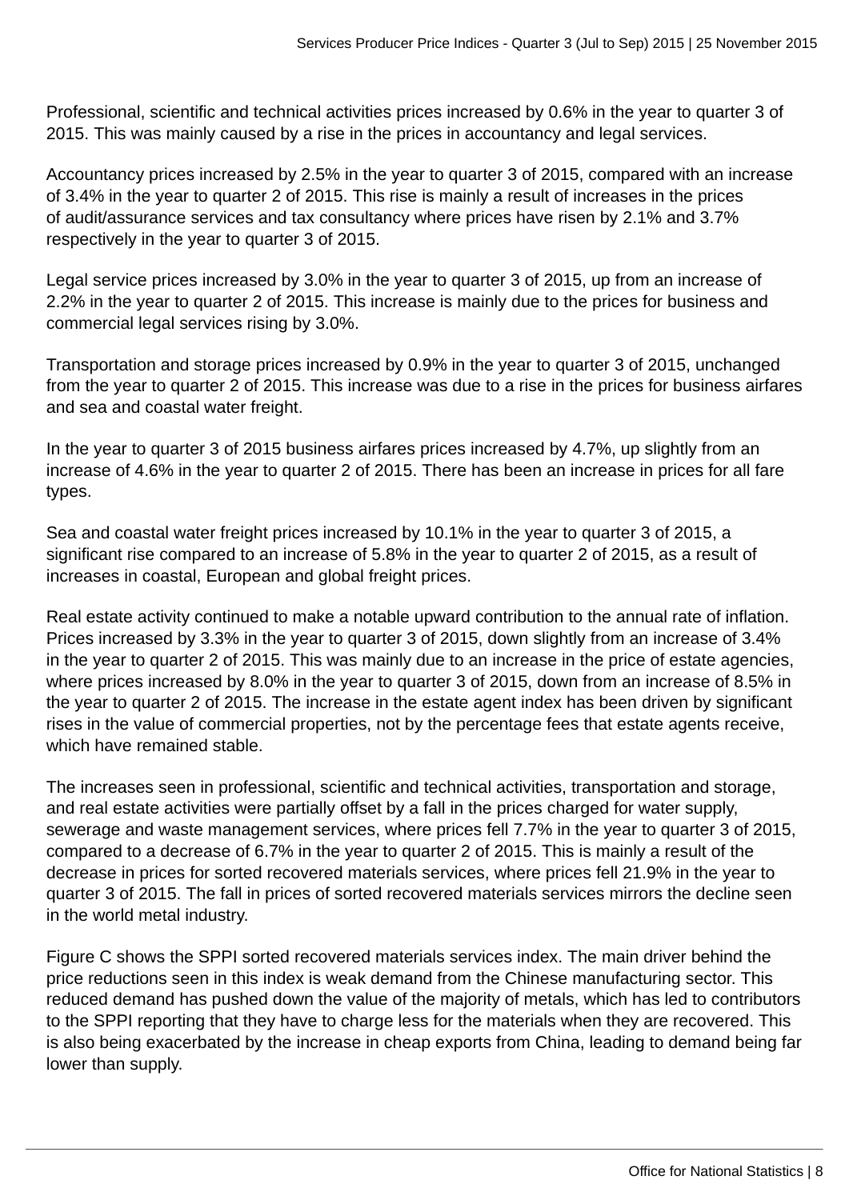Professional, scientific and technical activities prices increased by 0.6% in the year to quarter 3 of 2015. This was mainly caused by a rise in the prices in accountancy and legal services.

Accountancy prices increased by 2.5% in the year to quarter 3 of 2015, compared with an increase of 3.4% in the year to quarter 2 of 2015. This rise is mainly a result of increases in the prices of audit/assurance services and tax consultancy where prices have risen by 2.1% and 3.7% respectively in the year to quarter 3 of 2015.

Legal service prices increased by 3.0% in the year to quarter 3 of 2015, up from an increase of 2.2% in the year to quarter 2 of 2015. This increase is mainly due to the prices for business and commercial legal services rising by 3.0%.

Transportation and storage prices increased by 0.9% in the year to quarter 3 of 2015, unchanged from the year to quarter 2 of 2015. This increase was due to a rise in the prices for business airfares and sea and coastal water freight.

In the year to quarter 3 of 2015 business airfares prices increased by 4.7%, up slightly from an increase of 4.6% in the year to quarter 2 of 2015. There has been an increase in prices for all fare types.

Sea and coastal water freight prices increased by 10.1% in the year to quarter 3 of 2015, a significant rise compared to an increase of 5.8% in the year to quarter 2 of 2015, as a result of increases in coastal, European and global freight prices.

Real estate activity continued to make a notable upward contribution to the annual rate of inflation. Prices increased by 3.3% in the year to quarter 3 of 2015, down slightly from an increase of 3.4% in the year to quarter 2 of 2015. This was mainly due to an increase in the price of estate agencies, where prices increased by 8.0% in the year to quarter 3 of 2015, down from an increase of 8.5% in the year to quarter 2 of 2015. The increase in the estate agent index has been driven by significant rises in the value of commercial properties, not by the percentage fees that estate agents receive, which have remained stable.

The increases seen in professional, scientific and technical activities, transportation and storage, and real estate activities were partially offset by a fall in the prices charged for water supply, sewerage and waste management services, where prices fell 7.7% in the year to quarter 3 of 2015, compared to a decrease of 6.7% in the year to quarter 2 of 2015. This is mainly a result of the decrease in prices for sorted recovered materials services, where prices fell 21.9% in the year to quarter 3 of 2015. The fall in prices of sorted recovered materials services mirrors the decline seen in the world metal industry.

Figure C shows the SPPI sorted recovered materials services index. The main driver behind the price reductions seen in this index is weak demand from the Chinese manufacturing sector. This reduced demand has pushed down the value of the majority of metals, which has led to contributors to the SPPI reporting that they have to charge less for the materials when they are recovered. This is also being exacerbated by the increase in cheap exports from China, leading to demand being far lower than supply.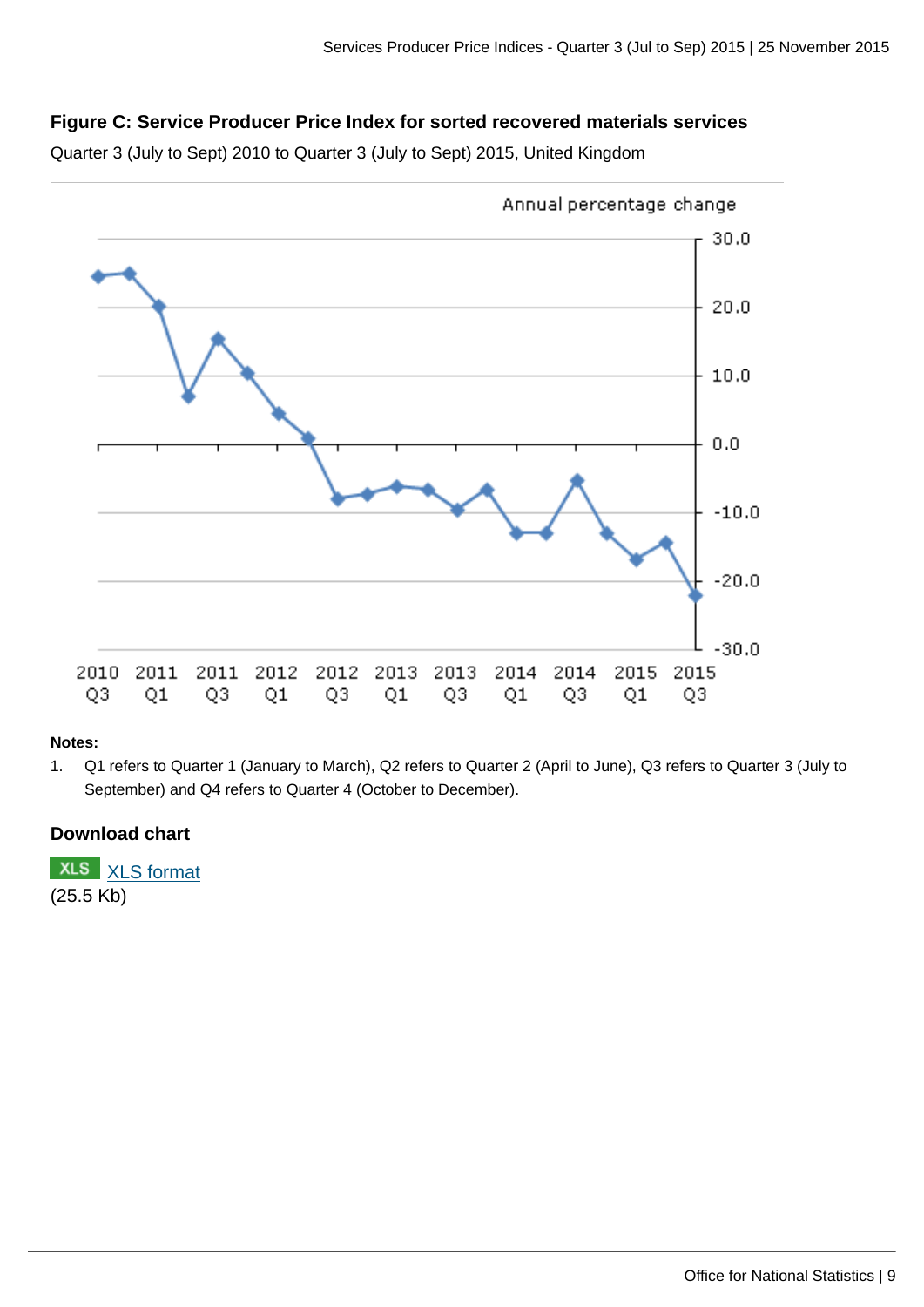### Figure C: Service Producer Price Index for sorted recovered materials services

Quarter 3 (July to Sept) 2010 to Quarter 3 (July to Sept) 2015, United Kingdom

**Notes:**

1. Q1 refers to Quarter 1 (January to March), Q2 refers to Quarter 2 (April to June), Q3 refers to Quarter 3 (July to September) and Q4 refers to Quarter 4 (October to December).

### Download chart

XLS [XLS format](#)
(25.5 Kb)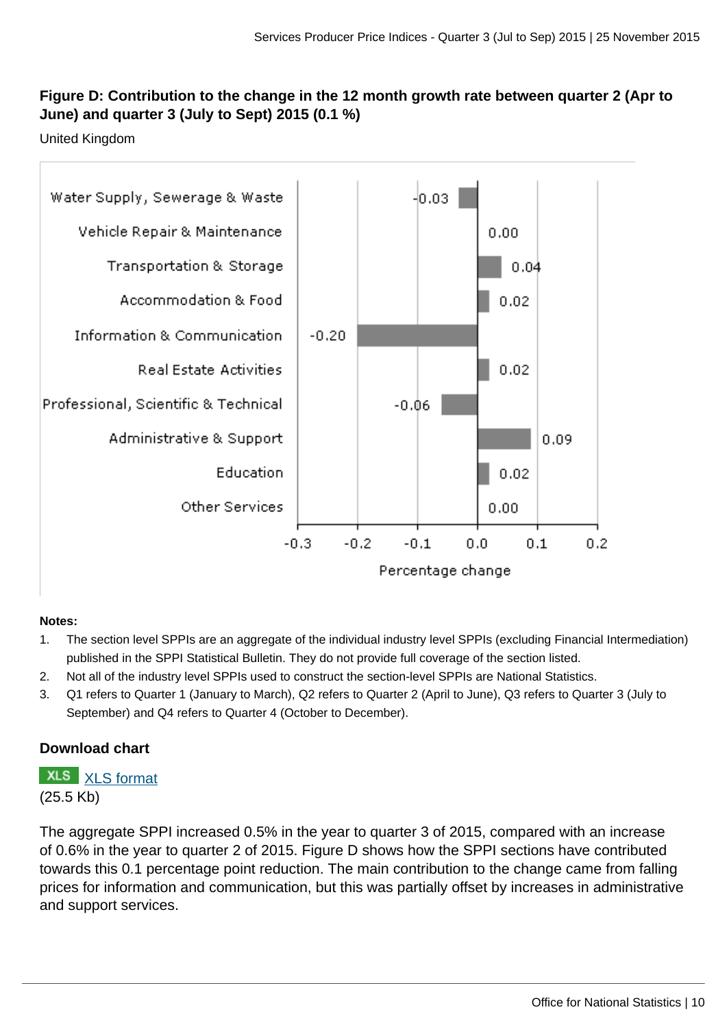### Figure D: Contribution to the change in the 12 month growth rate between quarter 2 (Apr to June) and quarter 3 (July to Sept) 2015 (0.1 %)

United Kingdom

| Section | Percentage change |
|---|---|
| Water Supply, Sewerage & Waste | -0.03 |
| Vehicle Repair & Maintenance | 0.00 |
| Transportation & Storage | 0.04 |
| Accommodation & Food | 0.02 |
| Information & Communication | -0.20 |
| Real Estate Activities | 0.02 |
| Professional, Scientific & Technical | -0.06 |
| Administrative & Support | 0.09 |
| Education | 0.02 |
| Other Services | 0.00 |

**Notes:**

1. The section level SPPIs are an aggregate of the individual industry level SPPIs (excluding Financial Intermediation) published in the SPPI Statistical Bulletin. They do not provide full coverage of the section listed.
2. Not all of the industry level SPPIs used to construct the section-level SPPIs are National Statistics.
3. Q1 refers to Quarter 1 (January to March), Q2 refers to Quarter 2 (April to June), Q3 refers to Quarter 3 (July to September) and Q4 refers to Quarter 4 (October to December).

### Download chart

XLS [XLS format](XLS format)
(25.5 Kb)

The aggregate SPPI increased 0.5% in the year to quarter 3 of 2015, compared with an increase of 0.6% in the year to quarter 2 of 2015. Figure D shows how the SPPI sections have contributed towards this 0.1 percentage point reduction. The main contribution to the change came from falling prices for information and communication, but this was partially offset by increases in administrative and support services.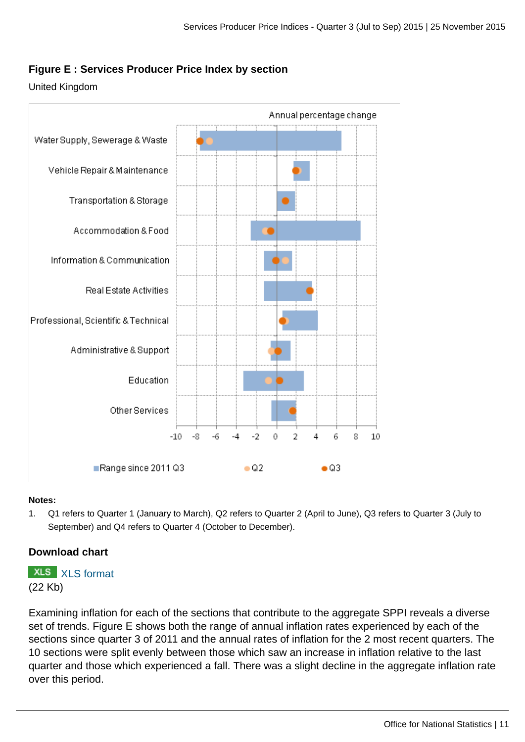## Figure E : Services Producer Price Index by section

United Kingdom

Annual percentage change

Water Supply, Sewerage & Waste
Vehicle Repair & Maintenance
Transportation & Storage
Accommodation & Food
Information & Communication
Real Estate Activities
Professional, Scientific & Technical
Administrative & Support
Education
Other Services

-10 -8 -6 -4 -2 0 2 4 6 8 10

Range since 2011 Q3 Q2 Q3

**Notes:**

1. Q1 refers to Quarter 1 (January to March), Q2 refers to Quarter 2 (April to June), Q3 refers to Quarter 3 (July to September) and Q4 refers to Quarter 4 (October to December).

### Download chart

XLS XLS format
(22 Kb)

Examining inflation for each of the sections that contribute to the aggregate SPPI reveals a diverse set of trends. Figure E shows both the range of annual inflation rates experienced by each of the sections since quarter 3 of 2011 and the annual rates of inflation for the 2 most recent quarters. The 10 sections were split evenly between those which saw an increase in inflation relative to the last quarter and those which experienced a fall. There was a slight decline in the aggregate inflation rate over this period.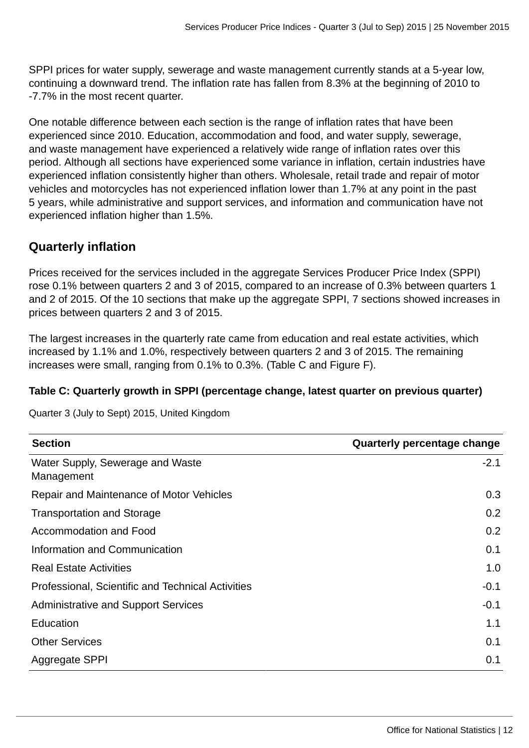SPPI prices for water supply, sewerage and waste management currently stands at a 5-year low, continuing a downward trend. The inflation rate has fallen from 8.3% at the beginning of 2010 to -7.7% in the most recent quarter.

One notable difference between each section is the range of inflation rates that have been experienced since 2010. Education, accommodation and food, and water supply, sewerage, and waste management have experienced a relatively wide range of inflation rates over this period. Although all sections have experienced some variance in inflation, certain industries have experienced inflation consistently higher than others. Wholesale, retail trade and repair of motor vehicles and motorcycles has not experienced inflation lower than 1.7% at any point in the past 5 years, while administrative and support services, and information and communication have not experienced inflation higher than 1.5%.

## Quarterly inflation

Prices received for the services included in the aggregate Services Producer Price Index (SPPI) rose 0.1% between quarters 2 and 3 of 2015, compared to an increase of 0.3% between quarters 1 and 2 of 2015. Of the 10 sections that make up the aggregate SPPI, 7 sections showed increases in prices between quarters 2 and 3 of 2015.

The largest increases in the quarterly rate came from education and real estate activities, which increased by 1.1% and 1.0%, respectively between quarters 2 and 3 of 2015. The remaining increases were small, ranging from 0.1% to 0.3%. (Table C and Figure F).

**Table C: Quarterly growth in SPPI (percentage change, latest quarter on previous quarter)**

Quarter 3 (July to Sept) 2015, United Kingdom

| Section | Quarterly percentage change |
|---|---:|
| Water Supply, Sewerage and Waste Management | -2.1 |
| Repair and Maintenance of Motor Vehicles | 0.3 |
| Transportation and Storage | 0.2 |
| Accommodation and Food | 0.2 |
| Information and Communication | 0.1 |
| Real Estate Activities | 1.0 |
| Professional, Scientific and Technical Activities | -0.1 |
| Administrative and Support Services | -0.1 |
| Education | 1.1 |
| Other Services | 0.1 |
| Aggregate SPPI | 0.1 |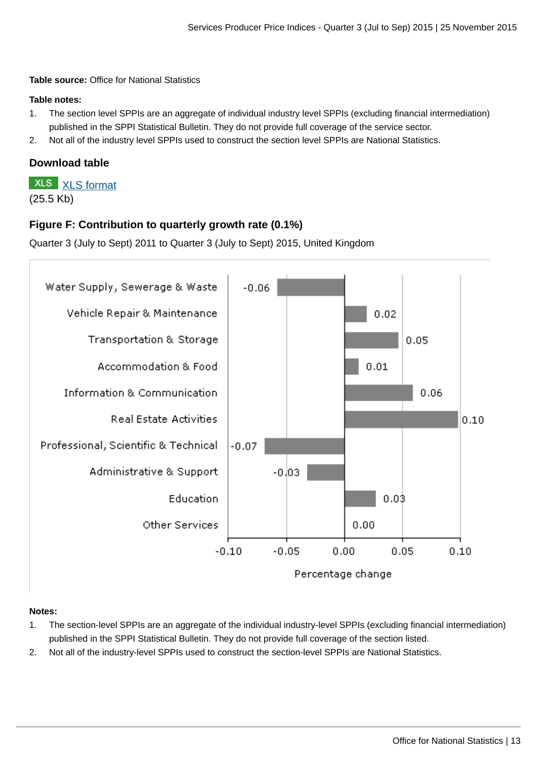**Table source:** Office for National Statistics

**Table notes:**

1. The section level SPPIs are an aggregate of individual industry level SPPIs (excluding financial intermediation) published in the SPPI Statistical Bulletin. They do not provide full coverage of the service sector.
2. Not all of the industry level SPPIs used to construct the section level SPPIs are National Statistics.

### Download table

XLS [XLS format](#)
(25.5 Kb)

### Figure F: Contribution to quarterly growth rate (0.1%)

Quarter 3 (July to Sept) 2011 to Quarter 3 (July to Sept) 2015, United Kingdom

| Section | Percentage change |
|---|---|
| Water Supply, Sewerage & Waste | -0.06 |
| Vehicle Repair & Maintenance | 0.02 |
| Transportation & Storage | 0.05 |
| Accommodation & Food | 0.01 |
| Information & Communication | 0.06 |
| Real Estate Activities | 0.10 |
| Professional, Scientific & Technical | -0.07 |
| Administrative & Support | -0.03 |
| Education | 0.03 |
| Other Services | 0.00 |

**Notes:**

1. The section-level SPPIs are an aggregate of the individual industry-level SPPIs (excluding financial intermediation) published in the SPPI Statistical Bulletin. They do not provide full coverage of the section listed.
2. Not all of the industry-level SPPIs used to construct the section-level SPPIs are National Statistics.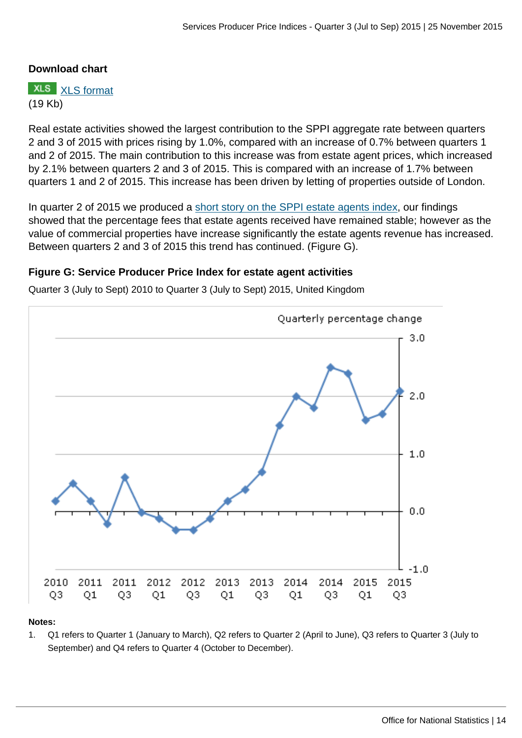**Download chart**

XLS [XLS format](#)
(19 Kb)

Real estate activities showed the largest contribution to the SPPI aggregate rate between quarters 2 and 3 of 2015 with prices rising by 1.0%, compared with an increase of 0.7% between quarters 1 and 2 of 2015. The main contribution to this increase was from estate agent prices, which increased by 2.1% between quarters 2 and 3 of 2015. This is compared with an increase of 1.7% between quarters 1 and 2 of 2015. This increase has been driven by letting of properties outside of London.

In quarter 2 of 2015 we produced a [short story on the SPPI estate agents index](#), our findings showed that the percentage fees that estate agents received have remained stable; however as the value of commercial properties have increase significantly the estate agents revenue has increased. Between quarters 2 and 3 of 2015 this trend has continued. (Figure G).

### Figure G: Service Producer Price Index for estate agent activities

Quarter 3 (July to Sept) 2010 to Quarter 3 (July to Sept) 2015, United Kingdom

Quarterly percentage change

3.0
2.0
1.0
0.0
-1.0

2010 Q3 | 2011 Q1 | 2011 Q3 | 2012 Q1 | 2012 Q3 | 2013 Q1 | 2013 Q3 | 2014 Q1 | 2014 Q3 | 2015 Q1 | 2015 Q3

**Notes:**

1. Q1 refers to Quarter 1 (January to March), Q2 refers to Quarter 2 (April to June), Q3 refers to Quarter 3 (July to September) and Q4 refers to Quarter 4 (October to December).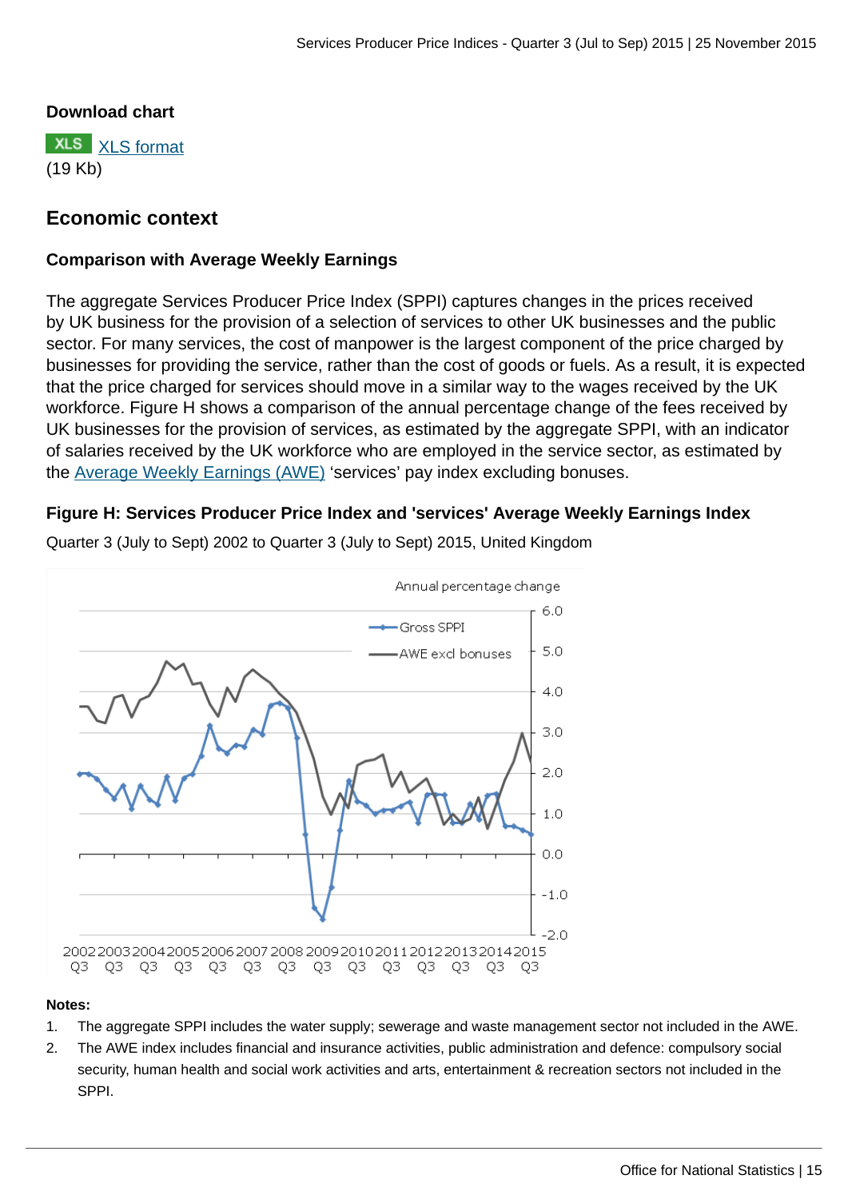**Download chart**

XLS [XLS format](#)
(19 Kb)

## Economic context

### Comparison with Average Weekly Earnings

The aggregate Services Producer Price Index (SPPI) captures changes in the prices received by UK business for the provision of a selection of services to other UK businesses and the public sector. For many services, the cost of manpower is the largest component of the price charged by businesses for providing the service, rather than the cost of goods or fuels. As a result, it is expected that the price charged for services should move in a similar way to the wages received by the UK workforce. Figure H shows a comparison of the annual percentage change of the fees received by UK businesses for the provision of services, as estimated by the aggregate SPPI, with an indicator of salaries received by the UK workforce who are employed in the service sector, as estimated by the Average Weekly Earnings (AWE) 'services' pay index excluding bonuses.

### Figure H: Services Producer Price Index and 'services' Average Weekly Earnings Index

Quarter 3 (July to Sept) 2002 to Quarter 3 (July to Sept) 2015, United Kingdom

**Notes:**

1. The aggregate SPPI includes the water supply; sewerage and waste management sector not included in the AWE.
2. The AWE index includes financial and insurance activities, public administration and defence: compulsory social security, human health and social work activities and arts, entertainment & recreation sectors not included in the SPPI.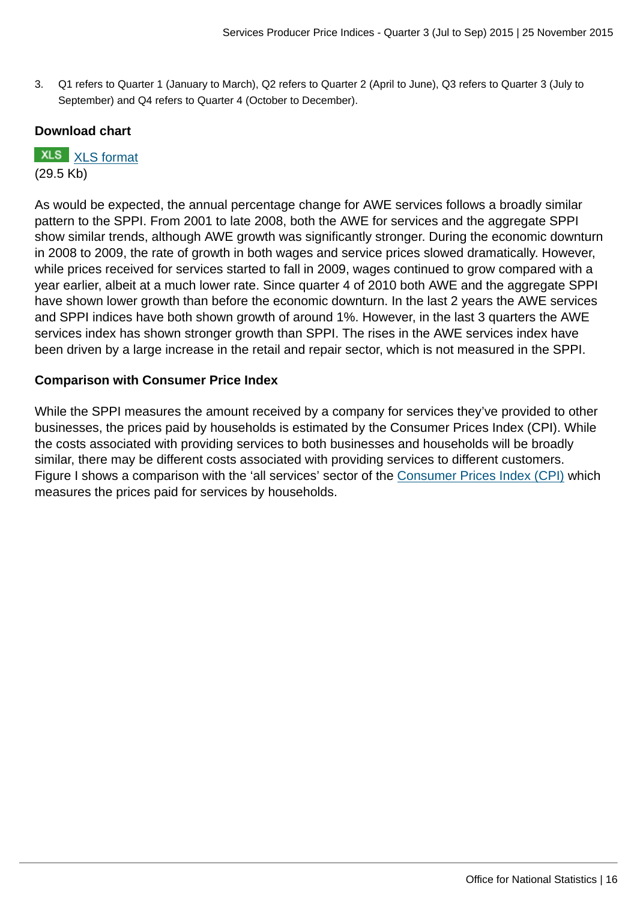3. Q1 refers to Quarter 1 (January to March), Q2 refers to Quarter 2 (April to June), Q3 refers to Quarter 3 (July to September) and Q4 refers to Quarter 4 (October to December).

**Download chart**

XLS [XLS format](XLS format)
(29.5 Kb)

As would be expected, the annual percentage change for AWE services follows a broadly similar pattern to the SPPI. From 2001 to late 2008, both the AWE for services and the aggregate SPPI show similar trends, although AWE growth was significantly stronger. During the economic downturn in 2008 to 2009, the rate of growth in both wages and service prices slowed dramatically. However, while prices received for services started to fall in 2009, wages continued to grow compared with a year earlier, albeit at a much lower rate. Since quarter 4 of 2010 both AWE and the aggregate SPPI have shown lower growth than before the economic downturn. In the last 2 years the AWE services and SPPI indices have both shown growth of around 1%. However, in the last 3 quarters the AWE services index has shown stronger growth than SPPI. The rises in the AWE services index have been driven by a large increase in the retail and repair sector, which is not measured in the SPPI.

**Comparison with Consumer Price Index**

While the SPPI measures the amount received by a company for services they've provided to other businesses, the prices paid by households is estimated by the Consumer Prices Index (CPI). While the costs associated with providing services to both businesses and households will be broadly similar, there may be different costs associated with providing services to different customers. Figure I shows a comparison with the 'all services' sector of the [Consumer Prices Index (CPI)](Consumer Prices Index (CPI)) which measures the prices paid for services by households.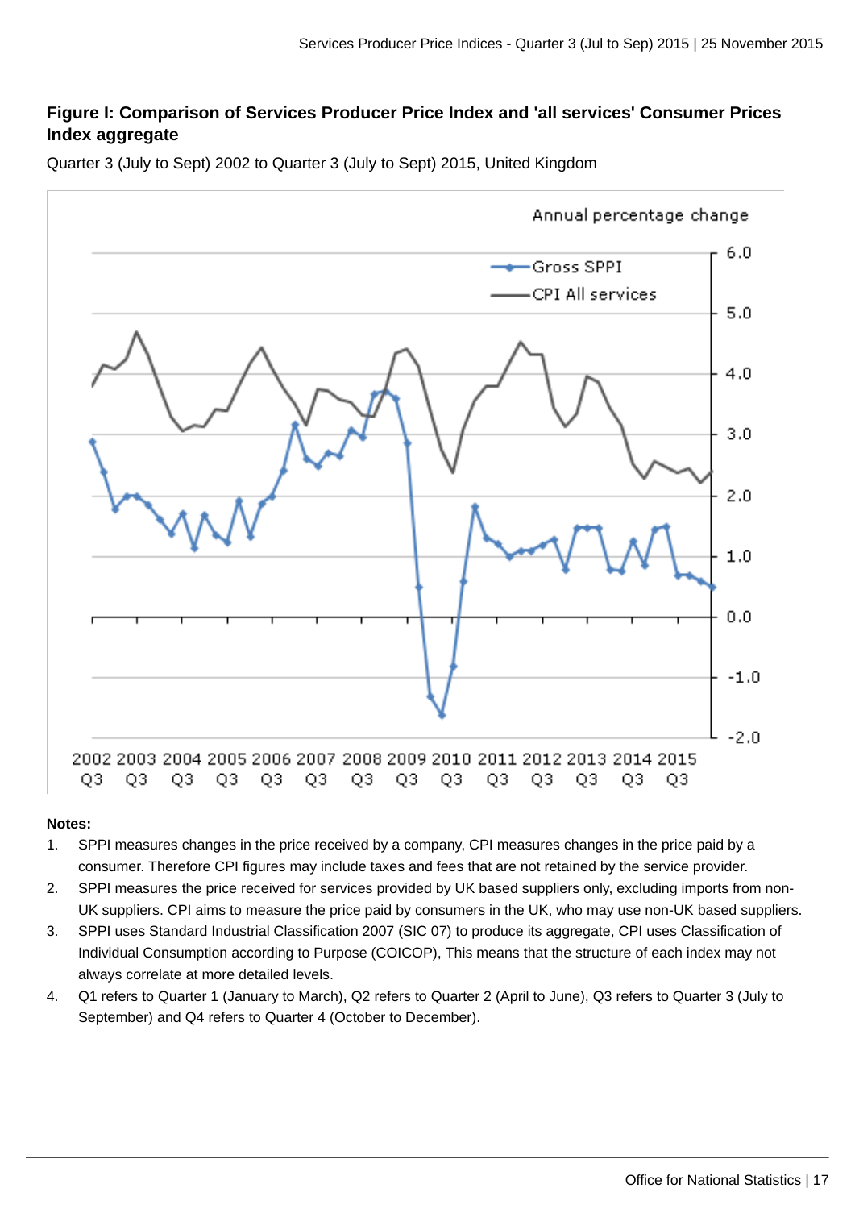**Figure I: Comparison of Services Producer Price Index and 'all services' Consumer Prices Index aggregate**

Quarter 3 (July to Sept) 2002 to Quarter 3 (July to Sept) 2015, United Kingdom

**Notes:**

1. SPPI measures changes in the price received by a company, CPI measures changes in the price paid by a consumer. Therefore CPI figures may include taxes and fees that are not retained by the service provider.
2. SPPI measures the price received for services provided by UK based suppliers only, excluding imports from non-UK suppliers. CPI aims to measure the price paid by consumers in the UK, who may use non-UK based suppliers.
3. SPPI uses Standard Industrial Classification 2007 (SIC 07) to produce its aggregate, CPI uses Classification of Individual Consumption according to Purpose (COICOP), This means that the structure of each index may not always correlate at more detailed levels.
4. Q1 refers to Quarter 1 (January to March), Q2 refers to Quarter 2 (April to June), Q3 refers to Quarter 3 (July to September) and Q4 refers to Quarter 4 (October to December).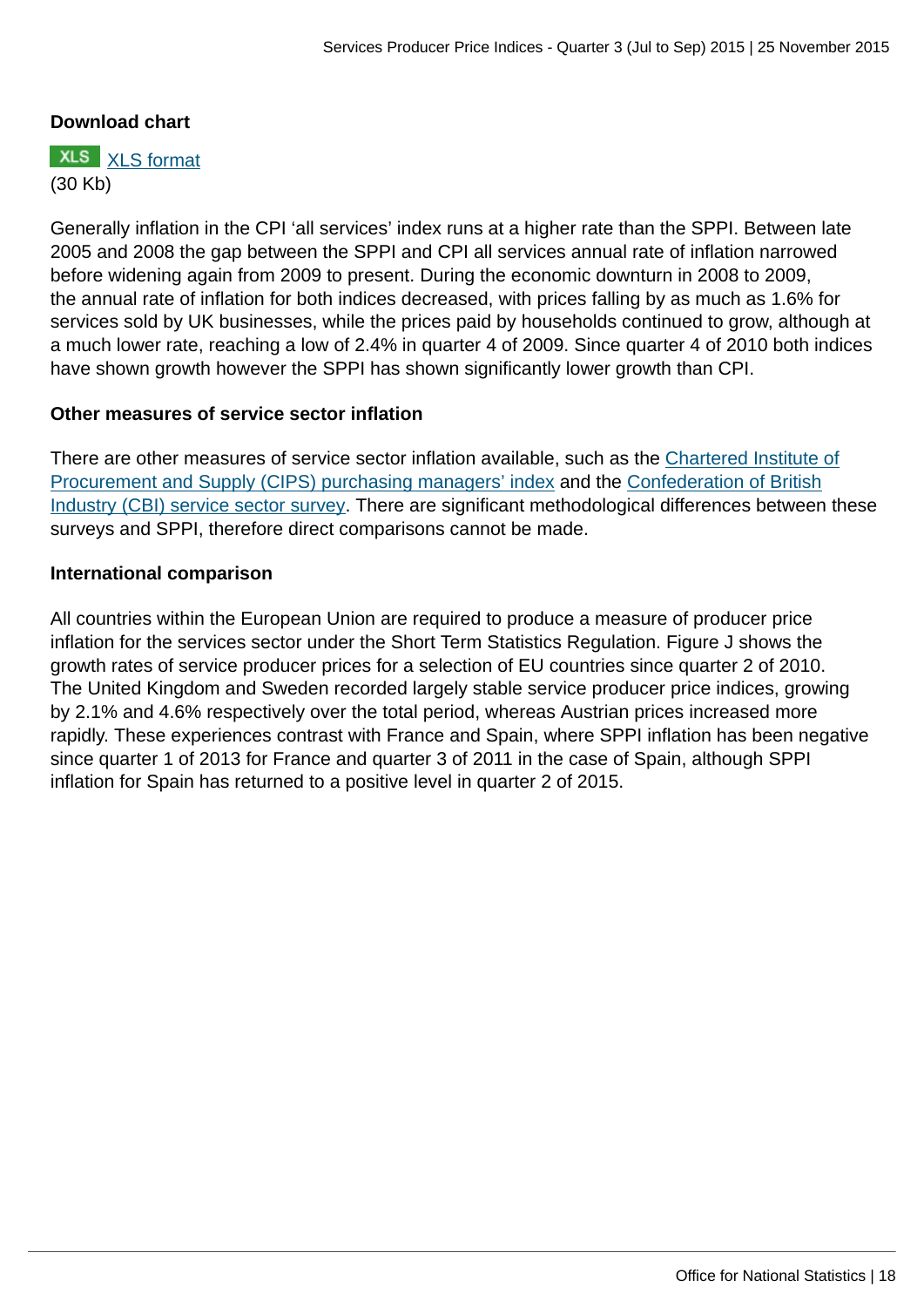**Download chart**

XLS [XLS format](#)
(30 Kb)

Generally inflation in the CPI 'all services' index runs at a higher rate than the SPPI. Between late 2005 and 2008 the gap between the SPPI and CPI all services annual rate of inflation narrowed before widening again from 2009 to present. During the economic downturn in 2008 to 2009, the annual rate of inflation for both indices decreased, with prices falling by as much as 1.6% for services sold by UK businesses, while the prices paid by households continued to grow, although at a much lower rate, reaching a low of 2.4% in quarter 4 of 2009. Since quarter 4 of 2010 both indices have shown growth however the SPPI has shown significantly lower growth than CPI.

### Other measures of service sector inflation

There are other measures of service sector inflation available, such as the [Chartered Institute of Procurement and Supply (CIPS) purchasing managers' index](#) and the [Confederation of British Industry (CBI) service sector survey](#). There are significant methodological differences between these surveys and SPPI, therefore direct comparisons cannot be made.

### International comparison

All countries within the European Union are required to produce a measure of producer price inflation for the services sector under the Short Term Statistics Regulation. Figure J shows the growth rates of service producer prices for a selection of EU countries since quarter 2 of 2010. The United Kingdom and Sweden recorded largely stable service producer price indices, growing by 2.1% and 4.6% respectively over the total period, whereas Austrian prices increased more rapidly. These experiences contrast with France and Spain, where SPPI inflation has been negative since quarter 1 of 2013 for France and quarter 3 of 2011 in the case of Spain, although SPPI inflation for Spain has returned to a positive level in quarter 2 of 2015.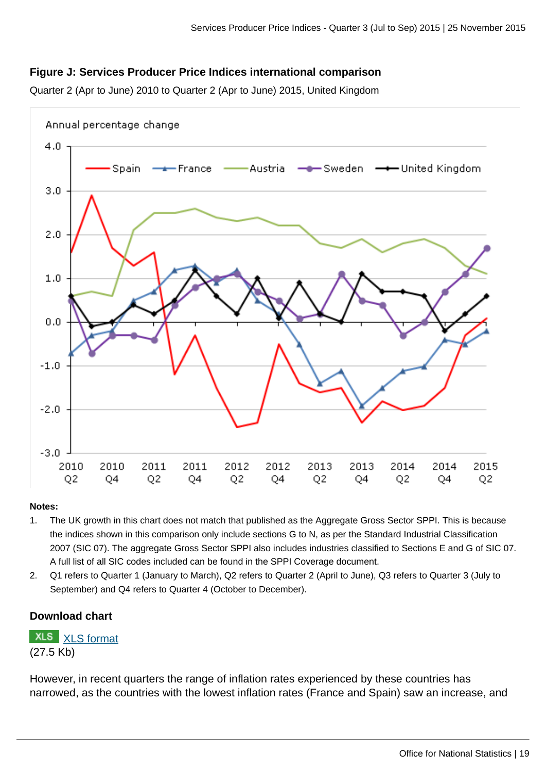### Figure J: Services Producer Price Indices international comparison

Quarter 2 (Apr to June) 2010 to Quarter 2 (Apr to June) 2015, United Kingdom

**Notes:**

1. The UK growth in this chart does not match that published as the Aggregate Gross Sector SPPI. This is because the indices shown in this comparison only include sections G to N, as per the Standard Industrial Classification 2007 (SIC 07). The aggregate Gross Sector SPPI also includes industries classified to Sections E and G of SIC 07. A full list of all SIC codes included can be found in the SPPI Coverage document.
2. Q1 refers to Quarter 1 (January to March), Q2 refers to Quarter 2 (April to June), Q3 refers to Quarter 3 (July to September) and Q4 refers to Quarter 4 (October to December).

### Download chart

XLS XLS format
(27.5 Kb)

However, in recent quarters the range of inflation rates experienced by these countries has narrowed, as the countries with the lowest inflation rates (France and Spain) saw an increase, and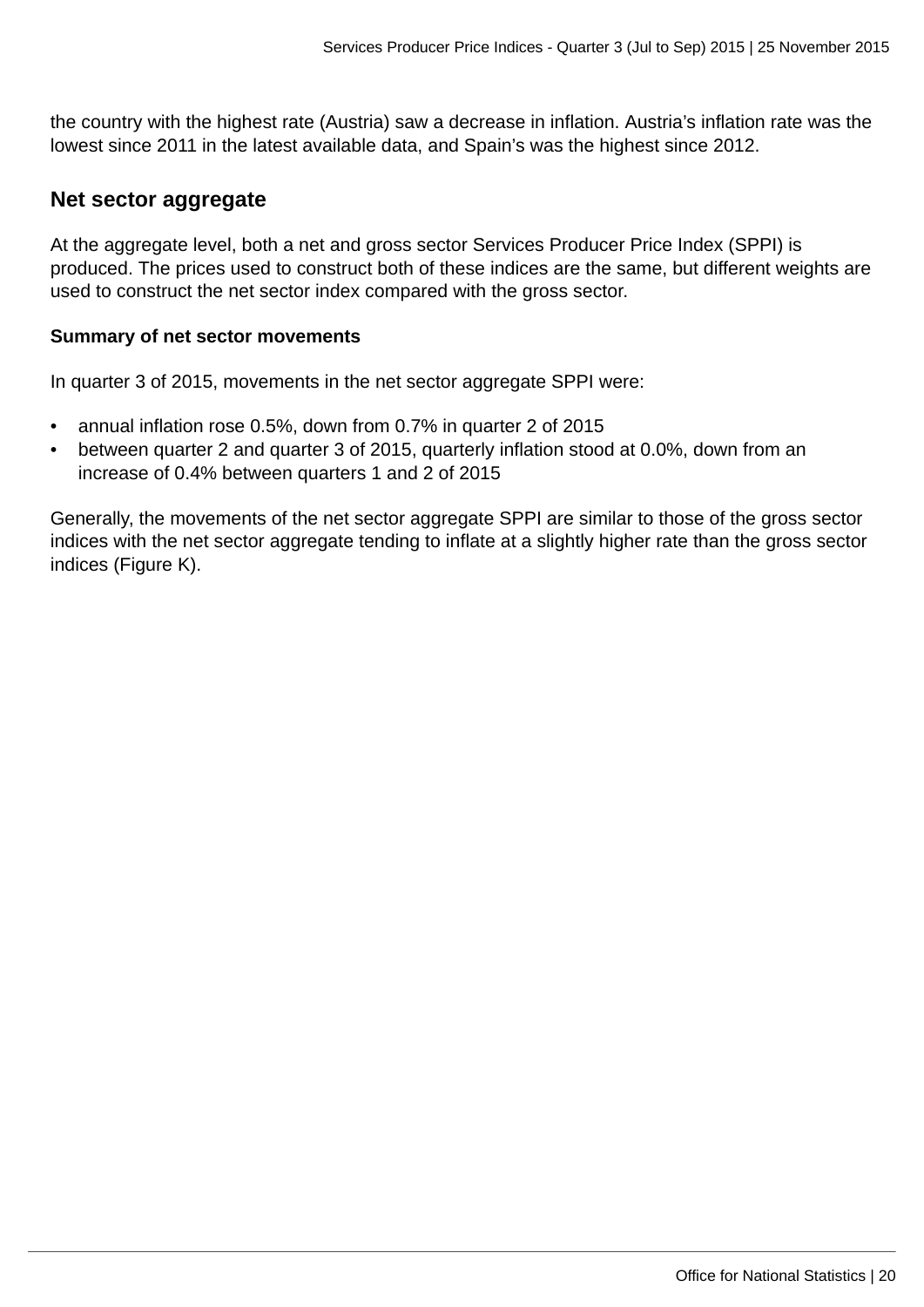the country with the highest rate (Austria) saw a decrease in inflation. Austria's inflation rate was the lowest since 2011 in the latest available data, and Spain's was the highest since 2012.

## Net sector aggregate

At the aggregate level, both a net and gross sector Services Producer Price Index (SPPI) is produced. The prices used to construct both of these indices are the same, but different weights are used to construct the net sector index compared with the gross sector.

### Summary of net sector movements

In quarter 3 of 2015, movements in the net sector aggregate SPPI were:

- annual inflation rose 0.5%, down from 0.7% in quarter 2 of 2015
- between quarter 2 and quarter 3 of 2015, quarterly inflation stood at 0.0%, down from an increase of 0.4% between quarters 1 and 2 of 2015

Generally, the movements of the net sector aggregate SPPI are similar to those of the gross sector indices with the net sector aggregate tending to inflate at a slightly higher rate than the gross sector indices (Figure K).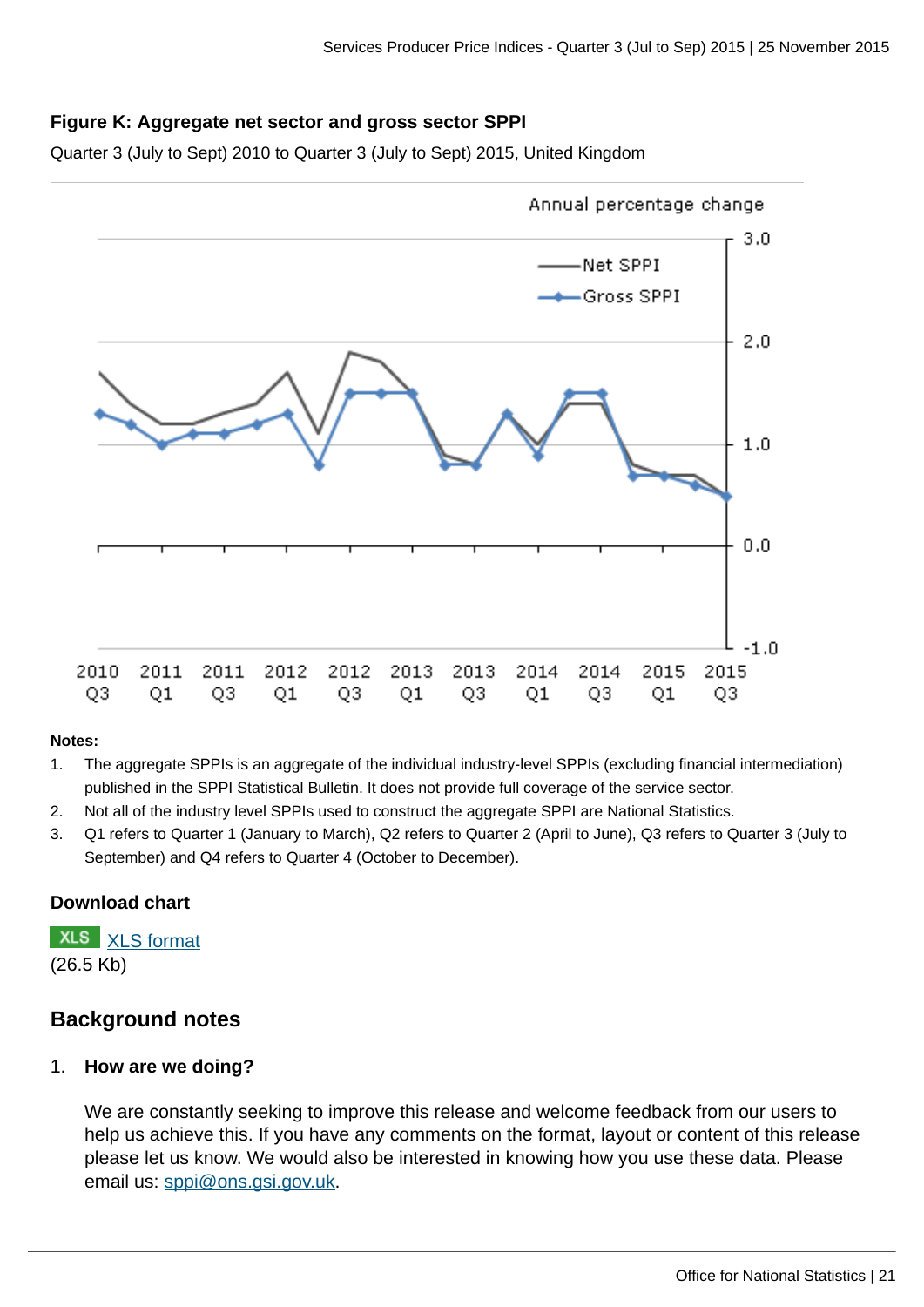### Figure K: Aggregate net sector and gross sector SPPI

Quarter 3 (July to Sept) 2010 to Quarter 3 (July to Sept) 2015, United Kingdom

**Notes:**

1. The aggregate SPPIs is an aggregate of the individual industry-level SPPIs (excluding financial intermediation) published in the SPPI Statistical Bulletin. It does not provide full coverage of the service sector.
2. Not all of the industry level SPPIs used to construct the aggregate SPPI are National Statistics.
3. Q1 refers to Quarter 1 (January to March), Q2 refers to Quarter 2 (April to June), Q3 refers to Quarter 3 (July to September) and Q4 refers to Quarter 4 (October to December).

### Download chart

XLS XLS format
(26.5 Kb)

## Background notes

1. **How are we doing?**

   We are constantly seeking to improve this release and welcome feedback from our users to help us achieve this. If you have any comments on the format, layout or content of this release please let us know. We would also be interested in knowing how you use these data. Please email us: sppi@ons.gsi.gov.uk.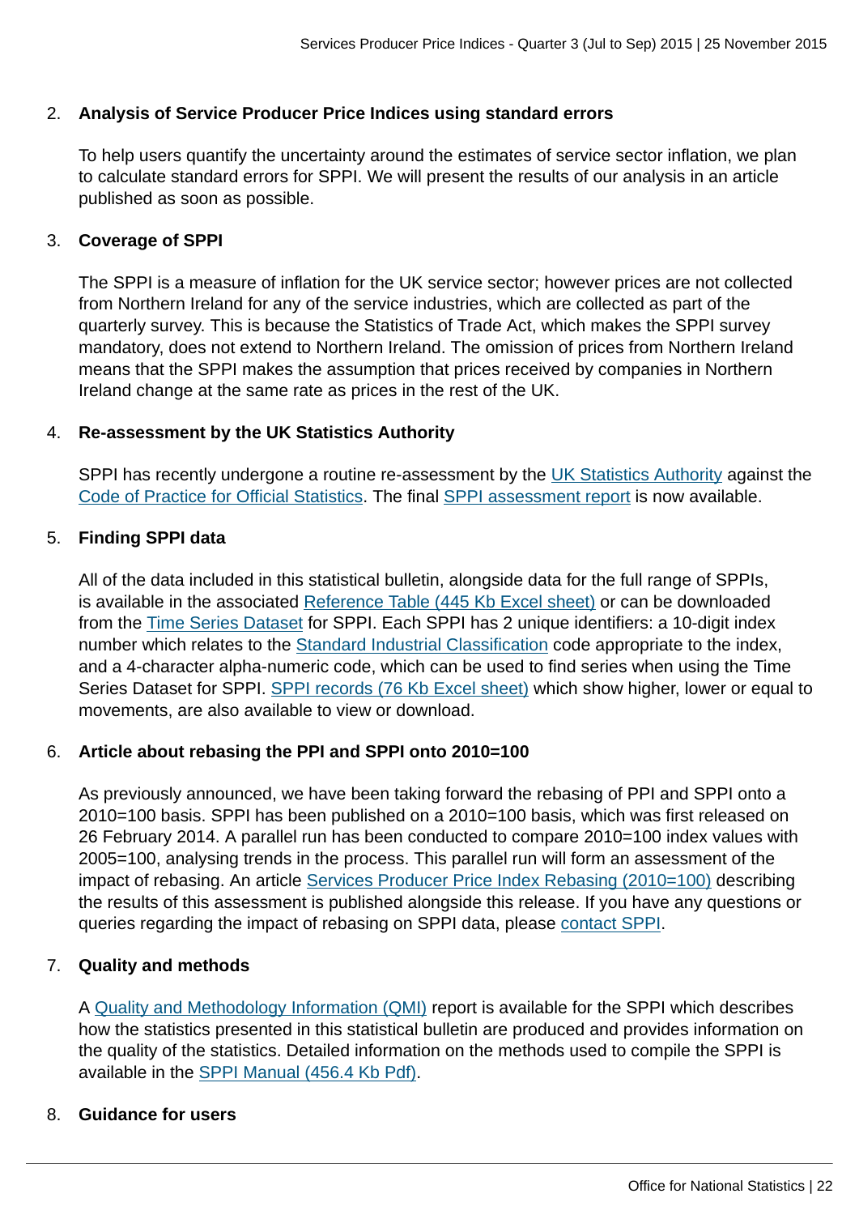2. **Analysis of Service Producer Price Indices using standard errors**

   To help users quantify the uncertainty around the estimates of service sector inflation, we plan to calculate standard errors for SPPI. We will present the results of our analysis in an article published as soon as possible.

3. **Coverage of SPPI**

   The SPPI is a measure of inflation for the UK service sector; however prices are not collected from Northern Ireland for any of the service industries, which are collected as part of the quarterly survey. This is because the Statistics of Trade Act, which makes the SPPI survey mandatory, does not extend to Northern Ireland. The omission of prices from Northern Ireland means that the SPPI makes the assumption that prices received by companies in Northern Ireland change at the same rate as prices in the rest of the UK.

4. **Re-assessment by the UK Statistics Authority**

   SPPI has recently undergone a routine re-assessment by the UK Statistics Authority against the Code of Practice for Official Statistics. The final SPPI assessment report is now available.

5. **Finding SPPI data**

   All of the data included in this statistical bulletin, alongside data for the full range of SPPIs, is available in the associated Reference Table (445 Kb Excel sheet) or can be downloaded from the Time Series Dataset for SPPI. Each SPPI has 2 unique identifiers: a 10-digit index number which relates to the Standard Industrial Classification code appropriate to the index, and a 4-character alpha-numeric code, which can be used to find series when using the Time Series Dataset for SPPI. SPPI records (76 Kb Excel sheet) which show higher, lower or equal to movements, are also available to view or download.

6. **Article about rebasing the PPI and SPPI onto 2010=100**

   As previously announced, we have been taking forward the rebasing of PPI and SPPI onto a 2010=100 basis. SPPI has been published on a 2010=100 basis, which was first released on 26 February 2014. A parallel run has been conducted to compare 2010=100 index values with 2005=100, analysing trends in the process. This parallel run will form an assessment of the impact of rebasing. An article Services Producer Price Index Rebasing (2010=100) describing the results of this assessment is published alongside this release. If you have any questions or queries regarding the impact of rebasing on SPPI data, please contact SPPI.

7. **Quality and methods**

   A Quality and Methodology Information (QMI) report is available for the SPPI which describes how the statistics presented in this statistical bulletin are produced and provides information on the quality of the statistics. Detailed information on the methods used to compile the SPPI is available in the SPPI Manual (456.4 Kb Pdf).

8. **Guidance for users**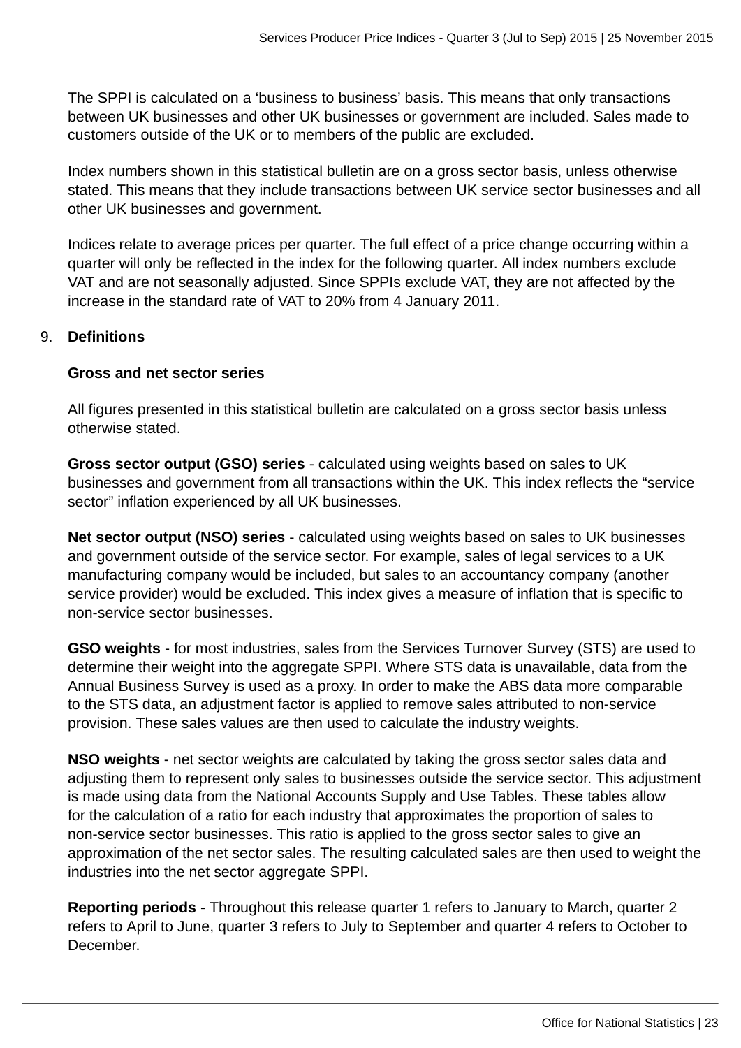The SPPI is calculated on a 'business to business' basis. This means that only transactions between UK businesses and other UK businesses or government are included. Sales made to customers outside of the UK or to members of the public are excluded.

Index numbers shown in this statistical bulletin are on a gross sector basis, unless otherwise stated. This means that they include transactions between UK service sector businesses and all other UK businesses and government.

Indices relate to average prices per quarter. The full effect of a price change occurring within a quarter will only be reflected in the index for the following quarter. All index numbers exclude VAT and are not seasonally adjusted. Since SPPIs exclude VAT, they are not affected by the increase in the standard rate of VAT to 20% from 4 January 2011.

9. **Definitions**

**Gross and net sector series**

All figures presented in this statistical bulletin are calculated on a gross sector basis unless otherwise stated.

**Gross sector output (GSO) series** - calculated using weights based on sales to UK businesses and government from all transactions within the UK. This index reflects the "service sector" inflation experienced by all UK businesses.

**Net sector output (NSO) series** - calculated using weights based on sales to UK businesses and government outside of the service sector. For example, sales of legal services to a UK manufacturing company would be included, but sales to an accountancy company (another service provider) would be excluded. This index gives a measure of inflation that is specific to non-service sector businesses.

**GSO weights** - for most industries, sales from the Services Turnover Survey (STS) are used to determine their weight into the aggregate SPPI. Where STS data is unavailable, data from the Annual Business Survey is used as a proxy. In order to make the ABS data more comparable to the STS data, an adjustment factor is applied to remove sales attributed to non-service provision. These sales values are then used to calculate the industry weights.

**NSO weights** - net sector weights are calculated by taking the gross sector sales data and adjusting them to represent only sales to businesses outside the service sector. This adjustment is made using data from the National Accounts Supply and Use Tables. These tables allow for the calculation of a ratio for each industry that approximates the proportion of sales to non-service sector businesses. This ratio is applied to the gross sector sales to give an approximation of the net sector sales. The resulting calculated sales are then used to weight the industries into the net sector aggregate SPPI.

**Reporting periods** - Throughout this release quarter 1 refers to January to March, quarter 2 refers to April to June, quarter 3 refers to July to September and quarter 4 refers to October to December.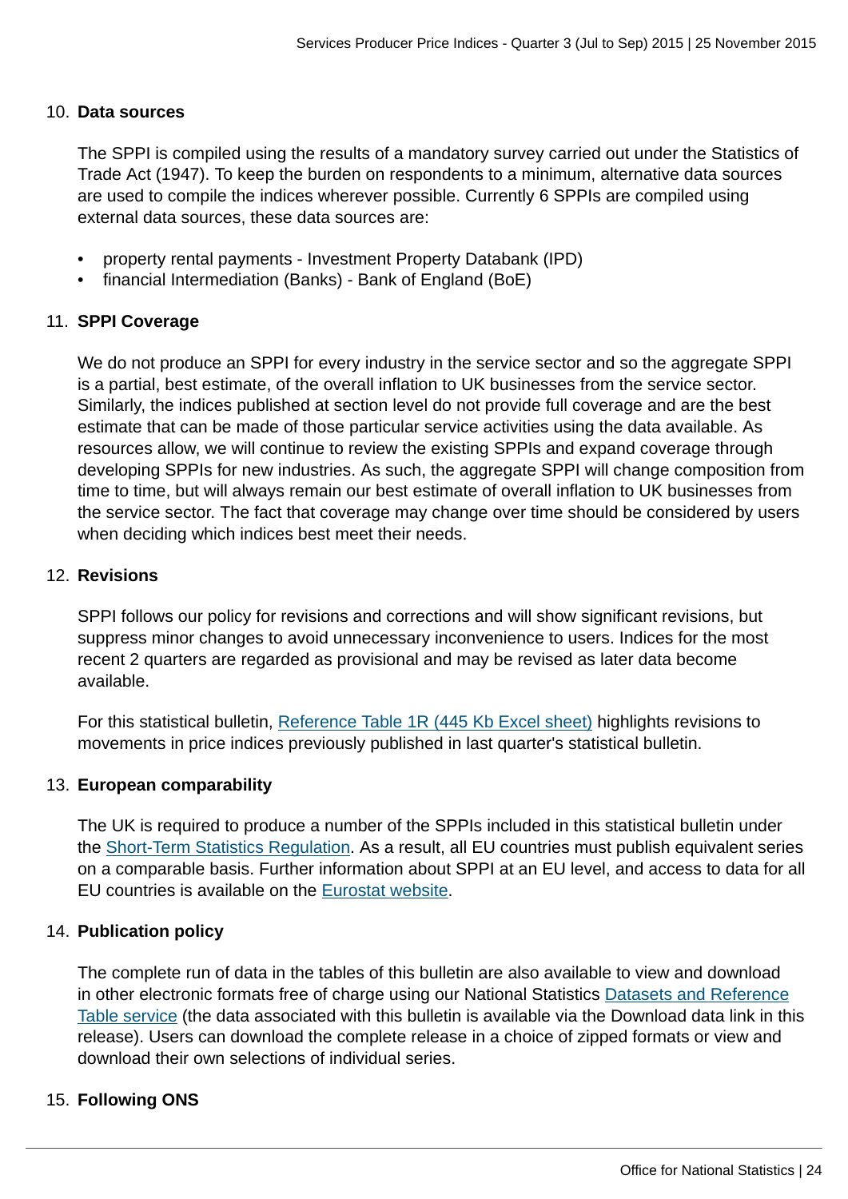10. **Data sources**

    The SPPI is compiled using the results of a mandatory survey carried out under the Statistics of Trade Act (1947). To keep the burden on respondents to a minimum, alternative data sources are used to compile the indices wherever possible. Currently 6 SPPIs are compiled using external data sources, these data sources are:

    - property rental payments - Investment Property Databank (IPD)
    - financial Intermediation (Banks) - Bank of England (BoE)

11. **SPPI Coverage**

    We do not produce an SPPI for every industry in the service sector and so the aggregate SPPI is a partial, best estimate, of the overall inflation to UK businesses from the service sector. Similarly, the indices published at section level do not provide full coverage and are the best estimate that can be made of those particular service activities using the data available. As resources allow, we will continue to review the existing SPPIs and expand coverage through developing SPPIs for new industries. As such, the aggregate SPPI will change composition from time to time, but will always remain our best estimate of overall inflation to UK businesses from the service sector. The fact that coverage may change over time should be considered by users when deciding which indices best meet their needs.

12. **Revisions**

    SPPI follows our policy for revisions and corrections and will show significant revisions, but suppress minor changes to avoid unnecessary inconvenience to users. Indices for the most recent 2 quarters are regarded as provisional and may be revised as later data become available.

    For this statistical bulletin, Reference Table 1R (445 Kb Excel sheet) highlights revisions to movements in price indices previously published in last quarter's statistical bulletin.

13. **European comparability**

    The UK is required to produce a number of the SPPIs included in this statistical bulletin under the Short-Term Statistics Regulation. As a result, all EU countries must publish equivalent series on a comparable basis. Further information about SPPI at an EU level, and access to data for all EU countries is available on the Eurostat website.

14. **Publication policy**

    The complete run of data in the tables of this bulletin are also available to view and download in other electronic formats free of charge using our National Statistics Datasets and Reference Table service (the data associated with this bulletin is available via the Download data link in this release). Users can download the complete release in a choice of zipped formats or view and download their own selections of individual series.

15. **Following ONS**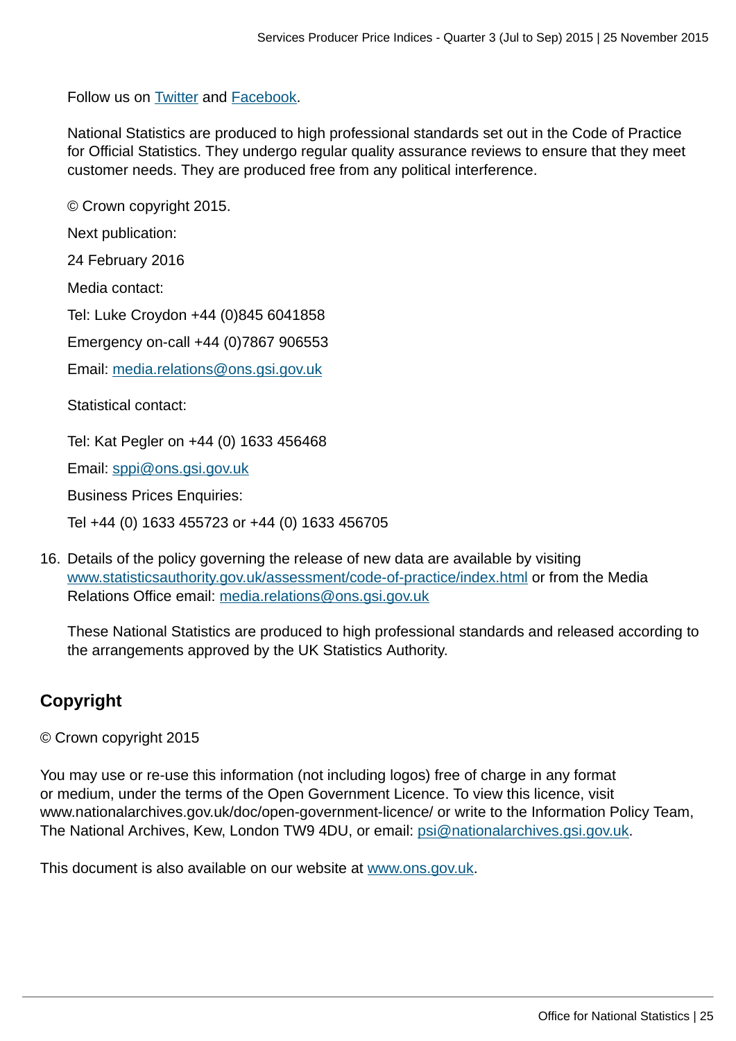Follow us on Twitter and Facebook.

National Statistics are produced to high professional standards set out in the Code of Practice for Official Statistics. They undergo regular quality assurance reviews to ensure that they meet customer needs. They are produced free from any political interference.

© Crown copyright 2015.

Next publication:

24 February 2016

Media contact:

Tel: Luke Croydon +44 (0)845 6041858

Emergency on-call +44 (0)7867 906553

Email: media.relations@ons.gsi.gov.uk

Statistical contact:

Tel: Kat Pegler on +44 (0) 1633 456468

Email: sppi@ons.gsi.gov.uk

Business Prices Enquiries:

Tel +44 (0) 1633 455723 or +44 (0) 1633 456705

16. Details of the policy governing the release of new data are available by visiting www.statisticsauthority.gov.uk/assessment/code-of-practice/index.html or from the Media Relations Office email: media.relations@ons.gsi.gov.uk

    These National Statistics are produced to high professional standards and released according to the arrangements approved by the UK Statistics Authority.

## Copyright

© Crown copyright 2015

You may use or re-use this information (not including logos) free of charge in any format or medium, under the terms of the Open Government Licence. To view this licence, visit www.nationalarchives.gov.uk/doc/open-government-licence/ or write to the Information Policy Team, The National Archives, Kew, London TW9 4DU, or email: psi@nationalarchives.gsi.gov.uk.

This document is also available on our website at www.ons.gov.uk.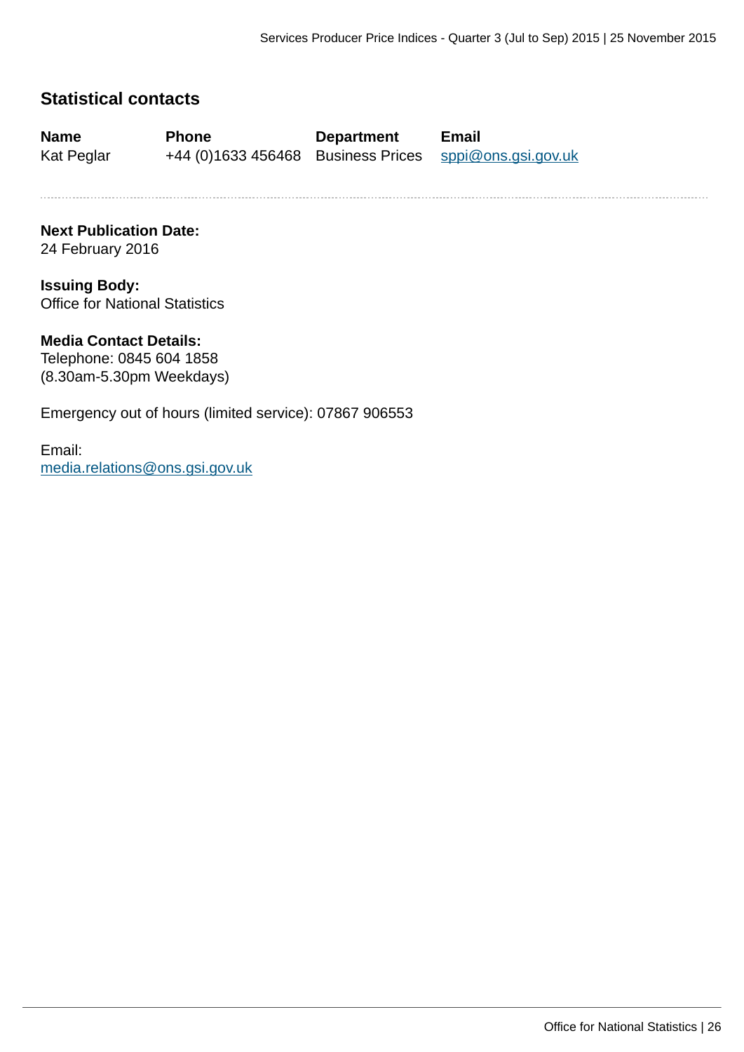## Statistical contacts

| Name | Phone | Department | Email |
|---|---|---|---|
| Kat Peglar | +44 (0)1633 456468 | Business Prices | sppi@ons.gsi.gov.uk |

**Next Publication Date:**
24 February 2016

**Issuing Body:**
Office for National Statistics

**Media Contact Details:**
Telephone: 0845 604 1858
(8.30am-5.30pm Weekdays)

Emergency out of hours (limited service): 07867 906553

Email:
media.relations@ons.gsi.gov.uk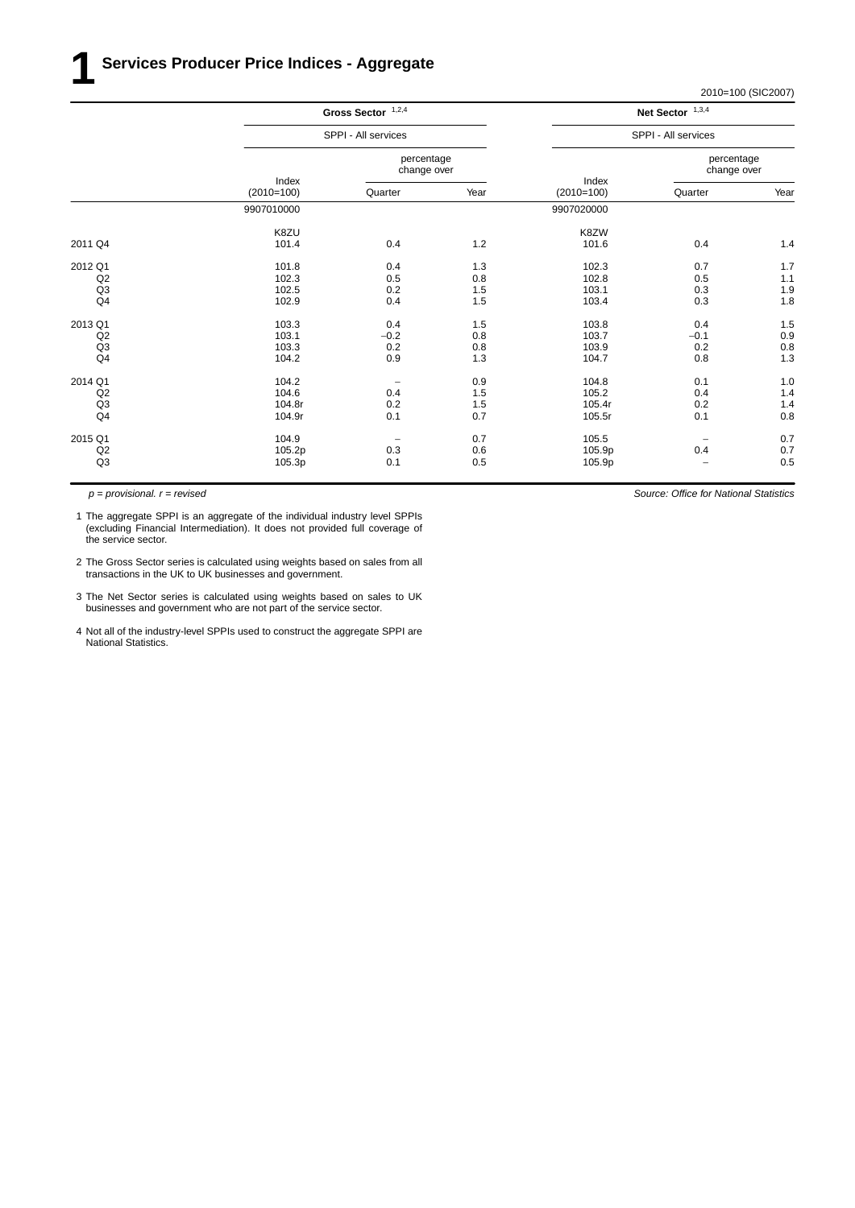# 1 Services Producer Price Indices - Aggregate

2010=100 (SIC2007)

| | Gross Sector [1,2,4] | | | Net Sector [1,3,4] | | |
|---|---|---|---|---|---|---|
| | SPPI - All services | | | SPPI - All services | | |
| | Index (2010=100) | percentage change over Quarter | percentage change over Year | Index (2010=100) | percentage change over Quarter | percentage change over Year |
| | 9907010000 | | | 9907020000 | | |
| | K8ZU | | | K8ZW | | |
| 2011 Q4 | 101.4 | 0.4 | 1.2 | 101.6 | 0.4 | 1.4 |
| 2012 Q1 | 101.8 | 0.4 | 1.3 | 102.3 | 0.7 | 1.7 |
| Q2 | 102.3 | 0.5 | 0.8 | 102.8 | 0.5 | 1.1 |
| Q3 | 102.5 | 0.2 | 1.5 | 103.1 | 0.3 | 1.9 |
| Q4 | 102.9 | 0.4 | 1.5 | 103.4 | 0.3 | 1.8 |
| 2013 Q1 | 103.3 | 0.4 | 1.5 | 103.8 | 0.4 | 1.5 |
| Q2 | 103.1 | –0.2 | 0.8 | 103.7 | –0.1 | 0.9 |
| Q3 | 103.3 | 0.2 | 0.8 | 103.9 | 0.2 | 0.8 |
| Q4 | 104.2 | 0.9 | 1.3 | 104.7 | 0.8 | 1.3 |
| 2014 Q1 | 104.2 | – | 0.9 | 104.8 | 0.1 | 1.0 |
| Q2 | 104.6 | 0.4 | 1.5 | 105.2 | 0.4 | 1.4 |
| Q3 | 104.8r | 0.2 | 1.5 | 105.4r | 0.2 | 1.4 |
| Q4 | 104.9r | 0.1 | 0.7 | 105.5r | 0.1 | 0.8 |
| 2015 Q1 | 104.9 | – | 0.7 | 105.5 | – | 0.7 |
| Q2 | 105.2p | 0.3 | 0.6 | 105.9p | 0.4 | 0.7 |
| Q3 | 105.3p | 0.1 | 0.5 | 105.9p | – | 0.5 |

*p = provisional. r = revised*

*Source: Office for National Statistics*

1 The aggregate SPPI is an aggregate of the individual industry level SPPIs (excluding Financial Intermediation). It does not provided full coverage of the service sector.

2 The Gross Sector series is calculated using weights based on sales from all transactions in the UK to UK businesses and government.

3 The Net Sector series is calculated using weights based on sales to UK businesses and government who are not part of the service sector.

4 Not all of the industry-level SPPIs used to construct the aggregate SPPI are National Statistics.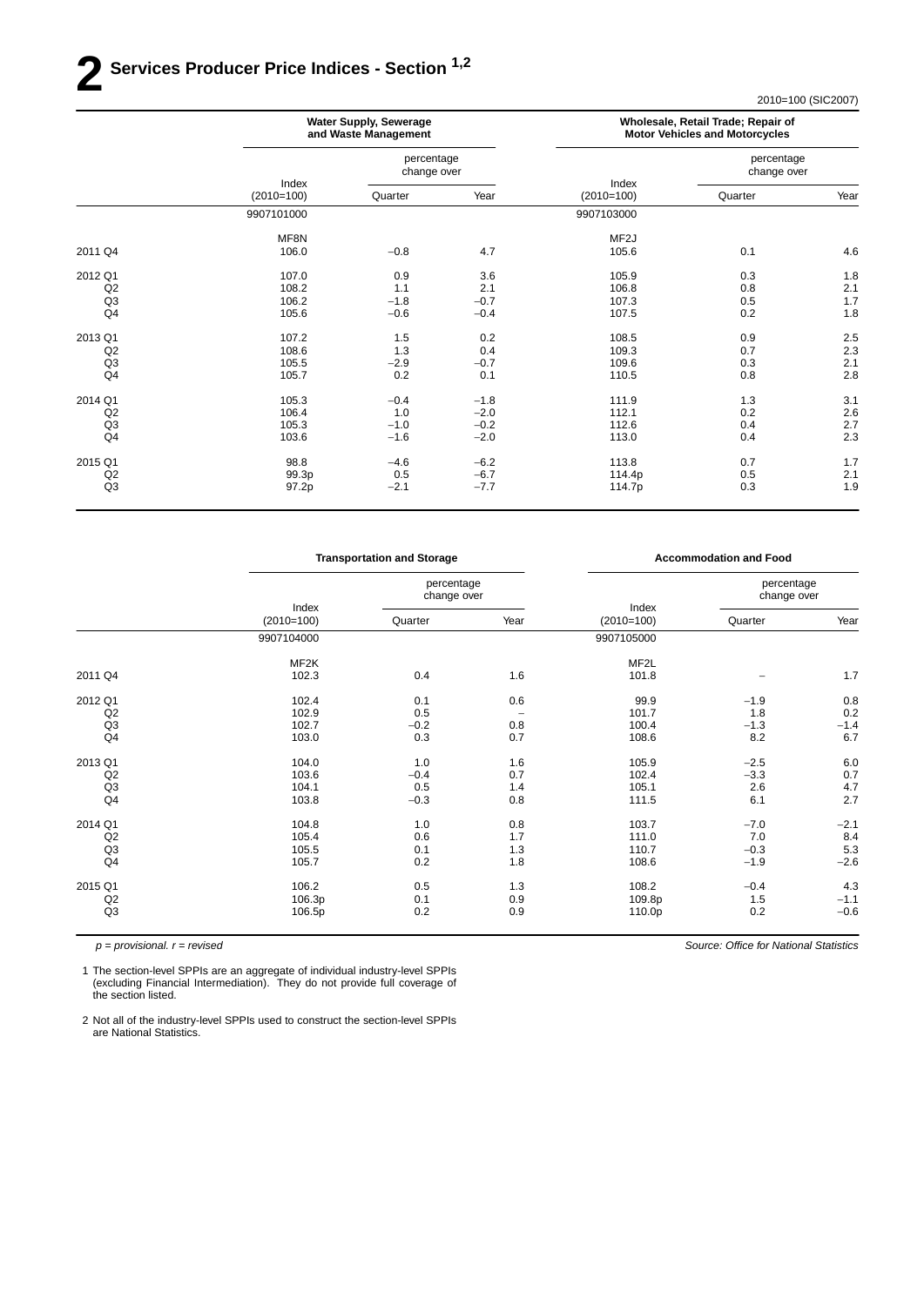# 2 Services Producer Price Indices - Section [1,2]

2010=100 (SIC2007)

| | Water Supply, Sewerage and Waste Management | | | Wholesale, Retail Trade; Repair of Motor Vehicles and Motorcycles | | |
|---|---|---|---|---|---|---|
| | Index (2010=100) | percentage change over Quarter | percentage change over Year | Index (2010=100) | percentage change over Quarter | percentage change over Year |
| | 9907101000 | | | 9907103000 | | |
| | MF8N | | | MF2J | | |
| 2011 Q4 | 106.0 | −0.8 | 4.7 | 105.6 | 0.1 | 4.6 |
| 2012 Q1 | 107.0 | 0.9 | 3.6 | 105.9 | 0.3 | 1.8 |
| Q2 | 108.2 | 1.1 | 2.1 | 106.8 | 0.8 | 2.1 |
| Q3 | 106.2 | −1.8 | −0.7 | 107.3 | 0.5 | 1.7 |
| Q4 | 105.6 | −0.6 | −0.4 | 107.5 | 0.2 | 1.8 |
| 2013 Q1 | 107.2 | 1.5 | 0.2 | 108.5 | 0.9 | 2.5 |
| Q2 | 108.6 | 1.3 | 0.4 | 109.3 | 0.7 | 2.3 |
| Q3 | 105.5 | −2.9 | −0.7 | 109.6 | 0.3 | 2.1 |
| Q4 | 105.7 | 0.2 | 0.1 | 110.5 | 0.8 | 2.8 |
| 2014 Q1 | 105.3 | −0.4 | −1.8 | 111.9 | 1.3 | 3.1 |
| Q2 | 106.4 | 1.0 | −2.0 | 112.1 | 0.2 | 2.6 |
| Q3 | 105.3 | −1.0 | −0.2 | 112.6 | 0.4 | 2.7 |
| Q4 | 103.6 | −1.6 | −2.0 | 113.0 | 0.4 | 2.3 |
| 2015 Q1 | 98.8 | −4.6 | −6.2 | 113.8 | 0.7 | 1.7 |
| Q2 | 99.3p | 0.5 | −6.7 | 114.4p | 0.5 | 2.1 |
| Q3 | 97.2p | −2.1 | −7.7 | 114.7p | 0.3 | 1.9 |

| | Transportation and Storage | | | Accommodation and Food | | |
|---|---|---|---|---|---|---|
| | Index (2010=100) | percentage change over Quarter | percentage change over Year | Index (2010=100) | percentage change over Quarter | percentage change over Year |
| | 9907104000 | | | 9907105000 | | |
| | MF2K | | | MF2L | | |
| 2011 Q4 | 102.3 | 0.4 | 1.6 | 101.8 | – | 1.7 |
| 2012 Q1 | 102.4 | 0.1 | 0.6 | 99.9 | −1.9 | 0.8 |
| Q2 | 102.9 | 0.5 | – | 101.7 | 1.8 | 0.2 |
| Q3 | 102.7 | −0.2 | 0.8 | 100.4 | −1.3 | −1.4 |
| Q4 | 103.0 | 0.3 | 0.7 | 108.6 | 8.2 | 6.7 |
| 2013 Q1 | 104.0 | 1.0 | 1.6 | 105.9 | −2.5 | 6.0 |
| Q2 | 103.6 | −0.4 | 0.7 | 102.4 | −3.3 | 0.7 |
| Q3 | 104.1 | 0.5 | 1.4 | 105.1 | 2.6 | 4.7 |
| Q4 | 103.8 | −0.3 | 0.8 | 111.5 | 6.1 | 2.7 |
| 2014 Q1 | 104.8 | 1.0 | 0.8 | 103.7 | −7.0 | −2.1 |
| Q2 | 105.4 | 0.6 | 1.7 | 111.0 | 7.0 | 8.4 |
| Q3 | 105.5 | 0.1 | 1.3 | 110.7 | −0.3 | 5.3 |
| Q4 | 105.7 | 0.2 | 1.8 | 108.6 | −1.9 | −2.6 |
| 2015 Q1 | 106.2 | 0.5 | 1.3 | 108.2 | −0.4 | 4.3 |
| Q2 | 106.3p | 0.1 | 0.9 | 109.8p | 1.5 | −1.1 |
| Q3 | 106.5p | 0.2 | 0.9 | 110.0p | 0.2 | −0.6 |

*p = provisional. r = revised*

*Source: Office for National Statistics*

1 The section-level SPPIs are an aggregate of individual industry-level SPPIs (excluding Financial Intermediation). They do not provide full coverage of the section listed.

2 Not all of the industry-level SPPIs used to construct the section-level SPPIs are National Statistics.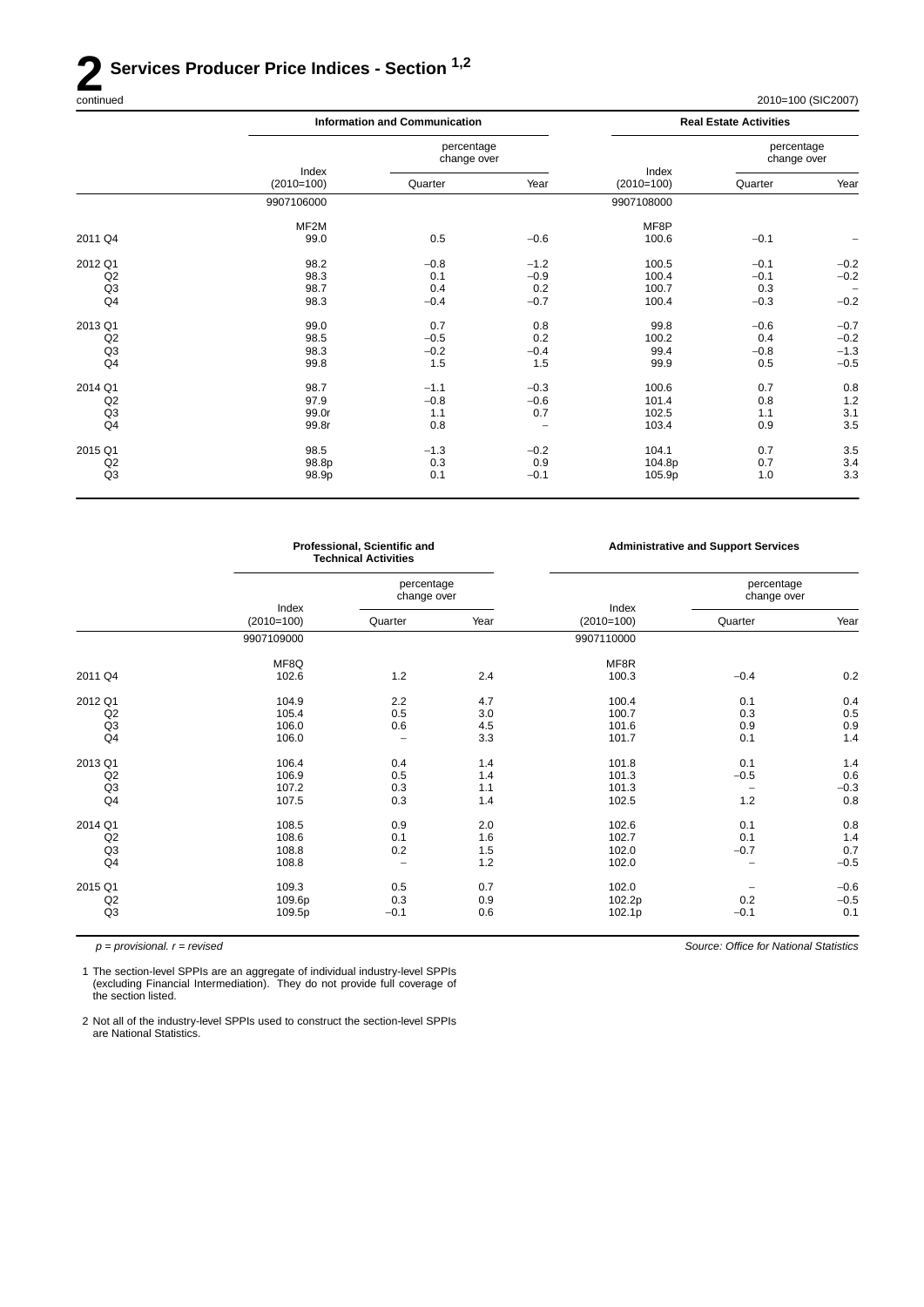# 2 Services Producer Price Indices - Section [1,2]

continued

2010=100 (SIC2007)

| | Information and Communication | | | Real Estate Activities | | |
|---|---|---|---|---|---|---|
| | Index (2010=100) | percentage change over | | Index (2010=100) | percentage change over | |
| | | Quarter | Year | | Quarter | Year |
| | 9907106000 | | | 9907108000 | | |
| | MF2M | | | MF8P | | |
| 2011 Q4 | 99.0 | 0.5 | −0.6 | 100.6 | −0.1 | – |
| 2012 Q1 | 98.2 | −0.8 | −1.2 | 100.5 | −0.1 | −0.2 |
| Q2 | 98.3 | 0.1 | −0.9 | 100.4 | −0.1 | −0.2 |
| Q3 | 98.7 | 0.4 | 0.2 | 100.7 | 0.3 | – |
| Q4 | 98.3 | −0.4 | −0.7 | 100.4 | −0.3 | −0.2 |
| 2013 Q1 | 99.0 | 0.7 | 0.8 | 99.8 | −0.6 | −0.7 |
| Q2 | 98.5 | −0.5 | 0.2 | 100.2 | 0.4 | −0.2 |
| Q3 | 98.3 | −0.2 | −0.4 | 99.4 | −0.8 | −1.3 |
| Q4 | 99.8 | 1.5 | 1.5 | 99.9 | 0.5 | −0.5 |
| 2014 Q1 | 98.7 | −1.1 | −0.3 | 100.6 | 0.7 | 0.8 |
| Q2 | 97.9 | −0.8 | −0.6 | 101.4 | 0.8 | 1.2 |
| Q3 | 99.0r | 1.1 | 0.7 | 102.5 | 1.1 | 3.1 |
| Q4 | 99.8r | 0.8 | – | 103.4 | 0.9 | 3.5 |
| 2015 Q1 | 98.5 | −1.3 | −0.2 | 104.1 | 0.7 | 3.5 |
| Q2 | 98.8p | 0.3 | 0.9 | 104.8p | 0.7 | 3.4 |
| Q3 | 98.9p | 0.1 | −0.1 | 105.9p | 1.0 | 3.3 |

| | Professional, Scientific and Technical Activities | | | Administrative and Support Services | | |
|---|---|---|---|---|---|---|
| | Index (2010=100) | percentage change over | | Index (2010=100) | percentage change over | |
| | | Quarter | Year | | Quarter | Year |
| | 9907109000 | | | 9907110000 | | |
| | MF8Q | | | MF8R | | |
| 2011 Q4 | 102.6 | 1.2 | 2.4 | 100.3 | −0.4 | 0.2 |
| 2012 Q1 | 104.9 | 2.2 | 4.7 | 100.4 | 0.1 | 0.4 |
| Q2 | 105.4 | 0.5 | 3.0 | 100.7 | 0.3 | 0.5 |
| Q3 | 106.0 | 0.6 | 4.5 | 101.6 | 0.9 | 0.9 |
| Q4 | 106.0 | – | 3.3 | 101.7 | 0.1 | 1.4 |
| 2013 Q1 | 106.4 | 0.4 | 1.4 | 101.8 | 0.1 | 1.4 |
| Q2 | 106.9 | 0.5 | 1.4 | 101.3 | −0.5 | 0.6 |
| Q3 | 107.2 | 0.3 | 1.1 | 101.3 | – | −0.3 |
| Q4 | 107.5 | 0.3 | 1.4 | 102.5 | 1.2 | 0.8 |
| 2014 Q1 | 108.5 | 0.9 | 2.0 | 102.6 | 0.1 | 0.8 |
| Q2 | 108.6 | 0.1 | 1.6 | 102.7 | 0.1 | 1.4 |
| Q3 | 108.8 | 0.2 | 1.5 | 102.0 | −0.7 | 0.7 |
| Q4 | 108.8 | – | 1.2 | 102.0 | – | −0.5 |
| 2015 Q1 | 109.3 | 0.5 | 0.7 | 102.0 | – | −0.6 |
| Q2 | 109.6p | 0.3 | 0.9 | 102.2p | 0.2 | −0.5 |
| Q3 | 109.5p | −0.1 | 0.6 | 102.1p | −0.1 | 0.1 |

*p = provisional. r = revised*

*Source: Office for National Statistics*

1 The section-level SPPIs are an aggregate of individual industry-level SPPIs (excluding Financial Intermediation). They do not provide full coverage of the section listed.

2 Not all of the industry-level SPPIs used to construct the section-level SPPIs are National Statistics.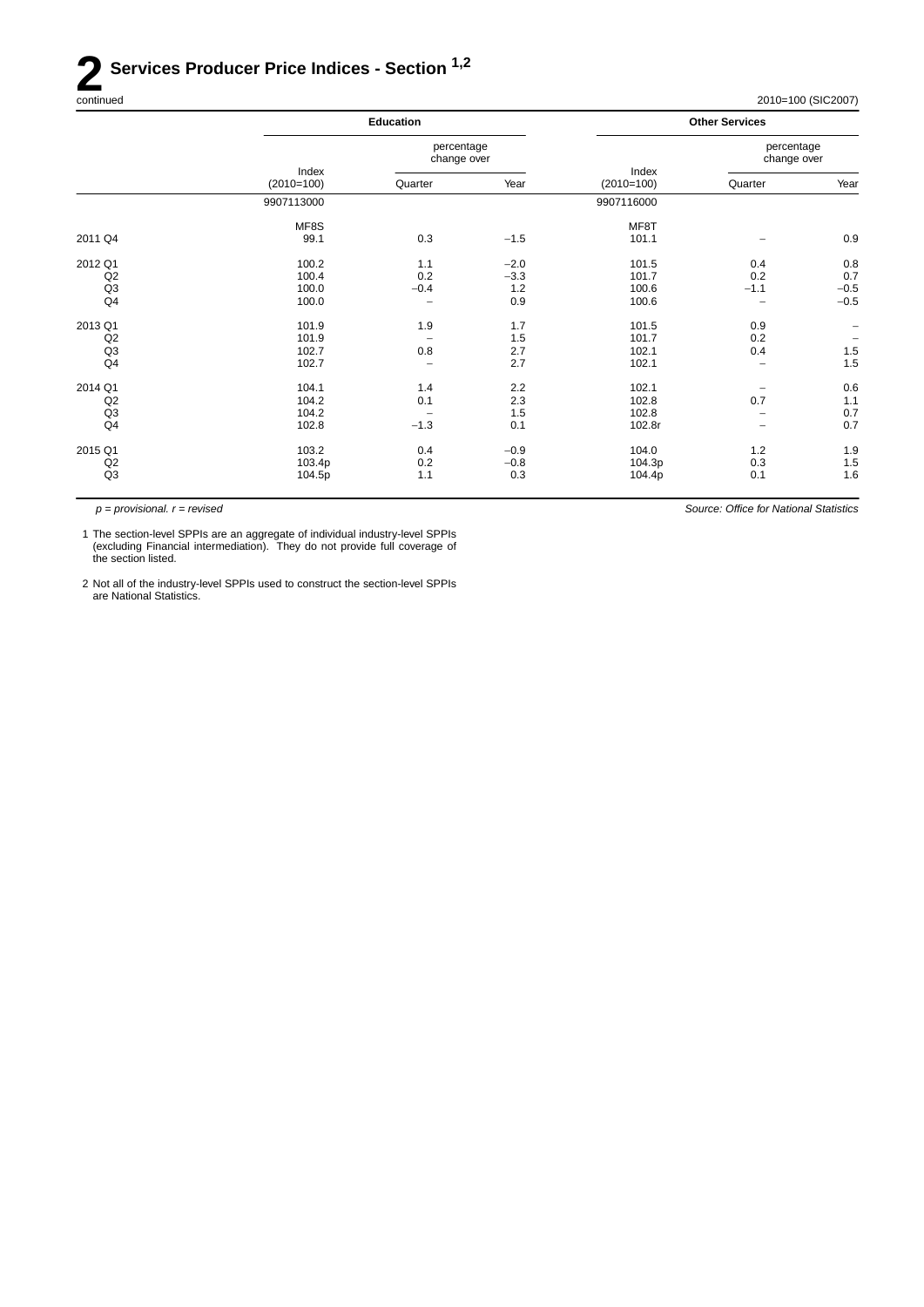# 2 Services Producer Price Indices - Section [1,2]

continued

2010=100 (SIC2007)

| | Education | | | Other Services | | |
|---|---|---|---|---|---|---|
| | | percentage change over | | | percentage change over | |
| | Index (2010=100) | Quarter | Year | Index (2010=100) | Quarter | Year |
| | 9907113000 | | | 9907116000 | | |
| | MF8S | | | MF8T | | |
| 2011 Q4 | 99.1 | 0.3 | −1.5 | 101.1 | – | 0.9 |
| 2012 Q1 | 100.2 | 1.1 | −2.0 | 101.5 | 0.4 | 0.8 |
| Q2 | 100.4 | 0.2 | −3.3 | 101.7 | 0.2 | 0.7 |
| Q3 | 100.0 | −0.4 | 1.2 | 100.6 | −1.1 | −0.5 |
| Q4 | 100.0 | – | 0.9 | 100.6 | – | −0.5 |
| 2013 Q1 | 101.9 | 1.9 | 1.7 | 101.5 | 0.9 | – |
| Q2 | 101.9 | – | 1.5 | 101.7 | 0.2 | – |
| Q3 | 102.7 | 0.8 | 2.7 | 102.1 | 0.4 | 1.5 |
| Q4 | 102.7 | – | 2.7 | 102.1 | – | 1.5 |
| 2014 Q1 | 104.1 | 1.4 | 2.2 | 102.1 | – | 0.6 |
| Q2 | 104.2 | 0.1 | 2.3 | 102.8 | 0.7 | 1.1 |
| Q3 | 104.2 | – | 1.5 | 102.8 | – | 0.7 |
| Q4 | 102.8 | −1.3 | 0.1 | 102.8r | – | 0.7 |
| 2015 Q1 | 103.2 | 0.4 | −0.9 | 104.0 | 1.2 | 1.9 |
| Q2 | 103.4p | 0.2 | −0.8 | 104.3p | 0.3 | 1.5 |
| Q3 | 104.5p | 1.1 | 0.3 | 104.4p | 0.1 | 1.6 |

*p = provisional. r = revised*

*Source: Office for National Statistics*

1 The section-level SPPIs are an aggregate of individual industry-level SPPIs (excluding Financial intermediation). They do not provide full coverage of the section listed.

2 Not all of the industry-level SPPIs used to construct the section-level SPPIs are National Statistics.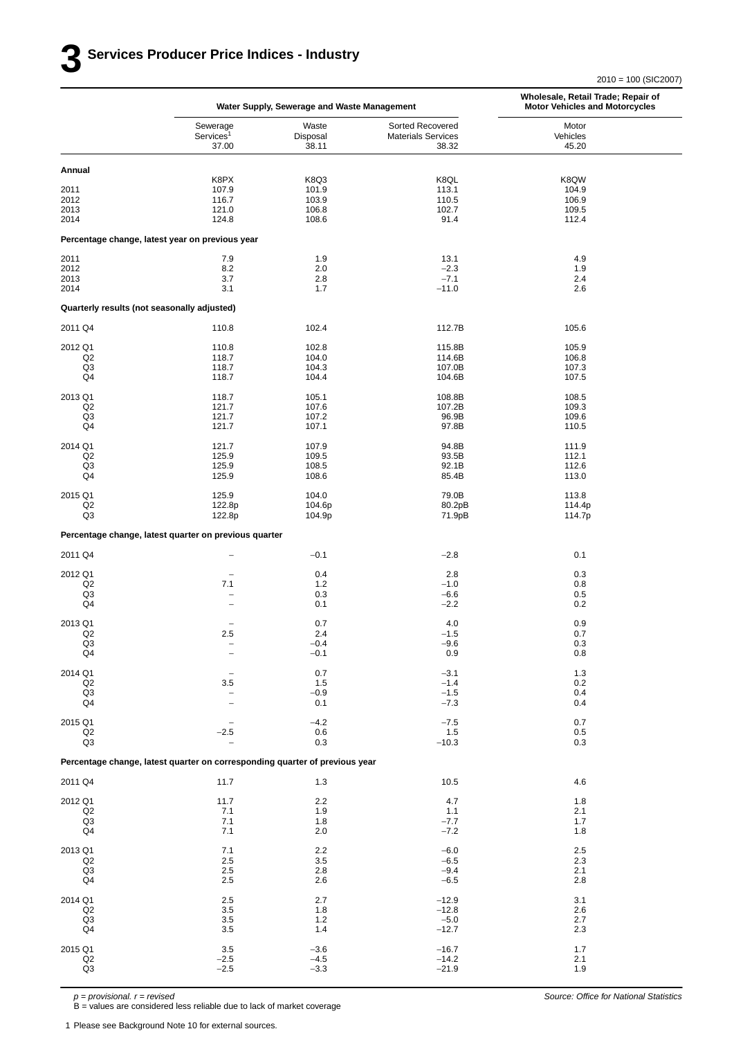# 3 Services Producer Price Indices - Industry

2010 = 100 (SIC2007)

| | Water Supply, Sewerage and Waste Management | | | Wholesale, Retail Trade; Repair of Motor Vehicles and Motorcycles |
|---|---|---|---|---|
| | Sewerage Services[1] 37.00 | Waste Disposal 38.11 | Sorted Recovered Materials Services 38.32 | Motor Vehicles 45.20 |
| **Annual** | K8PX | K8Q3 | K8QL | K8QW |
| 2011 | 107.9 | 101.9 | 113.1 | 104.9 |
| 2012 | 116.7 | 103.9 | 110.5 | 106.9 |
| 2013 | 121.0 | 106.8 | 102.7 | 109.5 |
| 2014 | 124.8 | 108.6 | 91.4 | 112.4 |
| **Percentage change, latest year on previous year** | | | | |
| 2011 | 7.9 | 1.9 | 13.1 | 4.9 |
| 2012 | 8.2 | 2.0 | −2.3 | 1.9 |
| 2013 | 3.7 | 2.8 | −7.1 | 2.4 |
| 2014 | 3.1 | 1.7 | −11.0 | 2.6 |
| **Quarterly results (not seasonally adjusted)** | | | | |
| 2011 Q4 | 110.8 | 102.4 | 112.7B | 105.6 |
| 2012 Q1 | 110.8 | 102.8 | 115.8B | 105.9 |
| Q2 | 118.7 | 104.0 | 114.6B | 106.8 |
| Q3 | 118.7 | 104.3 | 107.0B | 107.3 |
| Q4 | 118.7 | 104.4 | 104.6B | 107.5 |
| 2013 Q1 | 118.7 | 105.1 | 108.8B | 108.5 |
| Q2 | 121.7 | 107.6 | 107.2B | 109.3 |
| Q3 | 121.7 | 107.2 | 96.9B | 109.6 |
| Q4 | 121.7 | 107.1 | 97.8B | 110.5 |
| 2014 Q1 | 121.7 | 107.9 | 94.8B | 111.9 |
| Q2 | 125.9 | 109.5 | 93.5B | 112.1 |
| Q3 | 125.9 | 108.5 | 92.1B | 112.6 |
| Q4 | 125.9 | 108.6 | 85.4B | 113.0 |
| 2015 Q1 | 125.9 | 104.0 | 79.0B | 113.8 |
| Q2 | 122.8p | 104.6p | 80.2pB | 114.4p |
| Q3 | 122.8p | 104.9p | 71.9pB | 114.7p |
| **Percentage change, latest quarter on previous quarter** | | | | |
| 2011 Q4 | – | −0.1 | −2.8 | 0.1 |
| 2012 Q1 | – | 0.4 | 2.8 | 0.3 |
| Q2 | 7.1 | 1.2 | −1.0 | 0.8 |
| Q3 | – | 0.3 | −6.6 | 0.5 |
| Q4 | – | 0.1 | −2.2 | 0.2 |
| 2013 Q1 | – | 0.7 | 4.0 | 0.9 |
| Q2 | 2.5 | 2.4 | −1.5 | 0.7 |
| Q3 | – | −0.4 | −9.6 | 0.3 |
| Q4 | – | −0.1 | 0.9 | 0.8 |
| 2014 Q1 | – | 0.7 | −3.1 | 1.3 |
| Q2 | 3.5 | 1.5 | −1.4 | 0.2 |
| Q3 | – | −0.9 | −1.5 | 0.4 |
| Q4 | – | 0.1 | −7.3 | 0.4 |
| 2015 Q1 | – | −4.2 | −7.5 | 0.7 |
| Q2 | −2.5 | 0.6 | 1.5 | 0.5 |
| Q3 | – | 0.3 | −10.3 | 0.3 |
| **Percentage change, latest quarter on corresponding quarter of previous year** | | | | |
| 2011 Q4 | 11.7 | 1.3 | 10.5 | 4.6 |
| 2012 Q1 | 11.7 | 2.2 | 4.7 | 1.8 |
| Q2 | 7.1 | 1.9 | 1.1 | 2.1 |
| Q3 | 7.1 | 1.8 | −7.7 | 1.7 |
| Q4 | 7.1 | 2.0 | −7.2 | 1.8 |
| 2013 Q1 | 7.1 | 2.2 | −6.0 | 2.5 |
| Q2 | 2.5 | 3.5 | −6.5 | 2.3 |
| Q3 | 2.5 | 2.8 | −9.4 | 2.1 |
| Q4 | 2.5 | 2.6 | −6.5 | 2.8 |
| 2014 Q1 | 2.5 | 2.7 | −12.9 | 3.1 |
| Q2 | 3.5 | 1.8 | −12.8 | 2.6 |
| Q3 | 3.5 | 1.2 | −5.0 | 2.7 |
| Q4 | 3.5 | 1.4 | −12.7 | 2.3 |
| 2015 Q1 | 3.5 | −3.6 | −16.7 | 1.7 |
| Q2 | −2.5 | −4.5 | −14.2 | 2.1 |
| Q3 | −2.5 | −3.3 | −21.9 | 1.9 |

*p = provisional. r = revised*
B = values are considered less reliable due to lack of market coverage

*Source: Office for National Statistics*

1 Please see Background Note 10 for external sources.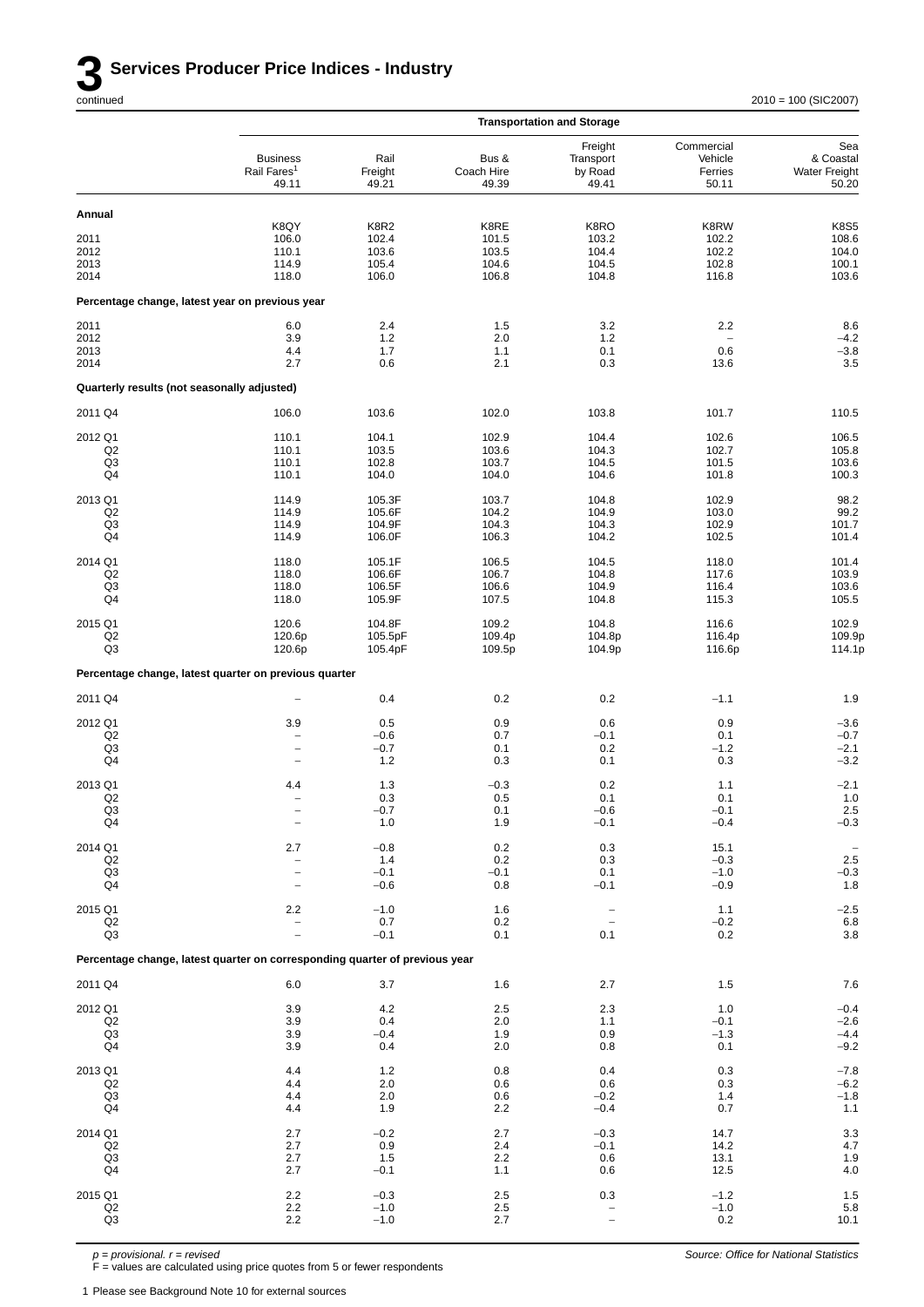# 3 Services Producer Price Indices - Industry

continued

2010 = 100 (SIC2007)

| | Transportation and Storage | | | | | |
|---|---|---|---|---|---|---|
| | Business Rail Fares[1] 49.11 | Rail Freight 49.21 | Bus & Coach Hire 49.39 | Freight Transport by Road 49.41 | Commercial Vehicle Ferries 50.11 | Sea & Coastal Water Freight 50.20 |
| **Annual** | | | | | | |
| | K8QY | K8R2 | K8RE | K8RO | K8RW | K8S5 |
| 2011 | 106.0 | 102.4 | 101.5 | 103.2 | 102.2 | 108.6 |
| 2012 | 110.1 | 103.6 | 103.5 | 104.4 | 102.2 | 104.0 |
| 2013 | 114.9 | 105.4 | 104.6 | 104.5 | 102.8 | 100.1 |
| 2014 | 118.0 | 106.0 | 106.8 | 104.8 | 116.8 | 103.6 |
| **Percentage change, latest year on previous year** | | | | | | |
| 2011 | 6.0 | 2.4 | 1.5 | 3.2 | 2.2 | 8.6 |
| 2012 | 3.9 | 1.2 | 2.0 | 1.2 | – | –4.2 |
| 2013 | 4.4 | 1.7 | 1.1 | 0.1 | 0.6 | –3.8 |
| 2014 | 2.7 | 0.6 | 2.1 | 0.3 | 13.6 | 3.5 |
| **Quarterly results (not seasonally adjusted)** | | | | | | |
| 2011 Q4 | 106.0 | 103.6 | 102.0 | 103.8 | 101.7 | 110.5 |
| 2012 Q1 | 110.1 | 104.1 | 102.9 | 104.4 | 102.6 | 106.5 |
| Q2 | 110.1 | 103.5 | 103.6 | 104.3 | 102.7 | 105.8 |
| Q3 | 110.1 | 102.8 | 103.7 | 104.5 | 101.5 | 103.6 |
| Q4 | 110.1 | 104.0 | 104.0 | 104.6 | 101.8 | 100.3 |
| 2013 Q1 | 114.9 | 105.3F | 103.7 | 104.8 | 102.9 | 98.2 |
| Q2 | 114.9 | 105.6F | 104.2 | 104.9 | 103.0 | 99.2 |
| Q3 | 114.9 | 104.9F | 104.3 | 104.3 | 102.9 | 101.7 |
| Q4 | 114.9 | 106.0F | 106.3 | 104.2 | 102.5 | 101.4 |
| 2014 Q1 | 118.0 | 105.1F | 106.5 | 104.5 | 118.0 | 101.4 |
| Q2 | 118.0 | 106.6F | 106.7 | 104.8 | 117.6 | 103.9 |
| Q3 | 118.0 | 106.5F | 106.6 | 104.9 | 116.4 | 103.6 |
| Q4 | 118.0 | 105.9F | 107.5 | 104.8 | 115.3 | 105.5 |
| 2015 Q1 | 120.6 | 104.8F | 109.2 | 104.8 | 116.6 | 102.9 |
| Q2 | 120.6p | 105.5pF | 109.4p | 104.8p | 116.4p | 109.9p |
| Q3 | 120.6p | 105.4pF | 109.5p | 104.9p | 116.6p | 114.1p |
| **Percentage change, latest quarter on previous quarter** | | | | | | |
| 2011 Q4 | – | 0.4 | 0.2 | 0.2 | –1.1 | 1.9 |
| 2012 Q1 | 3.9 | 0.5 | 0.9 | 0.6 | 0.9 | –3.6 |
| Q2 | – | –0.6 | 0.7 | –0.1 | 0.1 | –0.7 |
| Q3 | – | –0.7 | 0.1 | 0.2 | –1.2 | –2.1 |
| Q4 | – | 1.2 | 0.3 | 0.1 | 0.3 | –3.2 |
| 2013 Q1 | 4.4 | 1.3 | –0.3 | 0.2 | 1.1 | –2.1 |
| Q2 | – | 0.3 | 0.5 | 0.1 | 0.1 | 1.0 |
| Q3 | – | –0.7 | 0.1 | –0.6 | –0.1 | 2.5 |
| Q4 | – | 1.0 | 1.9 | –0.1 | –0.4 | –0.3 |
| 2014 Q1 | 2.7 | –0.8 | 0.2 | 0.3 | 15.1 | – |
| Q2 | – | 1.4 | 0.2 | 0.3 | –0.3 | 2.5 |
| Q3 | – | –0.1 | –0.1 | 0.1 | –1.0 | –0.3 |
| Q4 | – | –0.6 | 0.8 | –0.1 | –0.9 | 1.8 |
| 2015 Q1 | 2.2 | –1.0 | 1.6 | – | 1.1 | –2.5 |
| Q2 | – | 0.7 | 0.2 | – | –0.2 | 6.8 |
| Q3 | – | –0.1 | 0.1 | 0.1 | 0.2 | 3.8 |
| **Percentage change, latest quarter on corresponding quarter of previous year** | | | | | | |
| 2011 Q4 | 6.0 | 3.7 | 1.6 | 2.7 | 1.5 | 7.6 |
| 2012 Q1 | 3.9 | 4.2 | 2.5 | 2.3 | 1.0 | –0.4 |
| Q2 | 3.9 | 0.4 | 2.0 | 1.1 | –0.1 | –2.6 |
| Q3 | 3.9 | –0.4 | 1.9 | 0.9 | –1.3 | –4.4 |
| Q4 | 3.9 | 0.4 | 2.0 | 0.8 | 0.1 | –9.2 |
| 2013 Q1 | 4.4 | 1.2 | 0.8 | 0.4 | 0.3 | –7.8 |
| Q2 | 4.4 | 2.0 | 0.6 | 0.6 | 0.3 | –6.2 |
| Q3 | 4.4 | 2.0 | 0.6 | –0.2 | 1.4 | –1.8 |
| Q4 | 4.4 | 1.9 | 2.2 | –0.4 | 0.7 | 1.1 |
| 2014 Q1 | 2.7 | –0.2 | 2.7 | –0.3 | 14.7 | 3.3 |
| Q2 | 2.7 | 0.9 | 2.4 | –0.1 | 14.2 | 4.7 |
| Q3 | 2.7 | 1.5 | 2.2 | 0.6 | 13.1 | 1.9 |
| Q4 | 2.7 | –0.1 | 1.1 | 0.6 | 12.5 | 4.0 |
| 2015 Q1 | 2.2 | –0.3 | 2.5 | 0.3 | –1.2 | 1.5 |
| Q2 | 2.2 | –1.0 | 2.5 | – | –1.0 | 5.8 |
| Q3 | 2.2 | –1.0 | 2.7 | – | 0.2 | 10.1 |

*p = provisional. r = revised*

F = values are calculated using price quotes from 5 or fewer respondents

*Source: Office for National Statistics*

1 Please see Background Note 10 for external sources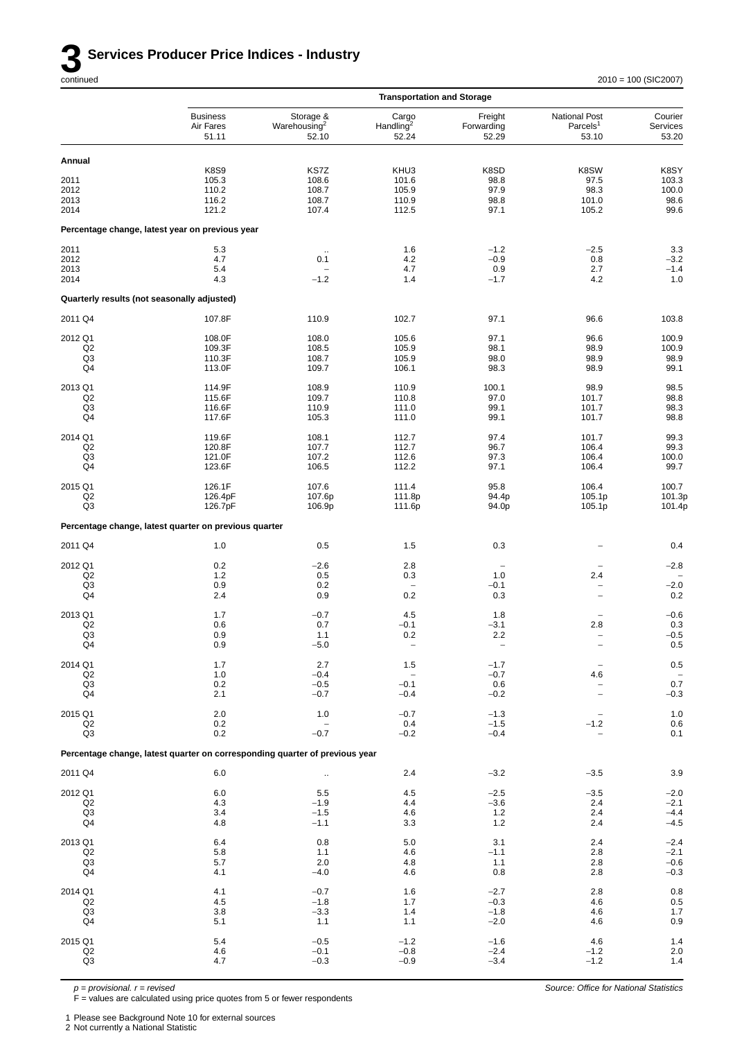# 3 Services Producer Price Indices - Industry

continued

2010 = 100 (SIC2007)

| | Transportation and Storage | | | | | |
|---|---|---|---|---|---|---|
| | Business Air Fares 51.11 | Storage & Warehousing[2] 52.10 | Cargo Handling[2] 52.24 | Freight Forwarding 52.29 | National Post Parcels[1] 53.10 | Courier Services 53.20 |
| **Annual** | | | | | | |
| | K8S9 | KS7Z | KHU3 | K8SD | K8SW | K8SY |
| 2011 | 105.3 | 108.6 | 101.6 | 98.8 | 97.5 | 103.3 |
| 2012 | 110.2 | 108.7 | 105.9 | 97.9 | 98.3 | 100.0 |
| 2013 | 116.2 | 108.7 | 110.9 | 98.8 | 101.0 | 98.6 |
| 2014 | 121.2 | 107.4 | 112.5 | 97.1 | 105.2 | 99.6 |
| **Percentage change, latest year on previous year** | | | | | | |
| 2011 | 5.3 | .. | 1.6 | −1.2 | −2.5 | 3.3 |
| 2012 | 4.7 | 0.1 | 4.2 | −0.9 | 0.8 | −3.2 |
| 2013 | 5.4 | – | 4.7 | 0.9 | 2.7 | −1.4 |
| 2014 | 4.3 | −1.2 | 1.4 | −1.7 | 4.2 | 1.0 |
| **Quarterly results (not seasonally adjusted)** | | | | | | |
| 2011 Q4 | 107.8F | 110.9 | 102.7 | 97.1 | 96.6 | 103.8 |
| 2012 Q1 | 108.0F | 108.0 | 105.6 | 97.1 | 96.6 | 100.9 |
| Q2 | 109.3F | 108.5 | 105.9 | 98.1 | 98.9 | 100.9 |
| Q3 | 110.3F | 108.7 | 105.9 | 98.0 | 98.9 | 98.9 |
| Q4 | 113.0F | 109.7 | 106.1 | 98.3 | 98.9 | 99.1 |
| 2013 Q1 | 114.9F | 108.9 | 110.9 | 100.1 | 98.9 | 98.5 |
| Q2 | 115.6F | 109.7 | 110.8 | 97.0 | 101.7 | 98.8 |
| Q3 | 116.6F | 110.9 | 111.0 | 99.1 | 101.7 | 98.3 |
| Q4 | 117.6F | 105.3 | 111.0 | 99.1 | 101.7 | 98.8 |
| 2014 Q1 | 119.6F | 108.1 | 112.7 | 97.4 | 101.7 | 99.3 |
| Q2 | 120.8F | 107.7 | 112.7 | 96.7 | 106.4 | 99.3 |
| Q3 | 121.0F | 107.2 | 112.6 | 97.3 | 106.4 | 100.0 |
| Q4 | 123.6F | 106.5 | 112.2 | 97.1 | 106.4 | 99.7 |
| 2015 Q1 | 126.1F | 107.6 | 111.4 | 95.8 | 106.4 | 100.7 |
| Q2 | 126.4pF | 107.6p | 111.8p | 94.4p | 105.1p | 101.3p |
| Q3 | 126.7pF | 106.9p | 111.6p | 94.0p | 105.1p | 101.4p |
| **Percentage change, latest quarter on previous quarter** | | | | | | |
| 2011 Q4 | 1.0 | 0.5 | 1.5 | 0.3 | – | 0.4 |
| 2012 Q1 | 0.2 | −2.6 | 2.8 | – | – | −2.8 |
| Q2 | 1.2 | 0.5 | 0.3 | 1.0 | 2.4 | – |
| Q3 | 0.9 | 0.2 | – | −0.1 | – | −2.0 |
| Q4 | 2.4 | 0.9 | 0.2 | 0.3 | – | 0.2 |
| 2013 Q1 | 1.7 | −0.7 | 4.5 | 1.8 | – | −0.6 |
| Q2 | 0.6 | 0.7 | −0.1 | −3.1 | 2.8 | 0.3 |
| Q3 | 0.9 | 1.1 | 0.2 | 2.2 | – | −0.5 |
| Q4 | 0.9 | −5.0 | – | – | – | 0.5 |
| 2014 Q1 | 1.7 | 2.7 | 1.5 | −1.7 | – | 0.5 |
| Q2 | 1.0 | −0.4 | – | −0.7 | 4.6 | – |
| Q3 | 0.2 | −0.5 | −0.1 | 0.6 | – | 0.7 |
| Q4 | 2.1 | −0.7 | −0.4 | −0.2 | – | −0.3 |
| 2015 Q1 | 2.0 | 1.0 | −0.7 | −1.3 | – | 1.0 |
| Q2 | 0.2 | – | 0.4 | −1.5 | −1.2 | 0.6 |
| Q3 | 0.2 | −0.7 | −0.2 | −0.4 | – | 0.1 |
| **Percentage change, latest quarter on corresponding quarter of previous year** | | | | | | |
| 2011 Q4 | 6.0 | .. | 2.4 | −3.2 | −3.5 | 3.9 |
| 2012 Q1 | 6.0 | 5.5 | 4.5 | −2.5 | −3.5 | −2.0 |
| Q2 | 4.3 | −1.9 | 4.4 | −3.6 | 2.4 | −2.1 |
| Q3 | 3.4 | −1.5 | 4.6 | 1.2 | 2.4 | −4.4 |
| Q4 | 4.8 | −1.1 | 3.3 | 1.2 | 2.4 | −4.5 |
| 2013 Q1 | 6.4 | 0.8 | 5.0 | 3.1 | 2.4 | −2.4 |
| Q2 | 5.8 | 1.1 | 4.6 | −1.1 | 2.8 | −2.1 |
| Q3 | 5.7 | 2.0 | 4.8 | 1.1 | 2.8 | −0.6 |
| Q4 | 4.1 | −4.0 | 4.6 | 0.8 | 2.8 | −0.3 |
| 2014 Q1 | 4.1 | −0.7 | 1.6 | −2.7 | 2.8 | 0.8 |
| Q2 | 4.5 | −1.8 | 1.7 | −0.3 | 4.6 | 0.5 |
| Q3 | 3.8 | −3.3 | 1.4 | −1.8 | 4.6 | 1.7 |
| Q4 | 5.1 | 1.1 | 1.1 | −2.0 | 4.6 | 0.9 |
| 2015 Q1 | 5.4 | −0.5 | −1.2 | −1.6 | 4.6 | 1.4 |
| Q2 | 4.6 | −0.1 | −0.8 | −2.4 | −1.2 | 2.0 |
| Q3 | 4.7 | −0.3 | −0.9 | −3.4 | −1.2 | 1.4 |

*p = provisional. r = revised*

F = values are calculated using price quotes from 5 or fewer respondents

*Source: Office for National Statistics*

1 Please see Background Note 10 for external sources

2 Not currently a National Statistic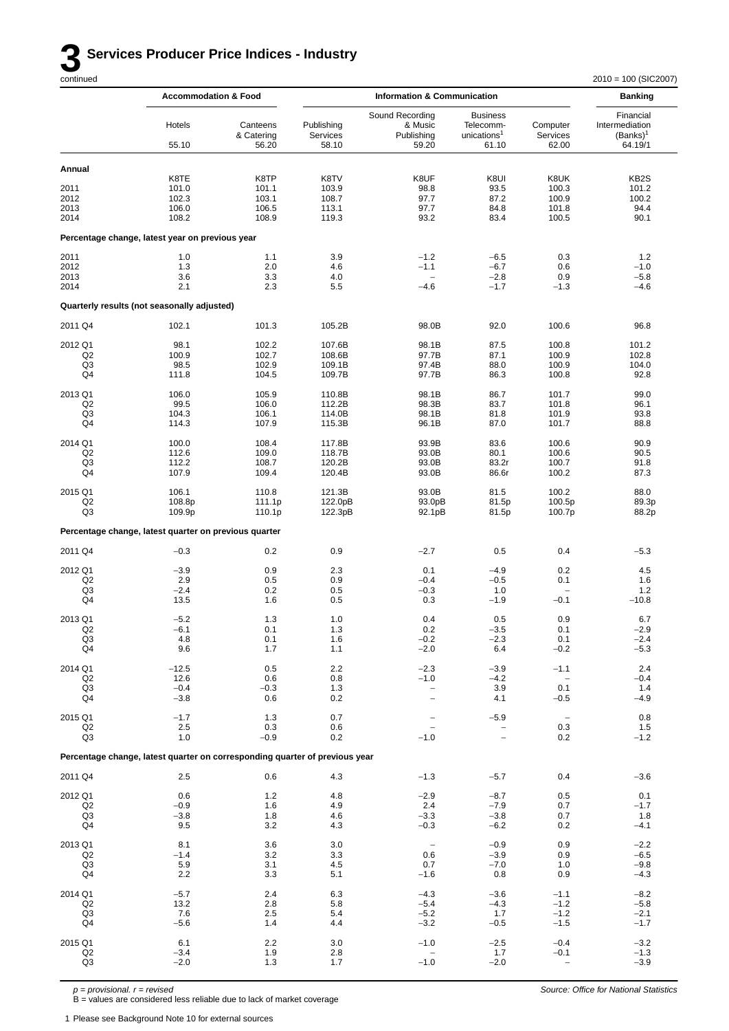# 3 Services Producer Price Indices - Industry

continued

2010 = 100 (SIC2007)

| | Accommodation & Food | | Information & Communication | | | | Banking |
|---|---|---|---|---|---|---|---|
| | Hotels | Canteens & Catering | Publishing Services | Sound Recording & Music Publishing | Business Telecomm-unications[1] | Computer Services | Financial Intermediation (Banks)[1] |
| | 55.10 | 56.20 | 58.10 | 59.20 | 61.10 | 62.00 | 64.19/1 |
| **Annual** | | | | | | | |
| | K8TE | K8TP | K8TV | K8UF | K8UI | K8UK | KB2S |
| 2011 | 101.0 | 101.1 | 103.9 | 98.8 | 93.5 | 100.3 | 101.2 |
| 2012 | 102.3 | 103.1 | 108.7 | 97.7 | 87.2 | 100.9 | 100.2 |
| 2013 | 106.0 | 106.5 | 113.1 | 97.7 | 84.8 | 101.8 | 94.4 |
| 2014 | 108.2 | 108.9 | 119.3 | 93.2 | 83.4 | 100.5 | 90.1 |
| **Percentage change, latest year on previous year** | | | | | | | |
| 2011 | 1.0 | 1.1 | 3.9 | −1.2 | −6.5 | 0.3 | 1.2 |
| 2012 | 1.3 | 2.0 | 4.6 | −1.1 | −6.7 | 0.6 | −1.0 |
| 2013 | 3.6 | 3.3 | 4.0 | – | −2.8 | 0.9 | −5.8 |
| 2014 | 2.1 | 2.3 | 5.5 | −4.6 | −1.7 | −1.3 | −4.6 |
| **Quarterly results (not seasonally adjusted)** | | | | | | | |
| 2011 Q4 | 102.1 | 101.3 | 105.2B | 98.0B | 92.0 | 100.6 | 96.8 |
| 2012 Q1 | 98.1 | 102.2 | 107.6B | 98.1B | 87.5 | 100.8 | 101.2 |
| Q2 | 100.9 | 102.7 | 108.6B | 97.7B | 87.1 | 100.9 | 102.8 |
| Q3 | 98.5 | 102.9 | 109.1B | 97.4B | 88.0 | 100.9 | 104.0 |
| Q4 | 111.8 | 104.5 | 109.7B | 97.7B | 86.3 | 100.8 | 92.8 |
| 2013 Q1 | 106.0 | 105.9 | 110.8B | 98.1B | 86.7 | 101.7 | 99.0 |
| Q2 | 99.5 | 106.0 | 112.2B | 98.3B | 83.7 | 101.8 | 96.1 |
| Q3 | 104.3 | 106.1 | 114.0B | 98.1B | 81.8 | 101.9 | 93.8 |
| Q4 | 114.3 | 107.9 | 115.3B | 96.1B | 87.0 | 101.7 | 88.8 |
| 2014 Q1 | 100.0 | 108.4 | 117.8B | 93.9B | 83.6 | 100.6 | 90.9 |
| Q2 | 112.6 | 109.0 | 118.7B | 93.0B | 80.1 | 100.6 | 90.5 |
| Q3 | 112.2 | 108.7 | 120.2B | 93.0B | 83.2r | 100.7 | 91.8 |
| Q4 | 107.9 | 109.4 | 120.4B | 93.0B | 86.6r | 100.2 | 87.3 |
| 2015 Q1 | 106.1 | 110.8 | 121.3B | 93.0B | 81.5 | 100.2 | 88.0 |
| Q2 | 108.8p | 111.1p | 122.0pB | 93.0pB | 81.5p | 100.5p | 89.3p |
| Q3 | 109.9p | 110.1p | 122.3pB | 92.1pB | 81.5p | 100.7p | 88.2p |
| **Percentage change, latest quarter on previous quarter** | | | | | | | |
| 2011 Q4 | −0.3 | 0.2 | 0.9 | −2.7 | 0.5 | 0.4 | −5.3 |
| 2012 Q1 | −3.9 | 0.9 | 2.3 | 0.1 | −4.9 | 0.2 | 4.5 |
| Q2 | 2.9 | 0.5 | 0.9 | −0.4 | −0.5 | 0.1 | 1.6 |
| Q3 | −2.4 | 0.2 | 0.5 | −0.3 | 1.0 | – | 1.2 |
| Q4 | 13.5 | 1.6 | 0.5 | 0.3 | −1.9 | −0.1 | −10.8 |
| 2013 Q1 | −5.2 | 1.3 | 1.0 | 0.4 | 0.5 | 0.9 | 6.7 |
| Q2 | −6.1 | 0.1 | 1.3 | 0.2 | −3.5 | 0.1 | −2.9 |
| Q3 | 4.8 | 0.1 | 1.6 | −0.2 | −2.3 | 0.1 | −2.4 |
| Q4 | 9.6 | 1.7 | 1.1 | −2.0 | 6.4 | −0.2 | −5.3 |
| 2014 Q1 | −12.5 | 0.5 | 2.2 | −2.3 | −3.9 | −1.1 | 2.4 |
| Q2 | 12.6 | 0.6 | 0.8 | −1.0 | −4.2 | – | −0.4 |
| Q3 | −0.4 | −0.3 | 1.3 | – | 3.9 | 0.1 | 1.4 |
| Q4 | −3.8 | 0.6 | 0.2 | – | 4.1 | −0.5 | −4.9 |
| 2015 Q1 | −1.7 | 1.3 | 0.7 | – | −5.9 | – | 0.8 |
| Q2 | 2.5 | 0.3 | 0.6 | – | – | 0.3 | 1.5 |
| Q3 | 1.0 | −0.9 | 0.2 | −1.0 | – | 0.2 | −1.2 |
| **Percentage change, latest quarter on corresponding quarter of previous year** | | | | | | | |
| 2011 Q4 | 2.5 | 0.6 | 4.3 | −1.3 | −5.7 | 0.4 | −3.6 |
| 2012 Q1 | 0.6 | 1.2 | 4.8 | −2.9 | −8.7 | 0.5 | 0.1 |
| Q2 | −0.9 | 1.6 | 4.9 | 2.4 | −7.9 | 0.7 | −1.7 |
| Q3 | −3.8 | 1.8 | 4.6 | −3.3 | −3.8 | 0.7 | 1.8 |
| Q4 | 9.5 | 3.2 | 4.3 | −0.3 | −6.2 | 0.2 | −4.1 |
| 2013 Q1 | 8.1 | 3.6 | 3.0 | – | −0.9 | 0.9 | −2.2 |
| Q2 | −1.4 | 3.2 | 3.3 | 0.6 | −3.9 | 0.9 | −6.5 |
| Q3 | 5.9 | 3.1 | 4.5 | 0.7 | −7.0 | 1.0 | −9.8 |
| Q4 | 2.2 | 3.3 | 5.1 | −1.6 | 0.8 | 0.9 | −4.3 |
| 2014 Q1 | −5.7 | 2.4 | 6.3 | −4.3 | −3.6 | −1.1 | −8.2 |
| Q2 | 13.2 | 2.8 | 5.8 | −5.4 | −4.3 | −1.2 | −5.8 |
| Q3 | 7.6 | 2.5 | 5.4 | −5.2 | 1.7 | −1.2 | −2.1 |
| Q4 | −5.6 | 1.4 | 4.4 | −3.2 | −0.5 | −1.5 | −1.7 |
| 2015 Q1 | 6.1 | 2.2 | 3.0 | −1.0 | −2.5 | −0.4 | −3.2 |
| Q2 | −3.4 | 1.9 | 2.8 | – | 1.7 | −0.1 | −1.3 |
| Q3 | −2.0 | 1.3 | 1.7 | −1.0 | −2.0 | – | −3.9 |

*p = provisional. r = revised*
B = values are considered less reliable due to lack of market coverage

*Source: Office for National Statistics*

1 Please see Background Note 10 for external sources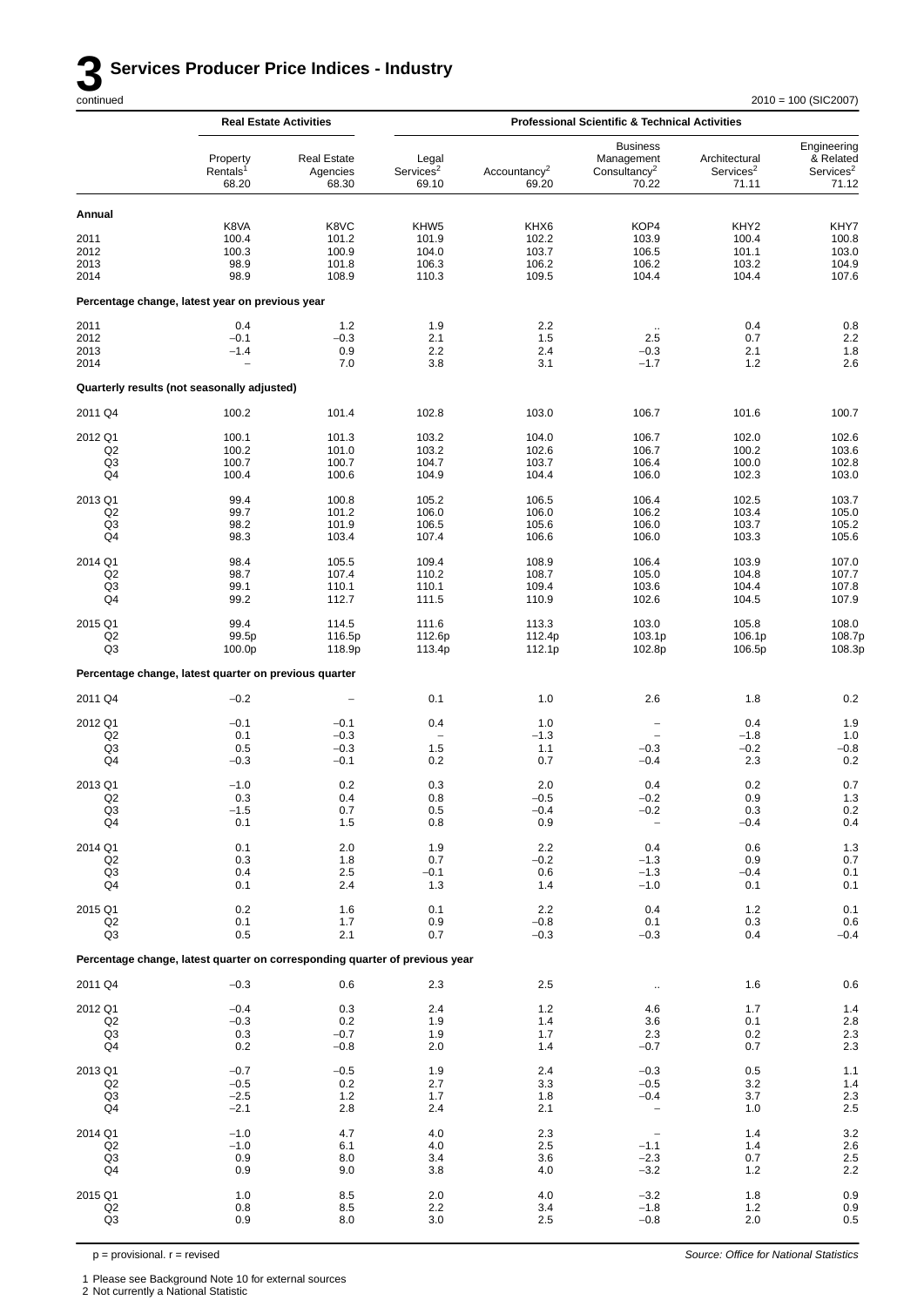# 3 Services Producer Price Indices - Industry

continued

2010 = 100 (SIC2007)

| | Real Estate Activities | | Professional Scientific & Technical Activities | | | | |
|---|---|---|---|---|---|---|---|
| | Property Rentals[1] 68.20 | Real Estate Agencies 68.30 | Legal Services[2] 69.10 | Accountancy[2] 69.20 | Business Management Consultancy[2] 70.22 | Architectural Services[2] 71.11 | Engineering & Related Services[2] 71.12 |
| **Annual** | | | | | | | |
| | K8VA | K8VC | KHW5 | KHX6 | KOP4 | KHY2 | KHY7 |
| 2011 | 100.4 | 101.2 | 101.9 | 102.2 | 103.9 | 100.4 | 100.8 |
| 2012 | 100.3 | 100.9 | 104.0 | 103.7 | 106.5 | 101.1 | 103.0 |
| 2013 | 98.9 | 101.8 | 106.3 | 106.2 | 106.2 | 103.2 | 104.9 |
| 2014 | 98.9 | 108.9 | 110.3 | 109.5 | 104.4 | 104.4 | 107.6 |
| **Percentage change, latest year on previous year** | | | | | | | |
| 2011 | 0.4 | 1.2 | 1.9 | 2.2 | .. | 0.4 | 0.8 |
| 2012 | −0.1 | −0.3 | 2.1 | 1.5 | 2.5 | 0.7 | 2.2 |
| 2013 | −1.4 | 0.9 | 2.2 | 2.4 | −0.3 | 2.1 | 1.8 |
| 2014 | – | 7.0 | 3.8 | 3.1 | −1.7 | 1.2 | 2.6 |
| **Quarterly results (not seasonally adjusted)** | | | | | | | |
| 2011 Q4 | 100.2 | 101.4 | 102.8 | 103.0 | 106.7 | 101.6 | 100.7 |
| 2012 Q1 | 100.1 | 101.3 | 103.2 | 104.0 | 106.7 | 102.0 | 102.6 |
| Q2 | 100.2 | 101.0 | 103.2 | 102.6 | 106.7 | 100.2 | 103.6 |
| Q3 | 100.7 | 100.7 | 104.7 | 103.7 | 106.4 | 100.0 | 102.8 |
| Q4 | 100.4 | 100.6 | 104.9 | 104.4 | 106.0 | 102.3 | 103.0 |
| 2013 Q1 | 99.4 | 100.8 | 105.2 | 106.5 | 106.4 | 102.5 | 103.7 |
| Q2 | 99.7 | 101.2 | 106.0 | 106.0 | 106.2 | 103.4 | 105.0 |
| Q3 | 98.2 | 101.9 | 106.5 | 105.6 | 106.0 | 103.7 | 105.2 |
| Q4 | 98.3 | 103.4 | 107.4 | 106.6 | 106.0 | 103.3 | 105.6 |
| 2014 Q1 | 98.4 | 105.5 | 109.4 | 108.9 | 106.4 | 103.9 | 107.0 |
| Q2 | 98.7 | 107.4 | 110.2 | 108.7 | 105.0 | 104.8 | 107.7 |
| Q3 | 99.1 | 110.1 | 110.1 | 109.4 | 103.6 | 104.4 | 107.8 |
| Q4 | 99.2 | 112.7 | 111.5 | 110.9 | 102.6 | 104.5 | 107.9 |
| 2015 Q1 | 99.4 | 114.5 | 111.6 | 113.3 | 103.0 | 105.8 | 108.0 |
| Q2 | 99.5p | 116.5p | 112.6p | 112.4p | 103.1p | 106.1p | 108.7p |
| Q3 | 100.0p | 118.9p | 113.4p | 112.1p | 102.8p | 106.5p | 108.3p |
| **Percentage change, latest quarter on previous quarter** | | | | | | | |
| 2011 Q4 | −0.2 | – | 0.1 | 1.0 | 2.6 | 1.8 | 0.2 |
| 2012 Q1 | −0.1 | −0.1 | 0.4 | 1.0 | – | 0.4 | 1.9 |
| Q2 | 0.1 | −0.3 | – | −1.3 | – | −1.8 | 1.0 |
| Q3 | 0.5 | −0.3 | 1.5 | 1.1 | −0.3 | −0.2 | −0.8 |
| Q4 | −0.3 | −0.1 | 0.2 | 0.7 | −0.4 | 2.3 | 0.2 |
| 2013 Q1 | −1.0 | 0.2 | 0.3 | 2.0 | 0.4 | 0.2 | 0.7 |
| Q2 | 0.3 | 0.4 | 0.8 | −0.5 | −0.2 | 0.9 | 1.3 |
| Q3 | −1.5 | 0.7 | 0.5 | −0.4 | −0.2 | 0.3 | 0.2 |
| Q4 | 0.1 | 1.5 | 0.8 | 0.9 | – | −0.4 | 0.4 |
| 2014 Q1 | 0.1 | 2.0 | 1.9 | 2.2 | 0.4 | 0.6 | 1.3 |
| Q2 | 0.3 | 1.8 | 0.7 | −0.2 | −1.3 | 0.9 | 0.7 |
| Q3 | 0.4 | 2.5 | −0.1 | 0.6 | −1.3 | −0.4 | 0.1 |
| Q4 | 0.1 | 2.4 | 1.3 | 1.4 | −1.0 | 0.1 | 0.1 |
| 2015 Q1 | 0.2 | 1.6 | 0.1 | 2.2 | 0.4 | 1.2 | 0.1 |
| Q2 | 0.1 | 1.7 | 0.9 | −0.8 | 0.1 | 0.3 | 0.6 |
| Q3 | 0.5 | 2.1 | 0.7 | −0.3 | −0.3 | 0.4 | −0.4 |
| **Percentage change, latest quarter on corresponding quarter of previous year** | | | | | | | |
| 2011 Q4 | −0.3 | 0.6 | 2.3 | 2.5 | .. | 1.6 | 0.6 |
| 2012 Q1 | −0.4 | 0.3 | 2.4 | 1.2 | 4.6 | 1.7 | 1.4 |
| Q2 | −0.3 | 0.2 | 1.9 | 1.4 | 3.6 | 0.1 | 2.8 |
| Q3 | 0.3 | −0.7 | 1.9 | 1.7 | 2.3 | 0.2 | 2.3 |
| Q4 | 0.2 | −0.8 | 2.0 | 1.4 | −0.7 | 0.7 | 2.3 |
| 2013 Q1 | −0.7 | −0.5 | 1.9 | 2.4 | −0.3 | 0.5 | 1.1 |
| Q2 | −0.5 | 0.2 | 2.7 | 3.3 | −0.5 | 3.2 | 1.4 |
| Q3 | −2.5 | 1.2 | 1.7 | 1.8 | −0.4 | 3.7 | 2.3 |
| Q4 | −2.1 | 2.8 | 2.4 | 2.1 | – | 1.0 | 2.5 |
| 2014 Q1 | −1.0 | 4.7 | 4.0 | 2.3 | – | 1.4 | 3.2 |
| Q2 | −1.0 | 6.1 | 4.0 | 2.5 | −1.1 | 1.4 | 2.6 |
| Q3 | 0.9 | 8.0 | 3.4 | 3.6 | −2.3 | 0.7 | 2.5 |
| Q4 | 0.9 | 9.0 | 3.8 | 4.0 | −3.2 | 1.2 | 2.2 |
| 2015 Q1 | 1.0 | 8.5 | 2.0 | 4.0 | −3.2 | 1.8 | 0.9 |
| Q2 | 0.8 | 8.5 | 2.2 | 3.4 | −1.8 | 1.2 | 0.9 |
| Q3 | 0.9 | 8.0 | 3.0 | 2.5 | −0.8 | 2.0 | 0.5 |

p = provisional. r = revised

*Source: Office for National Statistics*

1 Please see Background Note 10 for external sources
2 Not currently a National Statistic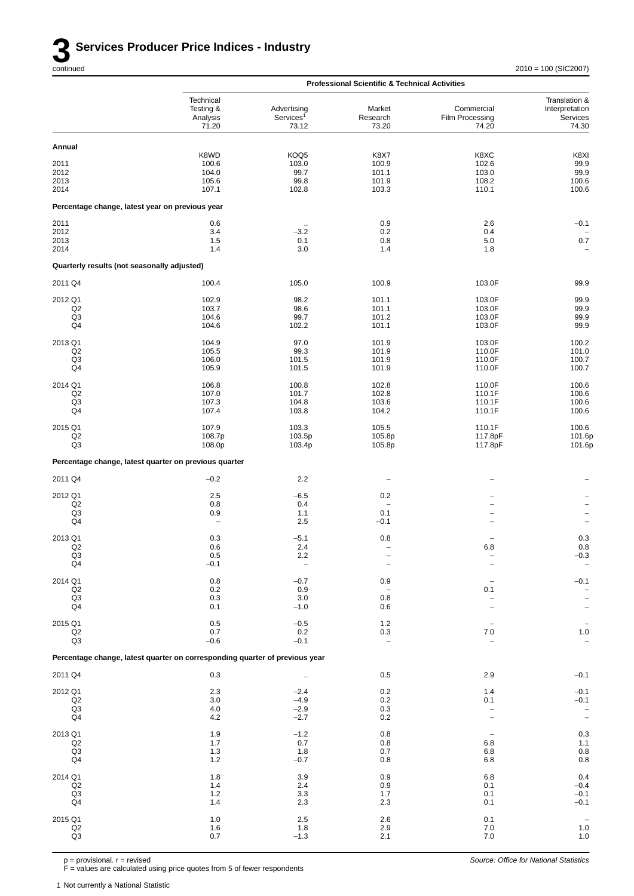# 3 Services Producer Price Indices - Industry

continued

2010 = 100 (SIC2007)

| | Professional Scientific & Technical Activities | | | | |
|---|---|---|---|---|---|
| | Technical Testing & Analysis 71.20 | Advertising Services[1] 73.12 | Market Research 73.20 | Commercial Film Processing 74.20 | Translation & Interpretation Services 74.30 |
| **Annual** | | | | | |
| | K8WD | KOQ5 | K8X7 | K8XC | K8XI |
| 2011 | 100.6 | 103.0 | 100.9 | 102.6 | 99.9 |
| 2012 | 104.0 | 99.7 | 101.1 | 103.0 | 99.9 |
| 2013 | 105.6 | 99.8 | 101.9 | 108.2 | 100.6 |
| 2014 | 107.1 | 102.8 | 103.3 | 110.1 | 100.6 |
| **Percentage change, latest year on previous year** | | | | | |
| 2011 | 0.6 | .. | 0.9 | 2.6 | −0.1 |
| 2012 | 3.4 | −3.2 | 0.2 | 0.4 | – |
| 2013 | 1.5 | 0.1 | 0.8 | 5.0 | 0.7 |
| 2014 | 1.4 | 3.0 | 1.4 | 1.8 | – |
| **Quarterly results (not seasonally adjusted)** | | | | | |
| 2011 Q4 | 100.4 | 105.0 | 100.9 | 103.0F | 99.9 |
| 2012 Q1 | 102.9 | 98.2 | 101.1 | 103.0F | 99.9 |
| Q2 | 103.7 | 98.6 | 101.1 | 103.0F | 99.9 |
| Q3 | 104.6 | 99.7 | 101.2 | 103.0F | 99.9 |
| Q4 | 104.6 | 102.2 | 101.1 | 103.0F | 99.9 |
| 2013 Q1 | 104.9 | 97.0 | 101.9 | 103.0F | 100.2 |
| Q2 | 105.5 | 99.3 | 101.9 | 110.0F | 101.0 |
| Q3 | 106.0 | 101.5 | 101.9 | 110.0F | 100.7 |
| Q4 | 105.9 | 101.5 | 101.9 | 110.0F | 100.7 |
| 2014 Q1 | 106.8 | 100.8 | 102.8 | 110.0F | 100.6 |
| Q2 | 107.0 | 101.7 | 102.8 | 110.1F | 100.6 |
| Q3 | 107.3 | 104.8 | 103.6 | 110.1F | 100.6 |
| Q4 | 107.4 | 103.8 | 104.2 | 110.1F | 100.6 |
| 2015 Q1 | 107.9 | 103.3 | 105.5 | 110.1F | 100.6 |
| Q2 | 108.7p | 103.5p | 105.8p | 117.8pF | 101.6p |
| Q3 | 108.0p | 103.4p | 105.8p | 117.8pF | 101.6p |
| **Percentage change, latest quarter on previous quarter** | | | | | |
| 2011 Q4 | −0.2 | 2.2 | – | – | – |
| 2012 Q1 | 2.5 | −6.5 | 0.2 | – | – |
| Q2 | 0.8 | 0.4 | – | – | – |
| Q3 | 0.9 | 1.1 | 0.1 | – | – |
| Q4 | – | 2.5 | −0.1 | – | – |
| 2013 Q1 | 0.3 | −5.1 | 0.8 | – | 0.3 |
| Q2 | 0.6 | 2.4 | – | 6.8 | 0.8 |
| Q3 | 0.5 | 2.2 | – | – | −0.3 |
| Q4 | −0.1 | – | – | – | – |
| 2014 Q1 | 0.8 | −0.7 | 0.9 | – | −0.1 |
| Q2 | 0.2 | 0.9 | – | 0.1 | – |
| Q3 | 0.3 | 3.0 | 0.8 | – | – |
| Q4 | 0.1 | −1.0 | 0.6 | – | – |
| 2015 Q1 | 0.5 | −0.5 | 1.2 | – | – |
| Q2 | 0.7 | 0.2 | 0.3 | 7.0 | 1.0 |
| Q3 | −0.6 | −0.1 | – | – | – |
| **Percentage change, latest quarter on corresponding quarter of previous year** | | | | | |
| 2011 Q4 | 0.3 | .. | 0.5 | 2.9 | −0.1 |
| 2012 Q1 | 2.3 | −2.4 | 0.2 | 1.4 | −0.1 |
| Q2 | 3.0 | −4.9 | 0.2 | 0.1 | −0.1 |
| Q3 | 4.0 | −2.9 | 0.3 | – | – |
| Q4 | 4.2 | −2.7 | 0.2 | – | – |
| 2013 Q1 | 1.9 | −1.2 | 0.8 | – | 0.3 |
| Q2 | 1.7 | 0.7 | 0.8 | 6.8 | 1.1 |
| Q3 | 1.3 | 1.8 | 0.7 | 6.8 | 0.8 |
| Q4 | 1.2 | −0.7 | 0.8 | 6.8 | 0.8 |
| 2014 Q1 | 1.8 | 3.9 | 0.9 | 6.8 | 0.4 |
| Q2 | 1.4 | 2.4 | 0.9 | 0.1 | −0.4 |
| Q3 | 1.2 | 3.3 | 1.7 | 0.1 | −0.1 |
| Q4 | 1.4 | 2.3 | 2.3 | 0.1 | −0.1 |
| 2015 Q1 | 1.0 | 2.5 | 2.6 | 0.1 | – |
| Q2 | 1.6 | 1.8 | 2.9 | 7.0 | 1.0 |
| Q3 | 0.7 | −1.3 | 2.1 | 7.0 | 1.0 |

p = provisional. r = revised
F = values are calculated using price quotes from 5 of fewer respondents

*Source: Office for National Statistics*

1 Not currently a National Statistic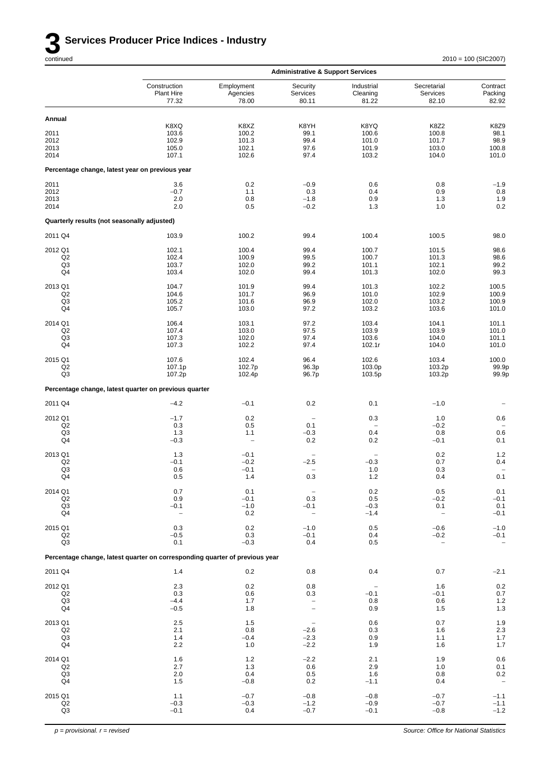# 3 Services Producer Price Indices - Industry

continued

2010 = 100 (SIC2007)

| | Administrative & Support Services | | | | | |
|---|---|---|---|---|---|---|
| | Construction Plant Hire 77.32 | Employment Agencies 78.00 | Security Services 80.11 | Industrial Cleaning 81.22 | Secretarial Services 82.10 | Contract Packing 82.92 |
| **Annual** | | | | | | |
| | K8XQ | K8XZ | K8YH | K8YQ | K8Z2 | K8Z9 |
| 2011 | 103.6 | 100.2 | 99.1 | 100.6 | 100.8 | 98.1 |
| 2012 | 102.9 | 101.3 | 99.4 | 101.0 | 101.7 | 98.9 |
| 2013 | 105.0 | 102.1 | 97.6 | 101.9 | 103.0 | 100.8 |
| 2014 | 107.1 | 102.6 | 97.4 | 103.2 | 104.0 | 101.0 |
| **Percentage change, latest year on previous year** | | | | | | |
| 2011 | 3.6 | 0.2 | −0.9 | 0.6 | 0.8 | −1.9 |
| 2012 | −0.7 | 1.1 | 0.3 | 0.4 | 0.9 | 0.8 |
| 2013 | 2.0 | 0.8 | −1.8 | 0.9 | 1.3 | 1.9 |
| 2014 | 2.0 | 0.5 | −0.2 | 1.3 | 1.0 | 0.2 |
| **Quarterly results (not seasonally adjusted)** | | | | | | |
| 2011 Q4 | 103.9 | 100.2 | 99.4 | 100.4 | 100.5 | 98.0 |
| 2012 Q1 | 102.1 | 100.4 | 99.4 | 100.7 | 101.5 | 98.6 |
| Q2 | 102.4 | 100.9 | 99.5 | 100.7 | 101.3 | 98.6 |
| Q3 | 103.7 | 102.0 | 99.2 | 101.1 | 102.1 | 99.2 |
| Q4 | 103.4 | 102.0 | 99.4 | 101.3 | 102.0 | 99.3 |
| 2013 Q1 | 104.7 | 101.9 | 99.4 | 101.3 | 102.2 | 100.5 |
| Q2 | 104.6 | 101.7 | 96.9 | 101.0 | 102.9 | 100.9 |
| Q3 | 105.2 | 101.6 | 96.9 | 102.0 | 103.2 | 100.9 |
| Q4 | 105.7 | 103.0 | 97.2 | 103.2 | 103.6 | 101.0 |
| 2014 Q1 | 106.4 | 103.1 | 97.2 | 103.4 | 104.1 | 101.1 |
| Q2 | 107.4 | 103.0 | 97.5 | 103.9 | 103.9 | 101.0 |
| Q3 | 107.3 | 102.0 | 97.4 | 103.6 | 104.0 | 101.1 |
| Q4 | 107.3 | 102.2 | 97.4 | 102.1r | 104.0 | 101.0 |
| 2015 Q1 | 107.6 | 102.4 | 96.4 | 102.6 | 103.4 | 100.0 |
| Q2 | 107.1p | 102.7p | 96.3p | 103.0p | 103.2p | 99.9p |
| Q3 | 107.2p | 102.4p | 96.7p | 103.5p | 103.2p | 99.9p |
| **Percentage change, latest quarter on previous quarter** | | | | | | |
| 2011 Q4 | −4.2 | −0.1 | 0.2 | 0.1 | −1.0 | – |
| 2012 Q1 | −1.7 | 0.2 | – | 0.3 | 1.0 | 0.6 |
| Q2 | 0.3 | 0.5 | 0.1 | – | −0.2 | – |
| Q3 | 1.3 | 1.1 | −0.3 | 0.4 | 0.8 | 0.6 |
| Q4 | −0.3 | – | 0.2 | 0.2 | −0.1 | 0.1 |
| 2013 Q1 | 1.3 | −0.1 | – | – | 0.2 | 1.2 |
| Q2 | −0.1 | −0.2 | −2.5 | −0.3 | 0.7 | 0.4 |
| Q3 | 0.6 | −0.1 | – | 1.0 | 0.3 | – |
| Q4 | 0.5 | 1.4 | 0.3 | 1.2 | 0.4 | 0.1 |
| 2014 Q1 | 0.7 | 0.1 | – | 0.2 | 0.5 | 0.1 |
| Q2 | 0.9 | −0.1 | 0.3 | 0.5 | −0.2 | −0.1 |
| Q3 | −0.1 | −1.0 | −0.1 | −0.3 | 0.1 | 0.1 |
| Q4 | – | 0.2 | – | −1.4 | – | −0.1 |
| 2015 Q1 | 0.3 | 0.2 | −1.0 | 0.5 | −0.6 | −1.0 |
| Q2 | −0.5 | 0.3 | −0.1 | 0.4 | −0.2 | −0.1 |
| Q3 | 0.1 | −0.3 | 0.4 | 0.5 | – | – |
| **Percentage change, latest quarter on corresponding quarter of previous year** | | | | | | |
| 2011 Q4 | 1.4 | 0.2 | 0.8 | 0.4 | 0.7 | −2.1 |
| 2012 Q1 | 2.3 | 0.2 | 0.8 | – | 1.6 | 0.2 |
| Q2 | 0.3 | 0.6 | 0.3 | −0.1 | −0.1 | 0.7 |
| Q3 | −4.4 | 1.7 | – | 0.8 | 0.6 | 1.2 |
| Q4 | −0.5 | 1.8 | – | 0.9 | 1.5 | 1.3 |
| 2013 Q1 | 2.5 | 1.5 | – | 0.6 | 0.7 | 1.9 |
| Q2 | 2.1 | 0.8 | −2.6 | 0.3 | 1.6 | 2.3 |
| Q3 | 1.4 | −0.4 | −2.3 | 0.9 | 1.1 | 1.7 |
| Q4 | 2.2 | 1.0 | −2.2 | 1.9 | 1.6 | 1.7 |
| 2014 Q1 | 1.6 | 1.2 | −2.2 | 2.1 | 1.9 | 0.6 |
| Q2 | 2.7 | 1.3 | 0.6 | 2.9 | 1.0 | 0.1 |
| Q3 | 2.0 | 0.4 | 0.5 | 1.6 | 0.8 | 0.2 |
| Q4 | 1.5 | −0.8 | 0.2 | −1.1 | 0.4 | – |
| 2015 Q1 | 1.1 | −0.7 | −0.8 | −0.8 | −0.7 | −1.1 |
| Q2 | −0.3 | −0.3 | −1.2 | −0.9 | −0.7 | −1.1 |
| Q3 | −0.1 | 0.4 | −0.7 | −0.1 | −0.8 | −1.2 |

*p = provisional. r = revised*

*Source: Office for National Statistics*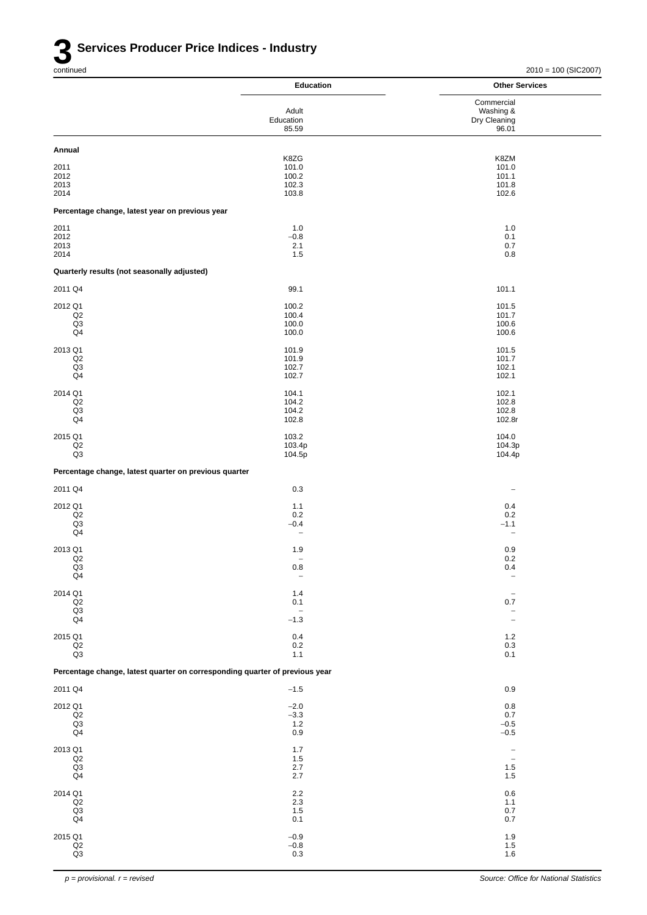# 3 Services Producer Price Indices - Industry

continued

2010 = 100 (SIC2007)

| | Education | Other Services |
|---|---|---|
| | Adult Education 85.59 | Commercial Washing & Dry Cleaning 96.01 |
| **Annual** | | |
| | K8ZG | K8ZM |
| 2011 | 101.0 | 101.0 |
| 2012 | 100.2 | 101.1 |
| 2013 | 102.3 | 101.8 |
| 2014 | 103.8 | 102.6 |
| **Percentage change, latest year on previous year** | | |
| 2011 | 1.0 | 1.0 |
| 2012 | −0.8 | 0.1 |
| 2013 | 2.1 | 0.7 |
| 2014 | 1.5 | 0.8 |
| **Quarterly results (not seasonally adjusted)** | | |
| 2011 Q4 | 99.1 | 101.1 |
| 2012 Q1 | 100.2 | 101.5 |
| Q2 | 100.4 | 101.7 |
| Q3 | 100.0 | 100.6 |
| Q4 | 100.0 | 100.6 |
| 2013 Q1 | 101.9 | 101.5 |
| Q2 | 101.9 | 101.7 |
| Q3 | 102.7 | 102.1 |
| Q4 | 102.7 | 102.1 |
| 2014 Q1 | 104.1 | 102.1 |
| Q2 | 104.2 | 102.8 |
| Q3 | 104.2 | 102.8 |
| Q4 | 102.8 | 102.8r |
| 2015 Q1 | 103.2 | 104.0 |
| Q2 | 103.4p | 104.3p |
| Q3 | 104.5p | 104.4p |
| **Percentage change, latest quarter on previous quarter** | | |
| 2011 Q4 | 0.3 | – |
| 2012 Q1 | 1.1 | 0.4 |
| Q2 | 0.2 | 0.2 |
| Q3 | −0.4 | −1.1 |
| Q4 | – | – |
| 2013 Q1 | 1.9 | 0.9 |
| Q2 | – | 0.2 |
| Q3 | 0.8 | 0.4 |
| Q4 | – | – |
| 2014 Q1 | 1.4 | – |
| Q2 | 0.1 | 0.7 |
| Q3 | – | – |
| Q4 | −1.3 | – |
| 2015 Q1 | 0.4 | 1.2 |
| Q2 | 0.2 | 0.3 |
| Q3 | 1.1 | 0.1 |
| **Percentage change, latest quarter on corresponding quarter of previous year** | | |
| 2011 Q4 | −1.5 | 0.9 |
| 2012 Q1 | −2.0 | 0.8 |
| Q2 | −3.3 | 0.7 |
| Q3 | 1.2 | −0.5 |
| Q4 | 0.9 | −0.5 |
| 2013 Q1 | 1.7 | – |
| Q2 | 1.5 | – |
| Q3 | 2.7 | 1.5 |
| Q4 | 2.7 | 1.5 |
| 2014 Q1 | 2.2 | 0.6 |
| Q2 | 2.3 | 1.1 |
| Q3 | 1.5 | 0.7 |
| Q4 | 0.1 | 0.7 |
| 2015 Q1 | −0.9 | 1.9 |
| Q2 | −0.8 | 1.5 |
| Q3 | 0.3 | 1.6 |

*p = provisional. r = revised*

*Source: Office for National Statistics*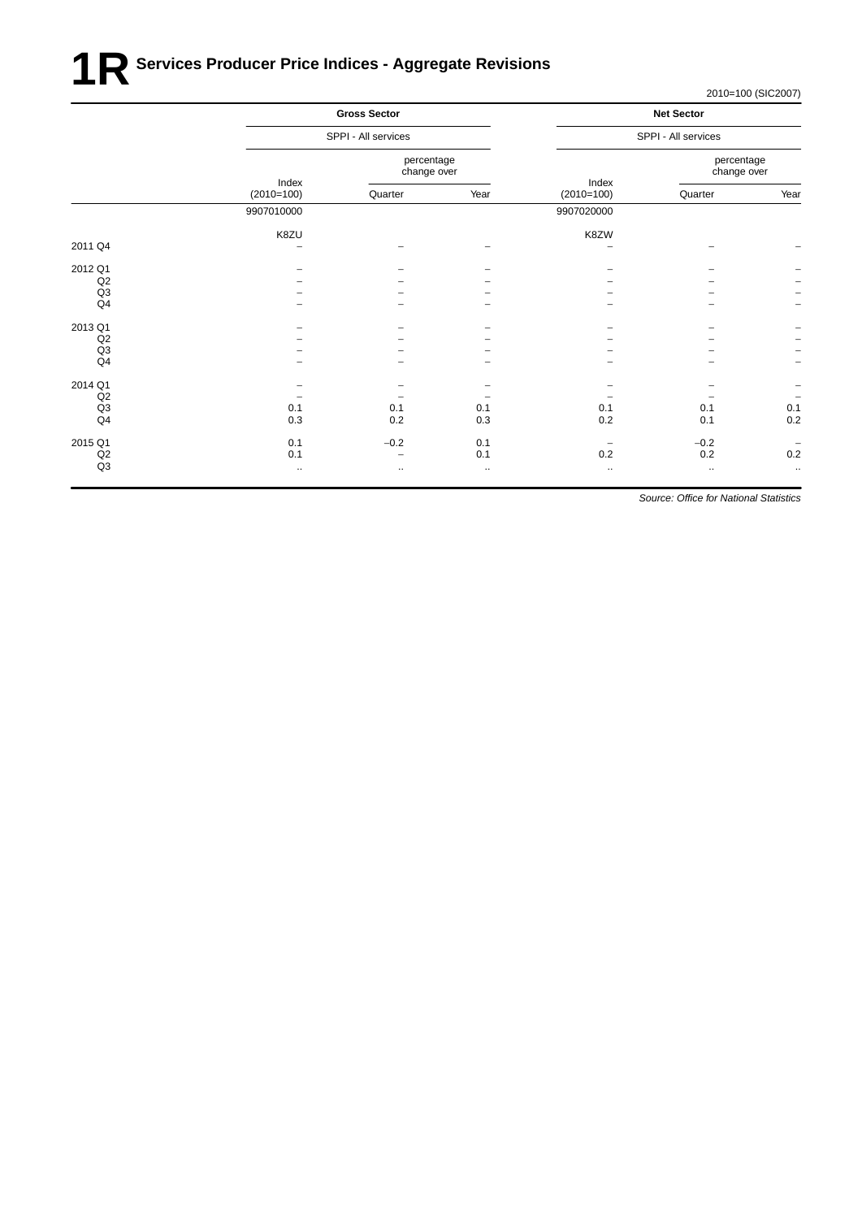# 1R Services Producer Price Indices - Aggregate Revisions

2010=100 (SIC2007)

| | Gross Sector | | | Net Sector | | |
|---|---|---|---|---|---|---|
| | SPPI - All services | | | SPPI - All services | | |
| | Index (2010=100) | percentage change over | | Index (2010=100) | percentage change over | |
| | | Quarter | Year | | Quarter | Year |
| | 9907010000 | | | 9907020000 | | |
| | K8ZU | | | K8ZW | | |
| 2011 Q4 | – | – | – | – | – | – |
| 2012 Q1 | – | – | – | – | – | – |
| Q2 | – | – | – | – | – | – |
| Q3 | – | – | – | – | – | – |
| Q4 | – | – | – | – | – | – |
| 2013 Q1 | – | – | – | – | – | – |
| Q2 | – | – | – | – | – | – |
| Q3 | – | – | – | – | – | – |
| Q4 | – | – | – | – | – | – |
| 2014 Q1 | – | – | – | – | – | – |
| Q2 | – | – | – | – | – | – |
| Q3 | 0.1 | 0.1 | 0.1 | 0.1 | 0.1 | 0.1 |
| Q4 | 0.3 | 0.2 | 0.3 | 0.2 | 0.1 | 0.2 |
| 2015 Q1 | 0.1 | −0.2 | 0.1 | – | −0.2 | – |
| Q2 | 0.1 | – | 0.1 | 0.2 | 0.2 | 0.2 |
| Q3 | .. | .. | .. | .. | .. | .. |

*Source: Office for National Statistics*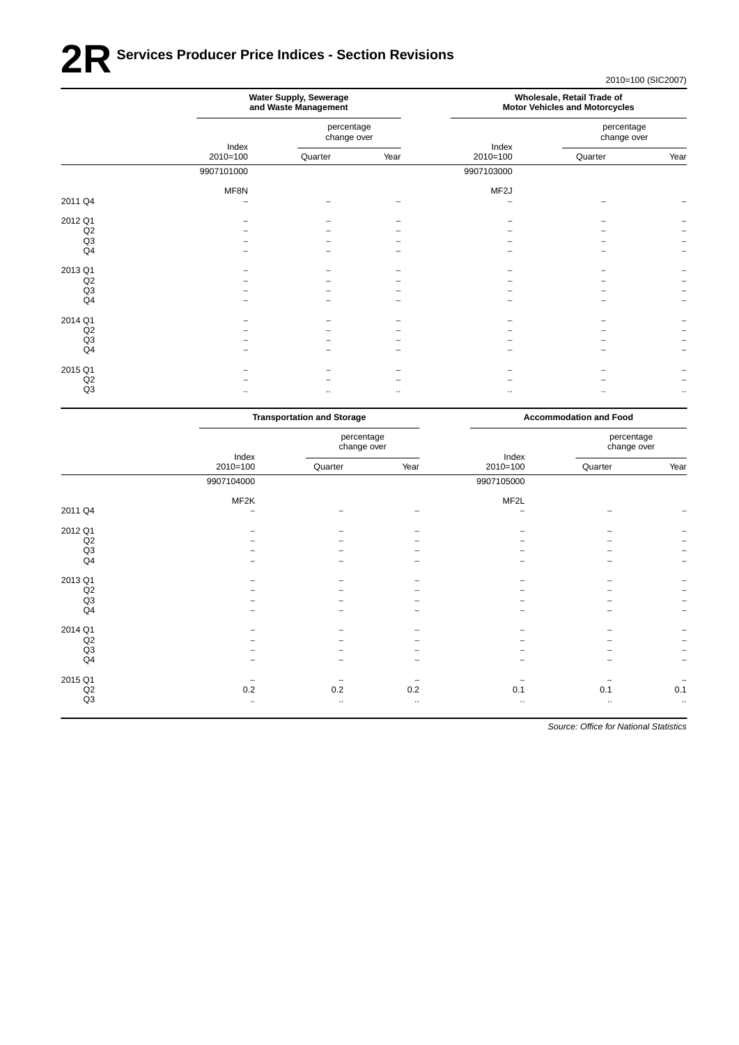# 2R Services Producer Price Indices - Section Revisions

2010=100 (SIC2007)

| | Water Supply, Sewerage and Waste Management | | | Wholesale, Retail Trade of Motor Vehicles and Motorcycles | | |
|---|---|---|---|---|---|---|
| | Index 2010=100 | percentage change over Quarter | percentage change over Year | Index 2010=100 | percentage change over Quarter | percentage change over Year |
| | 9907101000 | | | 9907103000 | | |
| | MF8N | | | MF2J | | |
| 2011 Q4 | – | – | – | – | – | – |
| 2012 Q1 | – | – | – | – | – | – |
| Q2 | – | – | – | – | – | – |
| Q3 | – | – | – | – | – | – |
| Q4 | – | – | – | – | – | – |
| 2013 Q1 | – | – | – | – | – | – |
| Q2 | – | – | – | – | – | – |
| Q3 | – | – | – | – | – | – |
| Q4 | – | – | – | – | – | – |
| 2014 Q1 | – | – | – | – | – | – |
| Q2 | – | – | – | – | – | – |
| Q3 | – | – | – | – | – | – |
| Q4 | – | – | – | – | – | – |
| 2015 Q1 | – | – | – | – | – | – |
| Q2 | – | – | – | – | – | – |
| Q3 | .. | .. | .. | .. | .. | .. |

| | Transportation and Storage | | | Accommodation and Food | | |
|---|---|---|---|---|---|---|
| | Index 2010=100 | percentage change over Quarter | percentage change over Year | Index 2010=100 | percentage change over Quarter | percentage change over Year |
| | 9907104000 | | | 9907105000 | | |
| | MF2K | | | MF2L | | |
| 2011 Q4 | – | – | – | – | – | – |
| 2012 Q1 | – | – | – | – | – | – |
| Q2 | – | – | – | – | – | – |
| Q3 | – | – | – | – | – | – |
| Q4 | – | – | – | – | – | – |
| 2013 Q1 | – | – | – | – | – | – |
| Q2 | – | – | – | – | – | – |
| Q3 | – | – | – | – | – | – |
| Q4 | – | – | – | – | – | – |
| 2014 Q1 | – | – | – | – | – | – |
| Q2 | – | – | – | – | – | – |
| Q3 | – | – | – | – | – | – |
| Q4 | – | – | – | – | – | – |
| 2015 Q1 | – | – | – | – | – | – |
| Q2 | 0.2 | 0.2 | 0.2 | 0.1 | 0.1 | 0.1 |
| Q3 | .. | .. | .. | .. | .. | .. |

*Source: Office for National Statistics*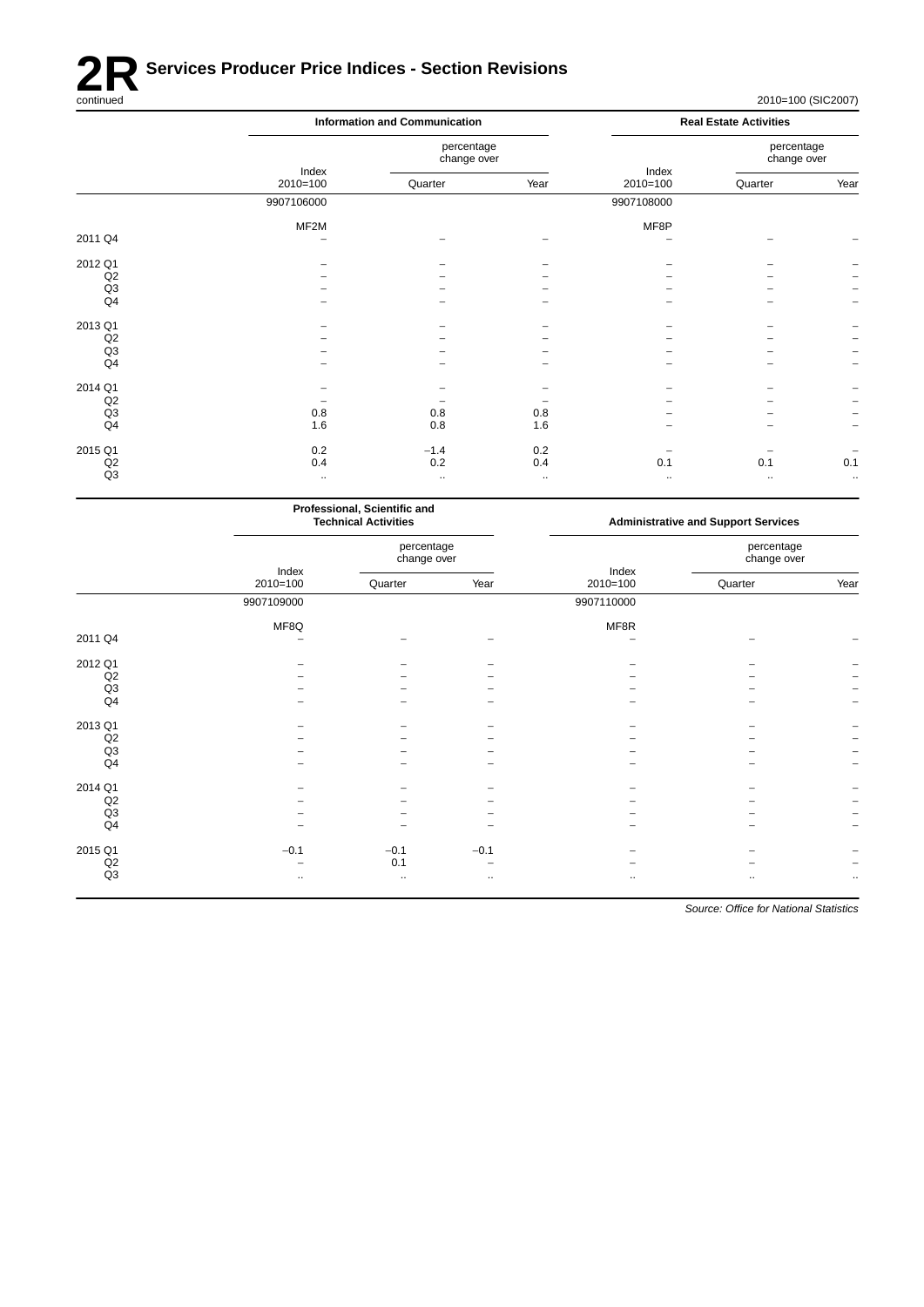# 2R Services Producer Price Indices - Section Revisions

continued

2010=100 (SIC2007)

| | Information and Communication | | | Real Estate Activities | | |
|---|---|---|---|---|---|---|
| | Index 2010=100 | percentage change over Quarter | Year | Index 2010=100 | percentage change over Quarter | Year |
| | 9907106000 | | | 9907108000 | | |
| | MF2M | | | MF8P | | |
| 2011 Q4 | – | – | – | – | – | – |
| 2012 Q1 | – | – | – | – | – | – |
| Q2 | – | – | – | – | – | – |
| Q3 | – | – | – | – | – | – |
| Q4 | – | – | – | – | – | – |
| 2013 Q1 | – | – | – | – | – | – |
| Q2 | – | – | – | – | – | – |
| Q3 | – | – | – | – | – | – |
| Q4 | – | – | – | – | – | – |
| 2014 Q1 | – | – | – | – | – | – |
| Q2 | – | – | – | – | – | – |
| Q3 | 0.8 | 0.8 | 0.8 | – | – | – |
| Q4 | 1.6 | 0.8 | 1.6 | – | – | – |
| 2015 Q1 | 0.2 | −1.4 | 0.2 | – | – | – |
| Q2 | 0.4 | 0.2 | 0.4 | 0.1 | 0.1 | 0.1 |
| Q3 | .. | .. | .. | .. | .. | .. |

| | Professional, Scientific and Technical Activities | | | Administrative and Support Services | | |
|---|---|---|---|---|---|---|
| | Index 2010=100 | percentage change over Quarter | Year | Index 2010=100 | percentage change over Quarter | Year |
| | 9907109000 | | | 9907110000 | | |
| | MF8Q | | | MF8R | | |
| 2011 Q4 | – | – | – | – | – | – |
| 2012 Q1 | – | – | – | – | – | – |
| Q2 | – | – | – | – | – | – |
| Q3 | – | – | – | – | – | – |
| Q4 | – | – | – | – | – | – |
| 2013 Q1 | – | – | – | – | – | – |
| Q2 | – | – | – | – | – | – |
| Q3 | – | – | – | – | – | – |
| Q4 | – | – | – | – | – | – |
| 2014 Q1 | – | – | – | – | – | – |
| Q2 | – | – | – | – | – | – |
| Q3 | – | – | – | – | – | – |
| Q4 | – | – | – | – | – | – |
| 2015 Q1 | −0.1 | −0.1 | −0.1 | – | – | – |
| Q2 | – | 0.1 | – | – | – | – |
| Q3 | .. | .. | .. | .. | .. | .. |

*Source: Office for National Statistics*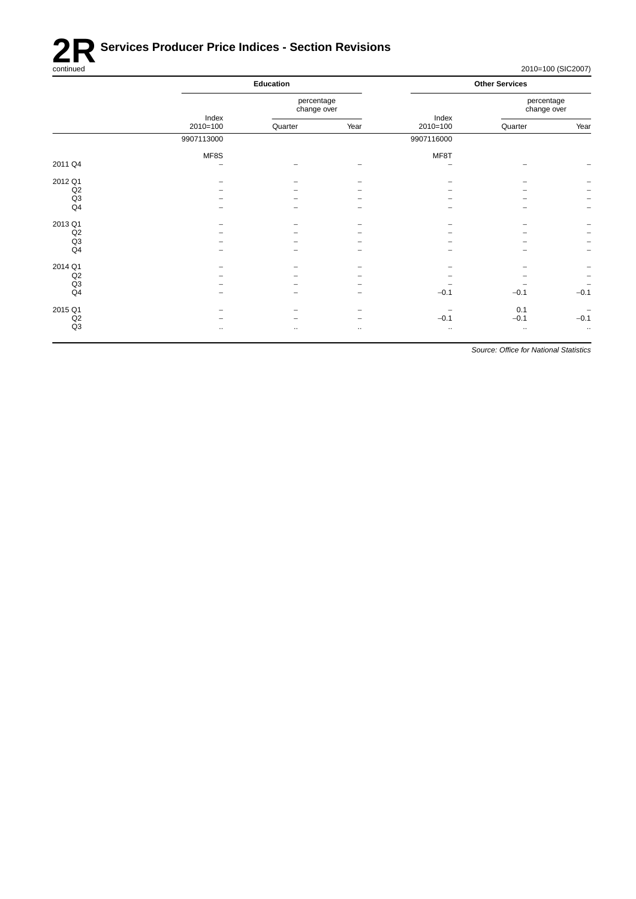# 2R Services Producer Price Indices - Section Revisions

continued

2010=100 (SIC2007)

| | Education | | | Other Services | | |
|---|---|---|---|---|---|---|
| | Index 2010=100 | percentage change over Quarter | Year | Index 2010=100 | percentage change over Quarter | Year |
| | 9907113000 | | | 9907116000 | | |
| | MF8S | | | MF8T | | |
| 2011 Q4 | – | – | – | – | – | – |
| 2012 Q1 | – | – | – | – | – | – |
| Q2 | – | – | – | – | – | – |
| Q3 | – | – | – | – | – | – |
| Q4 | – | – | – | – | – | – |
| 2013 Q1 | – | – | – | – | – | – |
| Q2 | – | – | – | – | – | – |
| Q3 | – | – | – | – | – | – |
| Q4 | – | – | – | – | – | – |
| 2014 Q1 | – | – | – | – | – | – |
| Q2 | – | – | – | – | – | – |
| Q3 | – | – | – | – | – | – |
| Q4 | – | – | – | −0.1 | −0.1 | −0.1 |
| 2015 Q1 | – | – | – | – | 0.1 | – |
| Q2 | – | – | – | −0.1 | −0.1 | −0.1 |
| Q3 | .. | .. | .. | .. | .. | .. |

*Source: Office for National Statistics*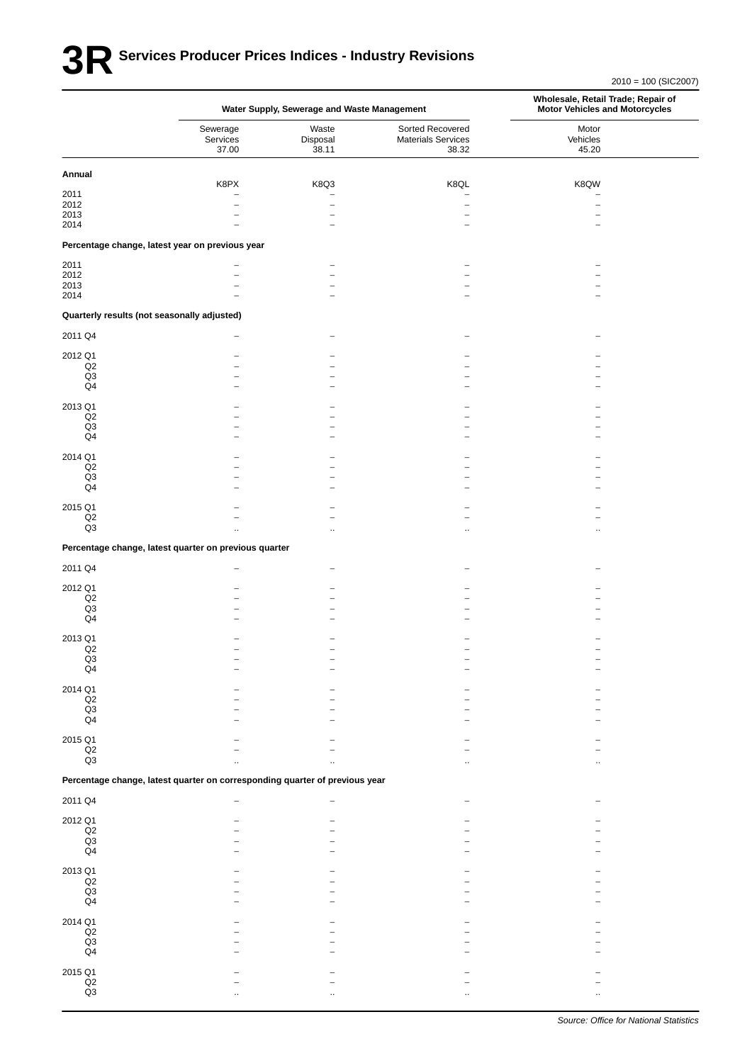# 3R Services Producer Prices Indices - Industry Revisions

2010 = 100 (SIC2007)

| | Water Supply, Sewerage and Waste Management | | | Wholesale, Retail Trade; Repair of Motor Vehicles and Motorcycles |
|---|---|---|---|---|
| | Sewerage Services 37.00 | Waste Disposal 38.11 | Sorted Recovered Materials Services 38.32 | Motor Vehicles 45.20 |
| **Annual** | K8PX | K8Q3 | K8QL | K8QW |
| 2011 | – | – | – | – |
| 2012 | – | – | – | – |
| 2013 | – | – | – | – |
| 2014 | – | – | – | – |
| **Percentage change, latest year on previous year** | | | | |
| 2011 | – | – | – | – |
| 2012 | – | – | – | – |
| 2013 | – | – | – | – |
| 2014 | – | – | – | – |
| **Quarterly results (not seasonally adjusted)** | | | | |
| 2011 Q4 | – | – | – | – |
| 2012 Q1 | – | – | – | – |
| Q2 | – | – | – | – |
| Q3 | – | – | – | – |
| Q4 | – | – | – | – |
| 2013 Q1 | – | – | – | – |
| Q2 | – | – | – | – |
| Q3 | – | – | – | – |
| Q4 | – | – | – | – |
| 2014 Q1 | – | – | – | – |
| Q2 | – | – | – | – |
| Q3 | – | – | – | – |
| Q4 | – | – | – | – |
| 2015 Q1 | – | – | – | – |
| Q2 | – | – | – | – |
| Q3 | .. | .. | .. | .. |
| **Percentage change, latest quarter on previous quarter** | | | | |
| 2011 Q4 | – | – | – | – |
| 2012 Q1 | – | – | – | – |
| Q2 | – | – | – | – |
| Q3 | – | – | – | – |
| Q4 | – | – | – | – |
| 2013 Q1 | – | – | – | – |
| Q2 | – | – | – | – |
| Q3 | – | – | – | – |
| Q4 | – | – | – | – |
| 2014 Q1 | – | – | – | – |
| Q2 | – | – | – | – |
| Q3 | – | – | – | – |
| Q4 | – | – | – | – |
| 2015 Q1 | – | – | – | – |
| Q2 | – | – | – | – |
| Q3 | .. | .. | .. | .. |
| **Percentage change, latest quarter on corresponding quarter of previous year** | | | | |
| 2011 Q4 | – | – | – | – |
| 2012 Q1 | – | – | – | – |
| Q2 | – | – | – | – |
| Q3 | – | – | – | – |
| Q4 | – | – | – | – |
| 2013 Q1 | – | – | – | – |
| Q2 | – | – | – | – |
| Q3 | – | – | – | – |
| Q4 | – | – | – | – |
| 2014 Q1 | – | – | – | – |
| Q2 | – | – | – | – |
| Q3 | – | – | – | – |
| Q4 | – | – | – | – |
| 2015 Q1 | – | – | – | – |
| Q2 | – | – | – | – |
| Q3 | .. | .. | .. | .. |

*Source: Office for National Statistics*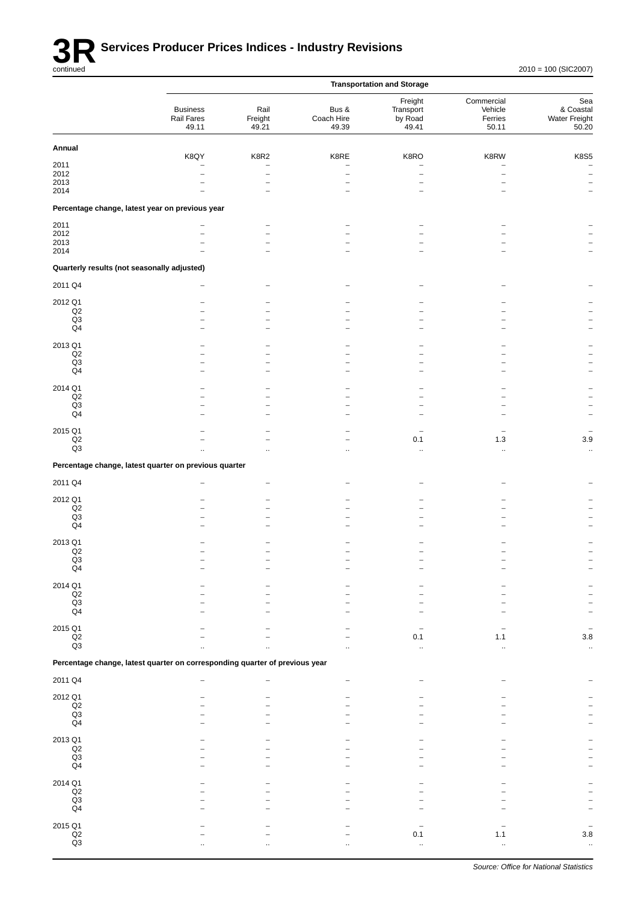# 3R Services Producer Prices Indices - Industry Revisions

continued

2010 = 100 (SIC2007)

| | Transportation and Storage | | | | | |
|---|---|---|---|---|---|---|
| | Business Rail Fares 49.11 | Rail Freight 49.21 | Bus & Coach Hire 49.39 | Freight Transport by Road 49.41 | Commercial Vehicle Ferries 50.11 | Sea & Coastal Water Freight 50.20 |
| **Annual** | K8QY | K8R2 | K8RE | K8RO | K8RW | K8S5 |
| 2011 | – | – | – | – | – | – |
| 2012 | – | – | – | – | – | – |
| 2013 | – | – | – | – | – | – |
| 2014 | – | – | – | – | – | – |
| **Percentage change, latest year on previous year** | | | | | | |
| 2011 | – | – | – | – | – | – |
| 2012 | – | – | – | – | – | – |
| 2013 | – | – | – | – | – | – |
| 2014 | – | – | – | – | – | – |
| **Quarterly results (not seasonally adjusted)** | | | | | | |
| 2011 Q4 | – | – | – | – | – | – |
| 2012 Q1 | – | – | – | – | – | – |
| Q2 | – | – | – | – | – | – |
| Q3 | – | – | – | – | – | – |
| Q4 | – | – | – | – | – | – |
| 2013 Q1 | – | – | – | – | – | – |
| Q2 | – | – | – | – | – | – |
| Q3 | – | – | – | – | – | – |
| Q4 | – | – | – | – | – | – |
| 2014 Q1 | – | – | – | – | – | – |
| Q2 | – | – | – | – | – | – |
| Q3 | – | – | – | – | – | – |
| Q4 | – | – | – | – | – | – |
| 2015 Q1 | – | – | – | – | – | – |
| Q2 | – | – | – | 0.1 | 1.3 | 3.9 |
| Q3 | .. | .. | .. | .. | .. | .. |
| **Percentage change, latest quarter on previous quarter** | | | | | | |
| 2011 Q4 | – | – | – | – | – | – |
| 2012 Q1 | – | – | – | – | – | – |
| Q2 | – | – | – | – | – | – |
| Q3 | – | – | – | – | – | – |
| Q4 | – | – | – | – | – | – |
| 2013 Q1 | – | – | – | – | – | – |
| Q2 | – | – | – | – | – | – |
| Q3 | – | – | – | – | – | – |
| Q4 | – | – | – | – | – | – |
| 2014 Q1 | – | – | – | – | – | – |
| Q2 | – | – | – | – | – | – |
| Q3 | – | – | – | – | – | – |
| Q4 | – | – | – | – | – | – |
| 2015 Q1 | – | – | – | – | – | – |
| Q2 | – | – | – | 0.1 | 1.1 | 3.8 |
| Q3 | .. | .. | .. | .. | .. | .. |
| **Percentage change, latest quarter on corresponding quarter of previous year** | | | | | | |
| 2011 Q4 | – | – | – | – | – | – |
| 2012 Q1 | – | – | – | – | – | – |
| Q2 | – | – | – | – | – | – |
| Q3 | – | – | – | – | – | – |
| Q4 | – | – | – | – | – | – |
| 2013 Q1 | – | – | – | – | – | – |
| Q2 | – | – | – | – | – | – |
| Q3 | – | – | – | – | – | – |
| Q4 | – | – | – | – | – | – |
| 2014 Q1 | – | – | – | – | – | – |
| Q2 | – | – | – | – | – | – |
| Q3 | – | – | – | – | – | – |
| Q4 | – | – | – | – | – | – |
| 2015 Q1 | – | – | – | – | – | – |
| Q2 | – | – | – | 0.1 | 1.1 | 3.8 |
| Q3 | .. | .. | .. | .. | .. | .. |

*Source: Office for National Statistics*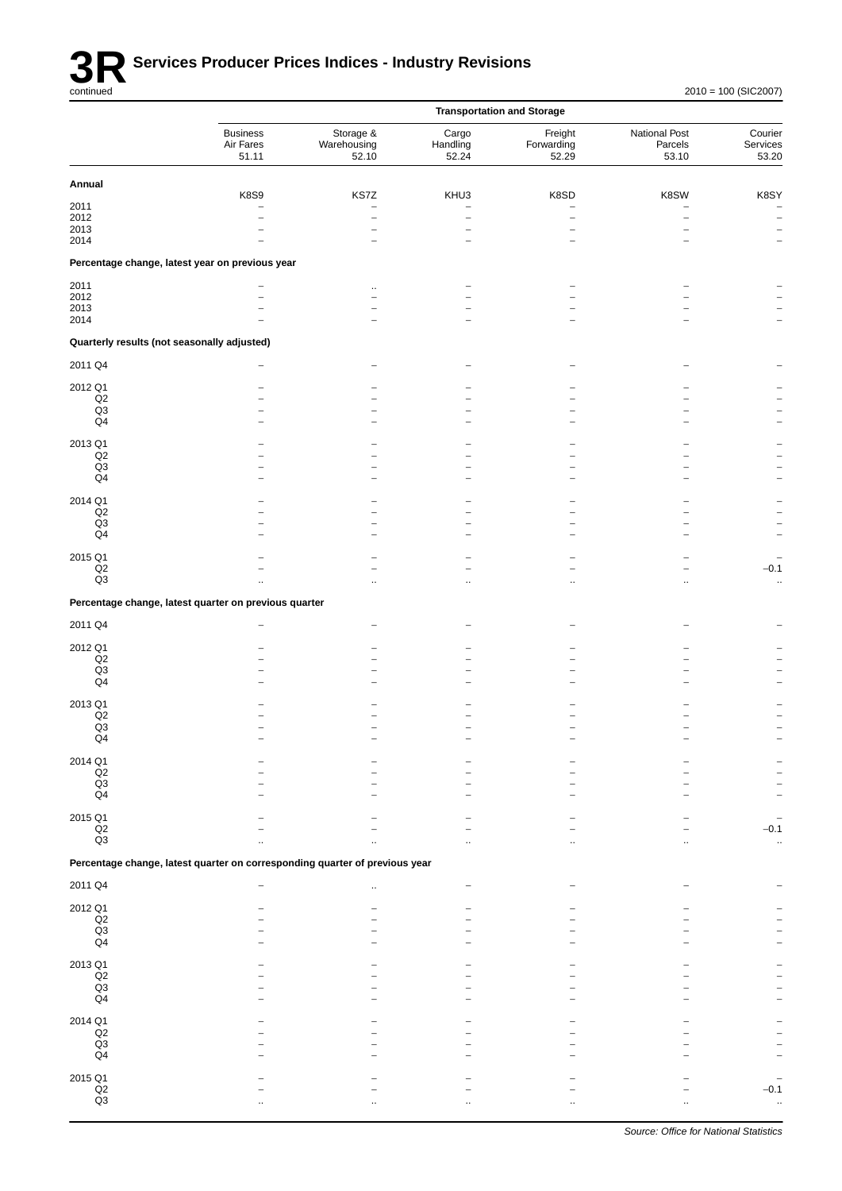# 3R Services Producer Prices Indices - Industry Revisions

continued

2010 = 100 (SIC2007)

| | Transportation and Storage | | | | | |
|---|---|---|---|---|---|---|
| | Business Air Fares 51.11 | Storage & Warehousing 52.10 | Cargo Handling 52.24 | Freight Forwarding 52.29 | National Post Parcels 53.10 | Courier Services 53.20 |
| **Annual** | | | | | | |
| | K8S9 | KS7Z | KHU3 | K8SD | K8SW | K8SY |
| 2011 | – | – | – | – | – | – |
| 2012 | – | – | – | – | – | – |
| 2013 | – | – | – | – | – | – |
| 2014 | – | – | – | – | – | – |
| **Percentage change, latest year on previous year** | | | | | | |
| 2011 | – | .. | – | – | – | – |
| 2012 | – | – | – | – | – | – |
| 2013 | – | – | – | – | – | – |
| 2014 | – | – | – | – | – | – |
| **Quarterly results (not seasonally adjusted)** | | | | | | |
| 2011 Q4 | – | – | – | – | – | – |
| 2012 Q1 | – | – | – | – | – | – |
| Q2 | – | – | – | – | – | – |
| Q3 | – | – | – | – | – | – |
| Q4 | – | – | – | – | – | – |
| 2013 Q1 | – | – | – | – | – | – |
| Q2 | – | – | – | – | – | – |
| Q3 | – | – | – | – | – | – |
| Q4 | – | – | – | – | – | – |
| 2014 Q1 | – | – | – | – | – | – |
| Q2 | – | – | – | – | – | – |
| Q3 | – | – | – | – | – | – |
| Q4 | – | – | – | – | – | – |
| 2015 Q1 | – | – | – | – | – | – |
| Q2 | – | – | – | – | – | −0.1 |
| Q3 | .. | .. | .. | .. | .. | .. |
| **Percentage change, latest quarter on previous quarter** | | | | | | |
| 2011 Q4 | – | – | – | – | – | – |
| 2012 Q1 | – | – | – | – | – | – |
| Q2 | – | – | – | – | – | – |
| Q3 | – | – | – | – | – | – |
| Q4 | – | – | – | – | – | – |
| 2013 Q1 | – | – | – | – | – | – |
| Q2 | – | – | – | – | – | – |
| Q3 | – | – | – | – | – | – |
| Q4 | – | – | – | – | – | – |
| 2014 Q1 | – | – | – | – | – | – |
| Q2 | – | – | – | – | – | – |
| Q3 | – | – | – | – | – | – |
| Q4 | – | – | – | – | – | – |
| 2015 Q1 | – | – | – | – | – | – |
| Q2 | – | – | – | – | – | −0.1 |
| Q3 | .. | .. | .. | .. | .. | .. |
| **Percentage change, latest quarter on corresponding quarter of previous year** | | | | | | |
| 2011 Q4 | – | .. | – | – | – | – |
| 2012 Q1 | – | – | – | – | – | – |
| Q2 | – | – | – | – | – | – |
| Q3 | – | – | – | – | – | – |
| Q4 | – | – | – | – | – | – |
| 2013 Q1 | – | – | – | – | – | – |
| Q2 | – | – | – | – | – | – |
| Q3 | – | – | – | – | – | – |
| Q4 | – | – | – | – | – | – |
| 2014 Q1 | – | – | – | – | – | – |
| Q2 | – | – | – | – | – | – |
| Q3 | – | – | – | – | – | – |
| Q4 | – | – | – | – | – | – |
| 2015 Q1 | – | – | – | – | – | – |
| Q2 | – | – | – | – | – | −0.1 |
| Q3 | .. | .. | .. | .. | .. | .. |

*Source: Office for National Statistics*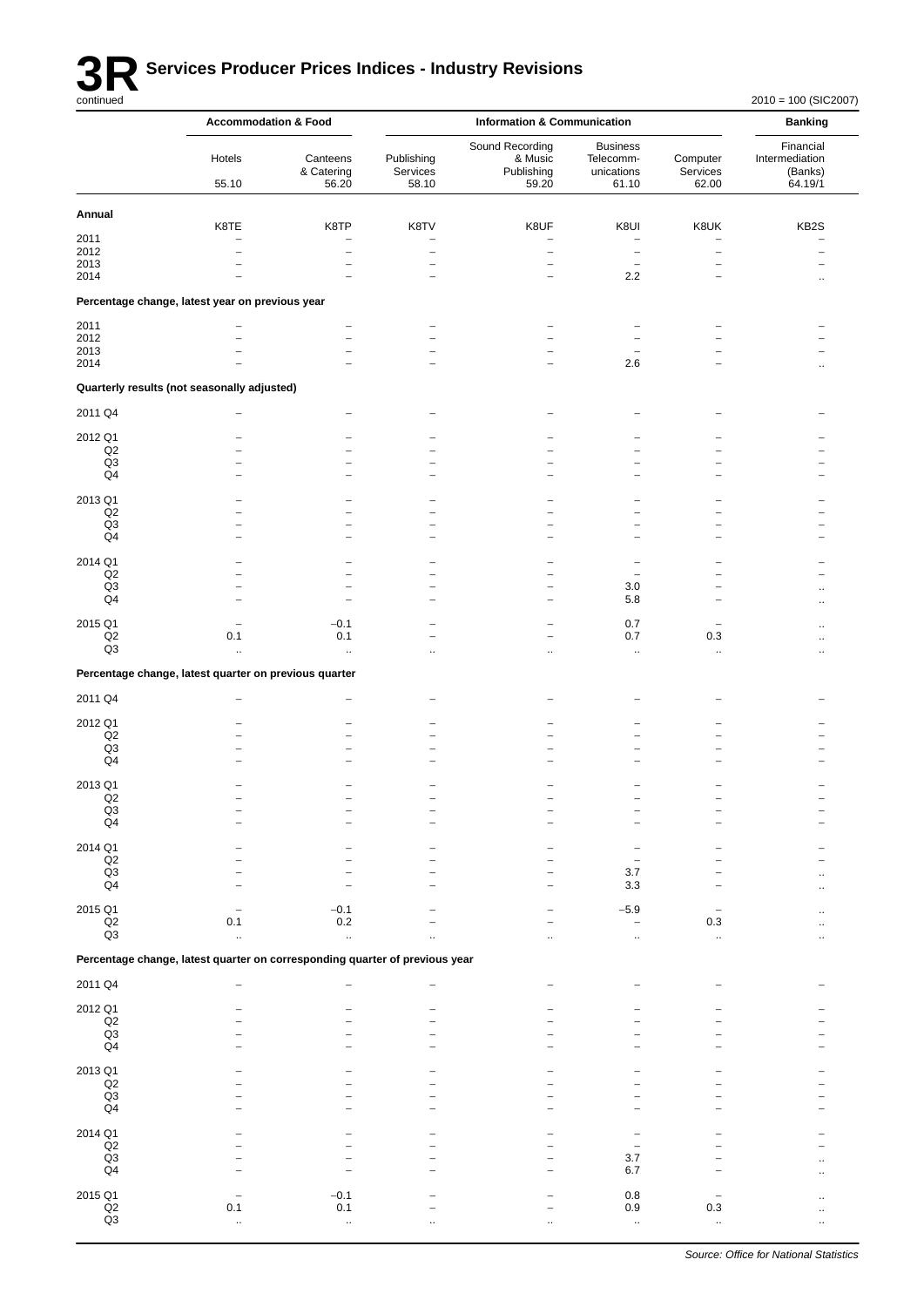# 3R Services Producer Prices Indices - Industry Revisions

continued

2010 = 100 (SIC2007)

| | Accommodation & Food | | Information & Communication | | | | Banking |
|---|---|---|---|---|---|---|---|
| | Hotels 55.10 | Canteens & Catering 56.20 | Publishing Services 58.10 | Sound Recording & Music Publishing 59.20 | Business Telecomm-unications 61.10 | Computer Services 62.00 | Financial Intermediation (Banks) 64.19/1 |
| **Annual** | K8TE | K8TP | K8TV | K8UF | K8UI | K8UK | KB2S |
| 2011 | – | – | – | – | – | – | – |
| 2012 | – | – | – | – | – | – | – |
| 2013 | – | – | – | – | – | – | – |
| 2014 | – | – | – | – | 2.2 | – | .. |
| **Percentage change, latest year on previous year** | | | | | | | |
| 2011 | – | – | – | – | – | – | – |
| 2012 | – | – | – | – | – | – | – |
| 2013 | – | – | – | – | – | – | – |
| 2014 | – | – | – | – | 2.6 | – | .. |
| **Quarterly results (not seasonally adjusted)** | | | | | | | |
| 2011 Q4 | – | – | – | – | – | – | – |
| 2012 Q1 | – | – | – | – | – | – | – |
| Q2 | – | – | – | – | – | – | – |
| Q3 | – | – | – | – | – | – | – |
| Q4 | – | – | – | – | – | – | – |
| 2013 Q1 | – | – | – | – | – | – | – |
| Q2 | – | – | – | – | – | – | – |
| Q3 | – | – | – | – | – | – | – |
| Q4 | – | – | – | – | – | – | – |
| 2014 Q1 | – | – | – | – | – | – | – |
| Q2 | – | – | – | – | – | – | – |
| Q3 | – | – | – | – | 3.0 | – | .. |
| Q4 | – | – | – | – | 5.8 | – | .. |
| 2015 Q1 | – | −0.1 | – | – | 0.7 | – | .. |
| Q2 | 0.1 | 0.1 | – | – | 0.7 | 0.3 | .. |
| Q3 | .. | .. | .. | .. | .. | .. | .. |
| **Percentage change, latest quarter on previous quarter** | | | | | | | |
| 2011 Q4 | – | – | – | – | – | – | – |
| 2012 Q1 | – | – | – | – | – | – | – |
| Q2 | – | – | – | – | – | – | – |
| Q3 | – | – | – | – | – | – | – |
| Q4 | – | – | – | – | – | – | – |
| 2013 Q1 | – | – | – | – | – | – | – |
| Q2 | – | – | – | – | – | – | – |
| Q3 | – | – | – | – | – | – | – |
| Q4 | – | – | – | – | – | – | – |
| 2014 Q1 | – | – | – | – | – | – | – |
| Q2 | – | – | – | – | – | – | – |
| Q3 | – | – | – | – | 3.7 | – | .. |
| Q4 | – | – | – | – | 3.3 | – | .. |
| 2015 Q1 | – | −0.1 | – | – | −5.9 | – | .. |
| Q2 | 0.1 | 0.2 | – | – | – | 0.3 | .. |
| Q3 | .. | .. | .. | .. | .. | .. | .. |
| **Percentage change, latest quarter on corresponding quarter of previous year** | | | | | | | |
| 2011 Q4 | – | – | – | – | – | – | – |
| 2012 Q1 | – | – | – | – | – | – | – |
| Q2 | – | – | – | – | – | – | – |
| Q3 | – | – | – | – | – | – | – |
| Q4 | – | – | – | – | – | – | – |
| 2013 Q1 | – | – | – | – | – | – | – |
| Q2 | – | – | – | – | – | – | – |
| Q3 | – | – | – | – | – | – | – |
| Q4 | – | – | – | – | – | – | – |
| 2014 Q1 | – | – | – | – | – | – | – |
| Q2 | – | – | – | – | – | – | – |
| Q3 | – | – | – | – | 3.7 | – | .. |
| Q4 | – | – | – | – | 6.7 | – | .. |
| 2015 Q1 | – | −0.1 | – | – | 0.8 | – | .. |
| Q2 | 0.1 | 0.1 | – | – | 0.9 | 0.3 | .. |
| Q3 | .. | .. | .. | .. | .. | .. | .. |

*Source: Office for National Statistics*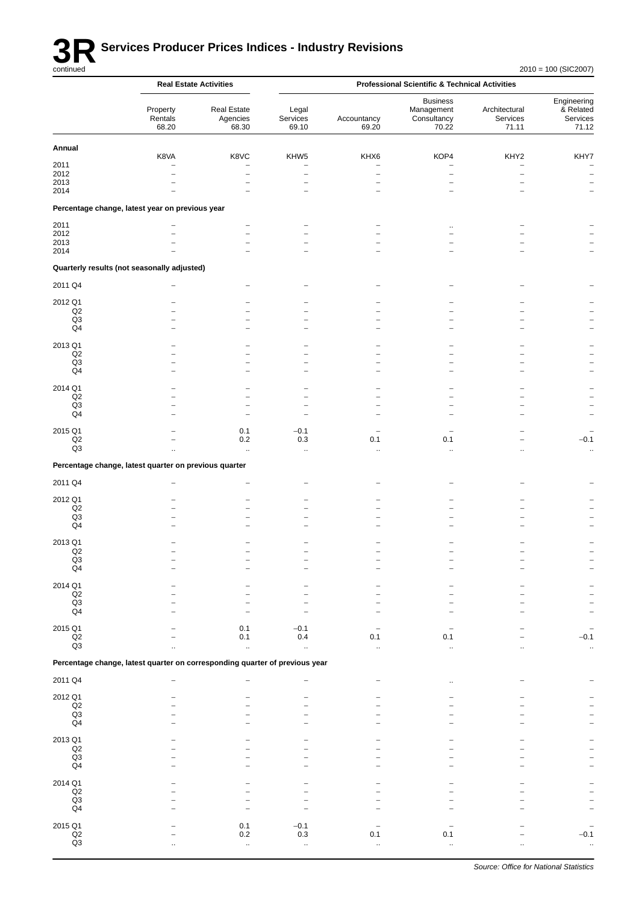# 3R Services Producer Prices Indices - Industry Revisions

continued

2010 = 100 (SIC2007)

| | Real Estate Activities | | Professional Scientific & Technical Activities | | | | |
|---|---|---|---|---|---|---|---|
| | Property Rentals 68.20 | Real Estate Agencies 68.30 | Legal Services 69.10 | Accountancy 69.20 | Business Management Consultancy 70.22 | Architectural Services 71.11 | Engineering & Related Services 71.12 |
| **Annual** | | | | | | | |
| | K8VA | K8VC | KHW5 | KHX6 | KOP4 | KHY2 | KHY7 |
| 2011 | – | – | – | – | – | – | – |
| 2012 | – | – | – | – | – | – | – |
| 2013 | – | – | – | – | – | – | – |
| 2014 | – | – | – | – | – | – | – |
| **Percentage change, latest year on previous year** | | | | | | | |
| 2011 | – | – | – | – | .. | – | – |
| 2012 | – | – | – | – | – | – | – |
| 2013 | – | – | – | – | – | – | – |
| 2014 | – | – | – | – | – | – | – |
| **Quarterly results (not seasonally adjusted)** | | | | | | | |
| 2011 Q4 | – | – | – | – | – | – | – |
| 2012 Q1 | – | – | – | – | – | – | – |
| Q2 | – | – | – | – | – | – | – |
| Q3 | – | – | – | – | – | – | – |
| Q4 | – | – | – | – | – | – | – |
| 2013 Q1 | – | – | – | – | – | – | – |
| Q2 | – | – | – | – | – | – | – |
| Q3 | – | – | – | – | – | – | – |
| Q4 | – | – | – | – | – | – | – |
| 2014 Q1 | – | – | – | – | – | – | – |
| Q2 | – | – | – | – | – | – | – |
| Q3 | – | – | – | – | – | – | – |
| Q4 | – | – | – | – | – | – | – |
| 2015 Q1 | – | 0.1 | −0.1 | – | – | – | – |
| Q2 | – | 0.2 | 0.3 | 0.1 | 0.1 | – | −0.1 |
| Q3 | .. | .. | .. | .. | .. | .. | .. |
| **Percentage change, latest quarter on previous quarter** | | | | | | | |
| 2011 Q4 | – | – | – | – | – | – | – |
| 2012 Q1 | – | – | – | – | – | – | – |
| Q2 | – | – | – | – | – | – | – |
| Q3 | – | – | – | – | – | – | – |
| Q4 | – | – | – | – | – | – | – |
| 2013 Q1 | – | – | – | – | – | – | – |
| Q2 | – | – | – | – | – | – | – |
| Q3 | – | – | – | – | – | – | – |
| Q4 | – | – | – | – | – | – | – |
| 2014 Q1 | – | – | – | – | – | – | – |
| Q2 | – | – | – | – | – | – | – |
| Q3 | – | – | – | – | – | – | – |
| Q4 | – | – | – | – | – | – | – |
| 2015 Q1 | – | 0.1 | −0.1 | – | – | – | – |
| Q2 | – | 0.1 | 0.4 | 0.1 | 0.1 | – | −0.1 |
| Q3 | .. | .. | .. | .. | .. | .. | .. |
| **Percentage change, latest quarter on corresponding quarter of previous year** | | | | | | | |
| 2011 Q4 | – | – | – | – | .. | – | – |
| 2012 Q1 | – | – | – | – | – | – | – |
| Q2 | – | – | – | – | – | – | – |
| Q3 | – | – | – | – | – | – | – |
| Q4 | – | – | – | – | – | – | – |
| 2013 Q1 | – | – | – | – | – | – | – |
| Q2 | – | – | – | – | – | – | – |
| Q3 | – | – | – | – | – | – | – |
| Q4 | – | – | – | – | – | – | – |
| 2014 Q1 | – | – | – | – | – | – | – |
| Q2 | – | – | – | – | – | – | – |
| Q3 | – | – | – | – | – | – | – |
| Q4 | – | – | – | – | – | – | – |
| 2015 Q1 | – | 0.1 | −0.1 | – | – | – | – |
| Q2 | – | 0.2 | 0.3 | 0.1 | 0.1 | – | −0.1 |
| Q3 | .. | .. | .. | .. | .. | .. | .. |

*Source: Office for National Statistics*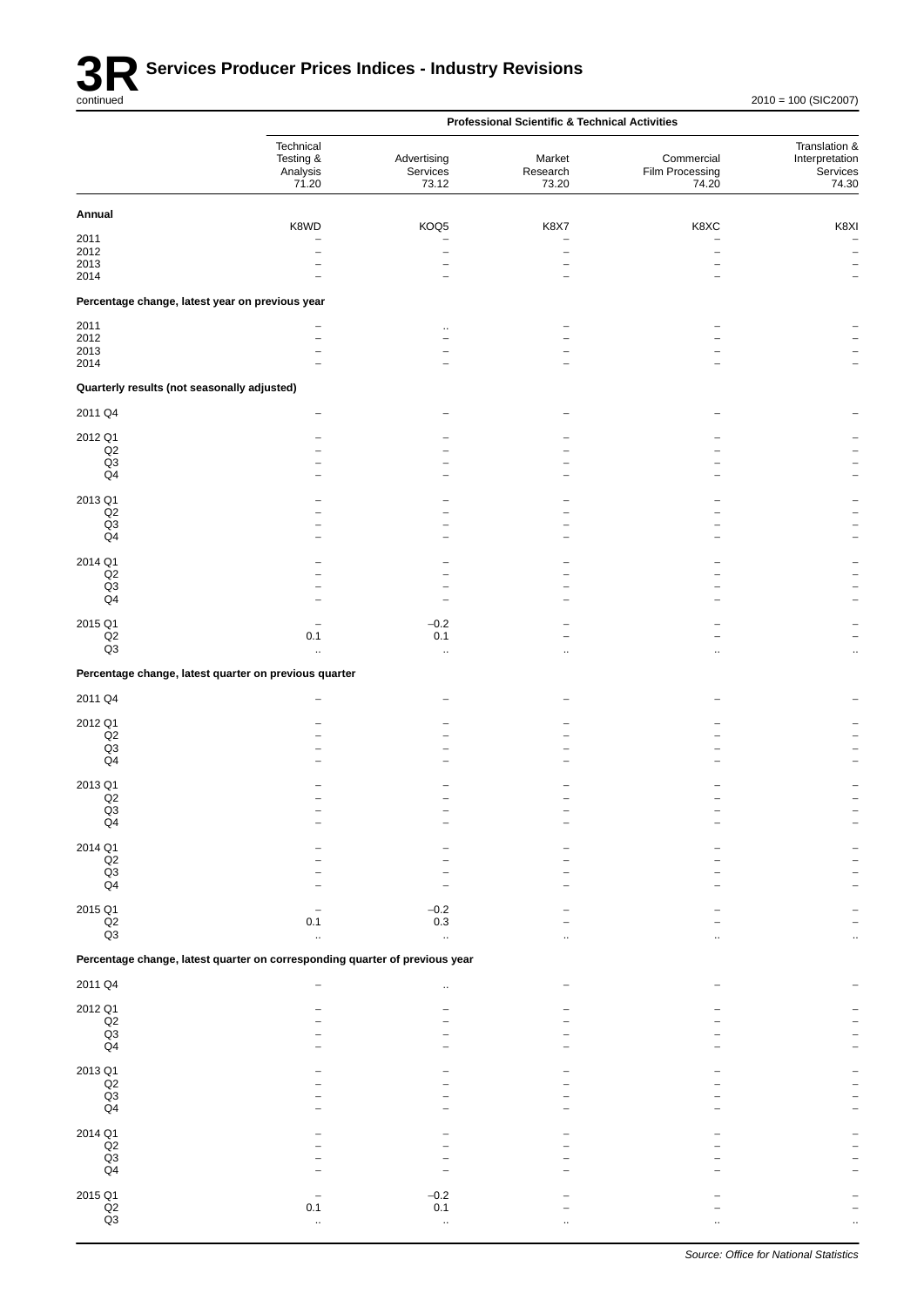# 3R Services Producer Prices Indices - Industry Revisions

continued

2010 = 100 (SIC2007)

| | Professional Scientific & Technical Activities | | | | |
|---|---|---|---|---|---|
| | Technical Testing & Analysis 71.20 | Advertising Services 73.12 | Market Research 73.20 | Commercial Film Processing 74.20 | Translation & Interpretation Services 74.30 |
| **Annual** | K8WD | KOQ5 | K8X7 | K8XC | K8XI |
| 2011 | – | – | – | – | – |
| 2012 | – | – | – | – | – |
| 2013 | – | – | – | – | – |
| 2014 | – | – | – | – | – |
| **Percentage change, latest year on previous year** | | | | | |
| 2011 | – | .. | – | – | – |
| 2012 | – | – | – | – | – |
| 2013 | – | – | – | – | – |
| 2014 | – | – | – | – | – |
| **Quarterly results (not seasonally adjusted)** | | | | | |
| 2011 Q4 | – | – | – | – | – |
| 2012 Q1 | – | – | – | – | – |
| Q2 | – | – | – | – | – |
| Q3 | – | – | – | – | – |
| Q4 | – | – | – | – | – |
| 2013 Q1 | – | – | – | – | – |
| Q2 | – | – | – | – | – |
| Q3 | – | – | – | – | – |
| Q4 | – | – | – | – | – |
| 2014 Q1 | – | – | – | – | – |
| Q2 | – | – | – | – | – |
| Q3 | – | – | – | – | – |
| Q4 | – | – | – | – | – |
| 2015 Q1 | – | –0.2 | – | – | – |
| Q2 | 0.1 | 0.1 | – | – | – |
| Q3 | .. | .. | .. | .. | .. |
| **Percentage change, latest quarter on previous quarter** | | | | | |
| 2011 Q4 | – | – | – | – | – |
| 2012 Q1 | – | – | – | – | – |
| Q2 | – | – | – | – | – |
| Q3 | – | – | – | – | – |
| Q4 | – | – | – | – | – |
| 2013 Q1 | – | – | – | – | – |
| Q2 | – | – | – | – | – |
| Q3 | – | – | – | – | – |
| Q4 | – | – | – | – | – |
| 2014 Q1 | – | – | – | – | – |
| Q2 | – | – | – | – | – |
| Q3 | – | – | – | – | – |
| Q4 | – | – | – | – | – |
| 2015 Q1 | – | –0.2 | – | – | – |
| Q2 | 0.1 | 0.3 | – | – | – |
| Q3 | .. | .. | .. | .. | .. |
| **Percentage change, latest quarter on corresponding quarter of previous year** | | | | | |
| 2011 Q4 | – | .. | – | – | – |
| 2012 Q1 | – | – | – | – | – |
| Q2 | – | – | – | – | – |
| Q3 | – | – | – | – | – |
| Q4 | – | – | – | – | – |
| 2013 Q1 | – | – | – | – | – |
| Q2 | – | – | – | – | – |
| Q3 | – | – | – | – | – |
| Q4 | – | – | – | – | – |
| 2014 Q1 | – | – | – | – | – |
| Q2 | – | – | – | – | – |
| Q3 | – | – | – | – | – |
| Q4 | – | – | – | – | – |
| 2015 Q1 | – | –0.2 | – | – | – |
| Q2 | 0.1 | 0.1 | – | – | – |
| Q3 | .. | .. | .. | .. | .. |

*Source: Office for National Statistics*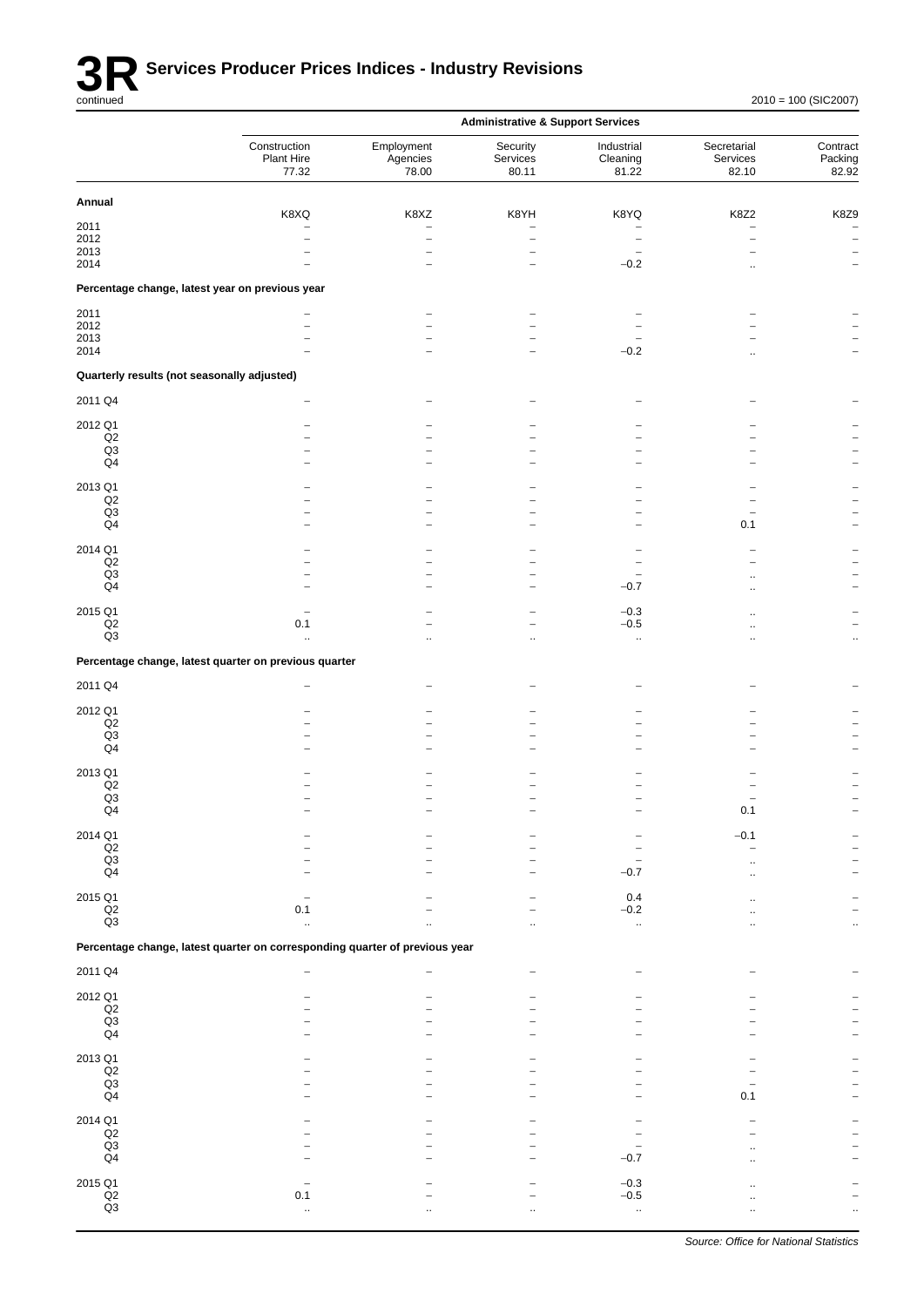# 3R Services Producer Prices Indices - Industry Revisions

continued

2010 = 100 (SIC2007)

| | Administrative & Support Services | | | | | |
|---|---|---|---|---|---|---|
| | Construction Plant Hire 77.32 | Employment Agencies 78.00 | Security Services 80.11 | Industrial Cleaning 81.22 | Secretarial Services 82.10 | Contract Packing 82.92 |
| **Annual** | K8XQ | K8XZ | K8YH | K8YQ | K8Z2 | K8Z9 |
| 2011 | – | – | – | – | – | – |
| 2012 | – | – | – | – | – | – |
| 2013 | – | – | – | – | – | – |
| 2014 | – | – | – | −0.2 | .. | – |
| **Percentage change, latest year on previous year** | | | | | | |
| 2011 | – | – | – | – | – | – |
| 2012 | – | – | – | – | – | – |
| 2013 | – | – | – | – | – | – |
| 2014 | – | – | – | −0.2 | .. | – |
| **Quarterly results (not seasonally adjusted)** | | | | | | |
| 2011 Q4 | – | – | – | – | – | – |
| 2012 Q1 | – | – | – | – | – | – |
| Q2 | – | – | – | – | – | – |
| Q3 | – | – | – | – | – | – |
| Q4 | – | – | – | – | – | – |
| 2013 Q1 | – | – | – | – | – | – |
| Q2 | – | – | – | – | – | – |
| Q3 | – | – | – | – | – | – |
| Q4 | – | – | – | – | 0.1 | – |
| 2014 Q1 | – | – | – | – | – | – |
| Q2 | – | – | – | – | – | – |
| Q3 | – | – | – | – | .. | – |
| Q4 | – | – | – | −0.7 | .. | – |
| 2015 Q1 | – | – | – | −0.3 | .. | – |
| Q2 | 0.1 | – | – | −0.5 | .. | – |
| Q3 | .. | .. | .. | .. | .. | .. |
| **Percentage change, latest quarter on previous quarter** | | | | | | |
| 2011 Q4 | – | – | – | – | – | – |
| 2012 Q1 | – | – | – | – | – | – |
| Q2 | – | – | – | – | – | – |
| Q3 | – | – | – | – | – | – |
| Q4 | – | – | – | – | – | – |
| 2013 Q1 | – | – | – | – | – | – |
| Q2 | – | – | – | – | – | – |
| Q3 | – | – | – | – | – | – |
| Q4 | – | – | – | – | 0.1 | – |
| 2014 Q1 | – | – | – | – | −0.1 | – |
| Q2 | – | – | – | – | – | – |
| Q3 | – | – | – | – | .. | – |
| Q4 | – | – | – | −0.7 | .. | – |
| 2015 Q1 | – | – | – | 0.4 | .. | – |
| Q2 | 0.1 | – | – | −0.2 | .. | – |
| Q3 | .. | .. | .. | .. | .. | .. |
| **Percentage change, latest quarter on corresponding quarter of previous year** | | | | | | |
| 2011 Q4 | – | – | – | – | – | – |
| 2012 Q1 | – | – | – | – | – | – |
| Q2 | – | – | – | – | – | – |
| Q3 | – | – | – | – | – | – |
| Q4 | – | – | – | – | – | – |
| 2013 Q1 | – | – | – | – | – | – |
| Q2 | – | – | – | – | – | – |
| Q3 | – | – | – | – | – | – |
| Q4 | – | – | – | – | 0.1 | – |
| 2014 Q1 | – | – | – | – | – | – |
| Q2 | – | – | – | – | – | – |
| Q3 | – | – | – | – | .. | – |
| Q4 | – | – | – | −0.7 | .. | – |
| 2015 Q1 | – | – | – | −0.3 | .. | – |
| Q2 | 0.1 | – | – | −0.5 | .. | – |
| Q3 | .. | .. | .. | .. | .. | .. |

*Source: Office for National Statistics*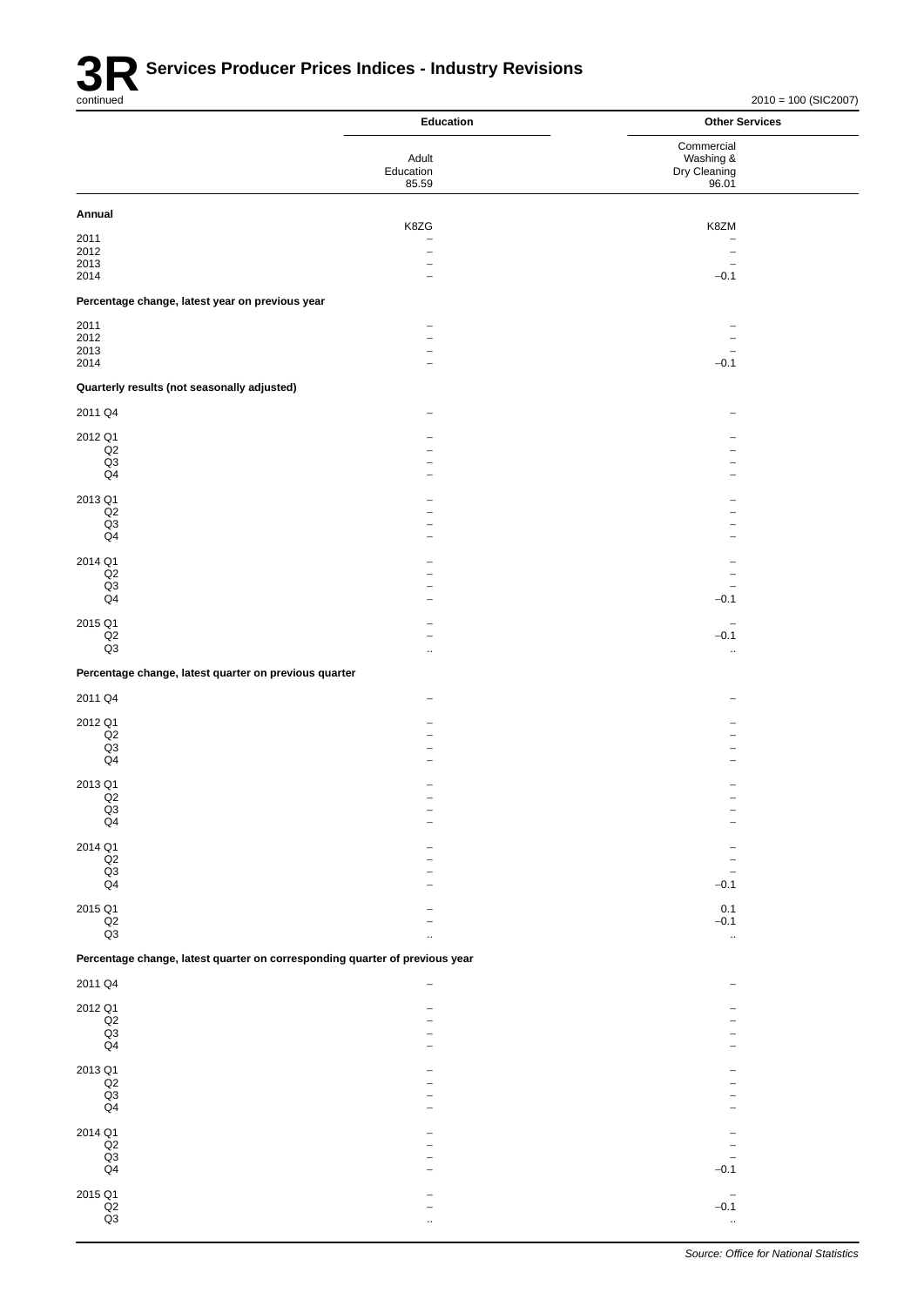# 3R Services Producer Prices Indices - Industry Revisions

continued

2010 = 100 (SIC2007)

| | Education | Other Services |
|---|---|---|
| | Adult Education 85.59 | Commercial Washing & Dry Cleaning 96.01 |
| **Annual** | K8ZG | K8ZM |
| 2011 | – | – |
| 2012 | – | – |
| 2013 | – | – |
| 2014 | – | −0.1 |
| **Percentage change, latest year on previous year** | | |
| 2011 | – | – |
| 2012 | – | – |
| 2013 | – | – |
| 2014 | – | −0.1 |
| **Quarterly results (not seasonally adjusted)** | | |
| 2011 Q4 | – | – |
| 2012 Q1 | – | – |
| Q2 | – | – |
| Q3 | – | – |
| Q4 | – | – |
| 2013 Q1 | – | – |
| Q2 | – | – |
| Q3 | – | – |
| Q4 | – | – |
| 2014 Q1 | – | – |
| Q2 | – | – |
| Q3 | – | – |
| Q4 | – | −0.1 |
| 2015 Q1 | – | – |
| Q2 | – | −0.1 |
| Q3 | .. | .. |
| **Percentage change, latest quarter on previous quarter** | | |
| 2011 Q4 | – | – |
| 2012 Q1 | – | – |
| Q2 | – | – |
| Q3 | – | – |
| Q4 | – | – |
| 2013 Q1 | – | – |
| Q2 | – | – |
| Q3 | – | – |
| Q4 | – | – |
| 2014 Q1 | – | – |
| Q2 | – | – |
| Q3 | – | – |
| Q4 | – | −0.1 |
| 2015 Q1 | – | 0.1 |
| Q2 | – | −0.1 |
| Q3 | .. | .. |
| **Percentage change, latest quarter on corresponding quarter of previous year** | | |
| 2011 Q4 | – | – |
| 2012 Q1 | – | – |
| Q2 | – | – |
| Q3 | – | – |
| Q4 | – | – |
| 2013 Q1 | – | – |
| Q2 | – | – |
| Q3 | – | – |
| Q4 | – | – |
| 2014 Q1 | – | – |
| Q2 | – | – |
| Q3 | – | – |
| Q4 | – | −0.1 |
| 2015 Q1 | – | – |
| Q2 | – | −0.1 |
| Q3 | .. | .. |

*Source: Office for National Statistics*